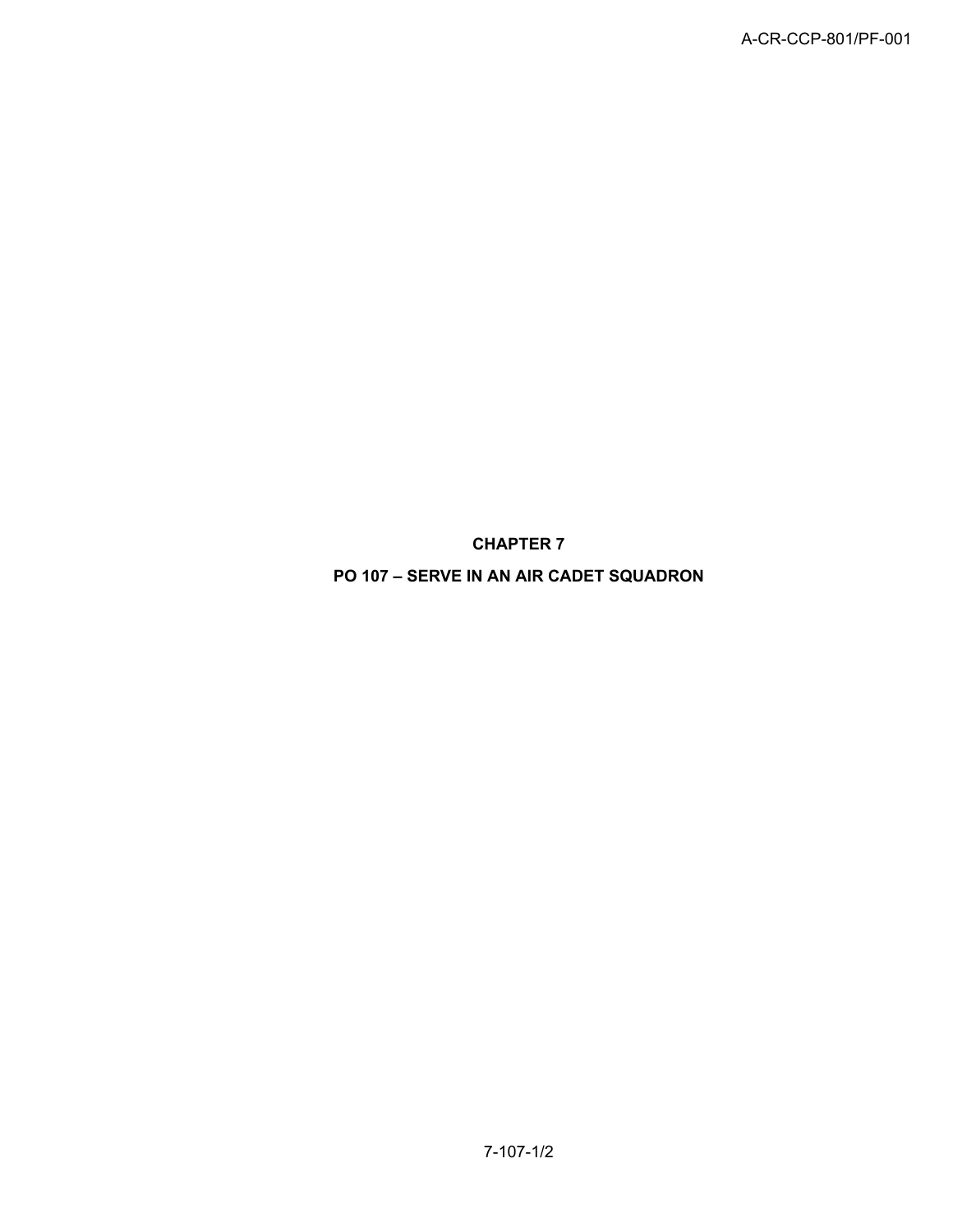# CHAPTER 7

# PO 107 – SERVE IN AN AIR CADET SQUADRON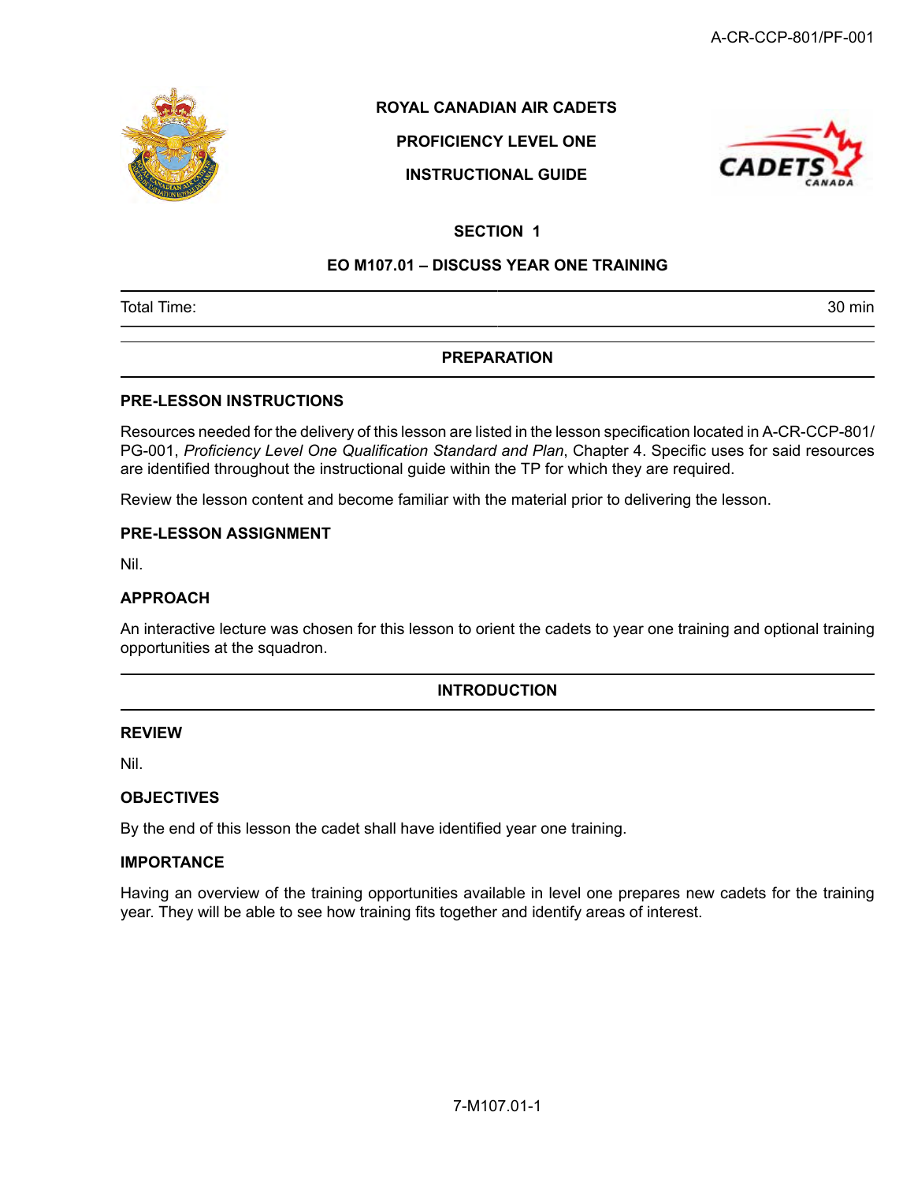**ROYAL CANADIAN AIR CADETS**

**PROFICIENCY LEVEL ONE**

**INSTRUCTIONAL GUIDE**

# SECTION 1

## EO M107.01 – DISCUSS YEAR ONE TRAINING

| Total Time: | 30 min |
|---|---|

## PREPARATION

### PRE-LESSON INSTRUCTIONS

Resources needed for the delivery of this lesson are listed in the lesson specification located in A-CR-CCP-801/PG-001, *Proficiency Level One Qualification Standard and Plan*, Chapter 4. Specific uses for said resources are identified throughout the instructional guide within the TP for which they are required.

Review the lesson content and become familiar with the material prior to delivering the lesson.

### PRE-LESSON ASSIGNMENT

Nil.

### APPROACH

An interactive lecture was chosen for this lesson to orient the cadets to year one training and optional training opportunities at the squadron.

## INTRODUCTION

### REVIEW

Nil.

### OBJECTIVES

By the end of this lesson the cadet shall have identified year one training.

### IMPORTANCE

Having an overview of the training opportunities available in level one prepares new cadets for the training year. They will be able to see how training fits together and identify areas of interest.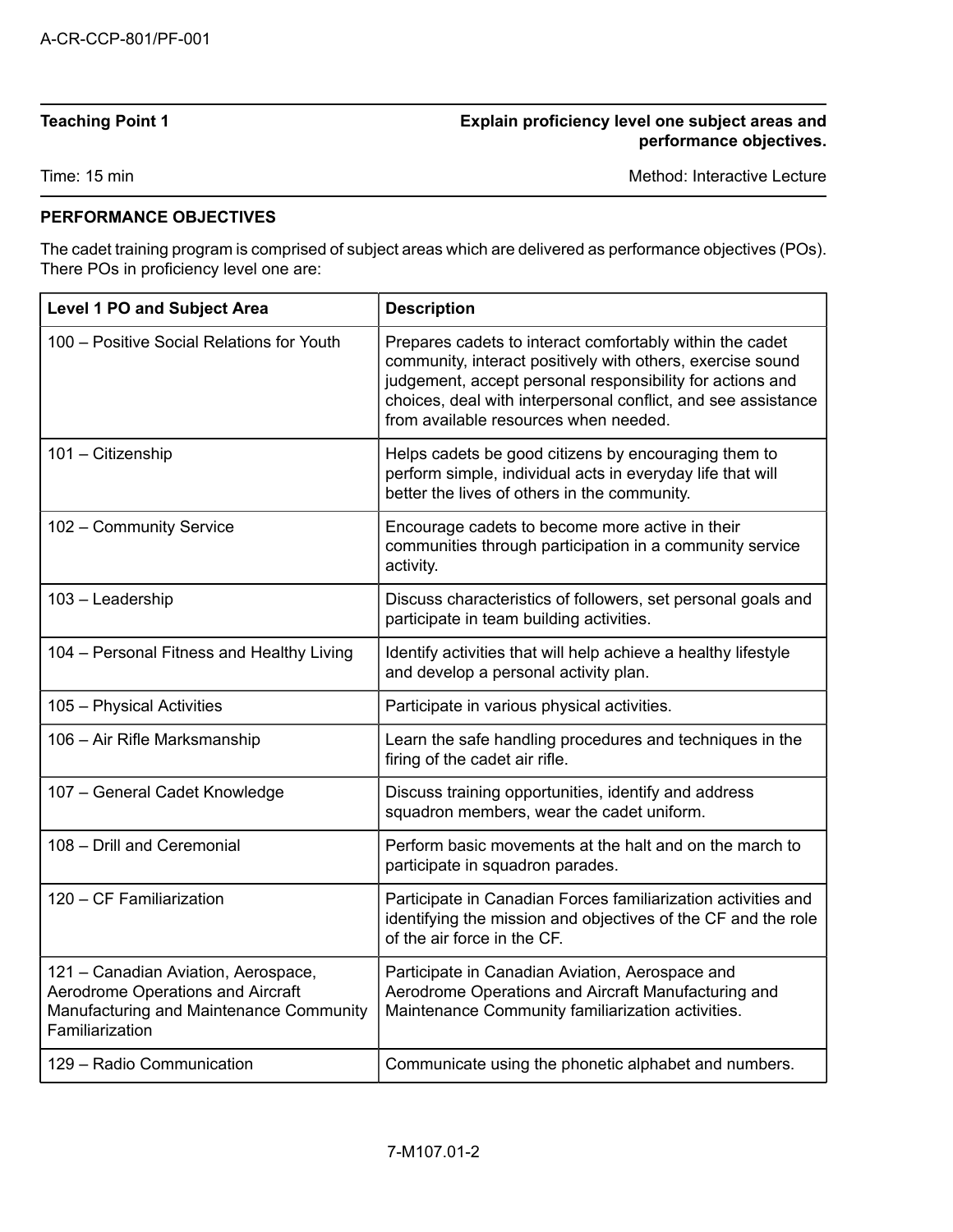| Teaching Point 1 | Explain proficiency level one subject areas and performance objectives. |
| --- | --- |
| Time: 15 min | Method: Interactive Lecture |

**PERFORMANCE OBJECTIVES**

The cadet training program is comprised of subject areas which are delivered as performance objectives (POs). There POs in proficiency level one are:

| Level 1 PO and Subject Area | Description |
| --- | --- |
| 100 – Positive Social Relations for Youth | Prepares cadets to interact comfortably within the cadet community, interact positively with others, exercise sound judgement, accept personal responsibility for actions and choices, deal with interpersonal conflict, and see assistance from available resources when needed. |
| 101 – Citizenship | Helps cadets be good citizens by encouraging them to perform simple, individual acts in everyday life that will better the lives of others in the community. |
| 102 – Community Service | Encourage cadets to become more active in their communities through participation in a community service activity. |
| 103 – Leadership | Discuss characteristics of followers, set personal goals and participate in team building activities. |
| 104 – Personal Fitness and Healthy Living | Identify activities that will help achieve a healthy lifestyle and develop a personal activity plan. |
| 105 – Physical Activities | Participate in various physical activities. |
| 106 – Air Rifle Marksmanship | Learn the safe handling procedures and techniques in the firing of the cadet air rifle. |
| 107 – General Cadet Knowledge | Discuss training opportunities, identify and address squadron members, wear the cadet uniform. |
| 108 – Drill and Ceremonial | Perform basic movements at the halt and on the march to participate in squadron parades. |
| 120 – CF Familiarization | Participate in Canadian Forces familiarization activities and identifying the mission and objectives of the CF and the role of the air force in the CF. |
| 121 – Canadian Aviation, Aerospace, Aerodrome Operations and Aircraft Manufacturing and Maintenance Community Familiarization | Participate in Canadian Aviation, Aerospace and Aerodrome Operations and Aircraft Manufacturing and Maintenance Community familiarization activities. |
| 129 – Radio Communication | Communicate using the phonetic alphabet and numbers. |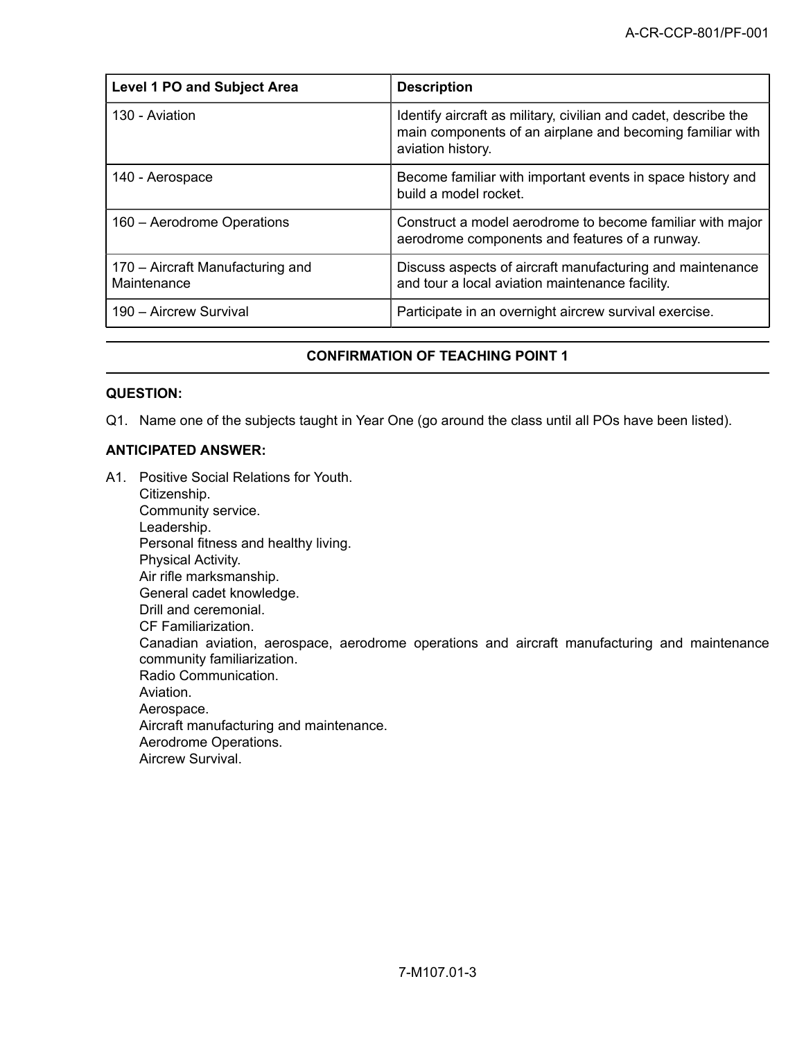| Level 1 PO and Subject Area | Description |
|---|---|
| 130 - Aviation | Identify aircraft as military, civilian and cadet, describe the main components of an airplane and becoming familiar with aviation history. |
| 140 - Aerospace | Become familiar with important events in space history and build a model rocket. |
| 160 – Aerodrome Operations | Construct a model aerodrome to become familiar with major aerodrome components and features of a runway. |
| 170 – Aircraft Manufacturing and Maintenance | Discuss aspects of aircraft manufacturing and maintenance and tour a local aviation maintenance facility. |
| 190 – Aircrew Survival | Participate in an overnight aircrew survival exercise. |

### CONFIRMATION OF TEACHING POINT 1

**QUESTION:**

Q1. Name one of the subjects taught in Year One (go around the class until all POs have been listed).

**ANTICIPATED ANSWER:**

A1. Positive Social Relations for Youth.
Citizenship.
Community service.
Leadership.
Personal fitness and healthy living.
Physical Activity.
Air rifle marksmanship.
General cadet knowledge.
Drill and ceremonial.
CF Familiarization.
Canadian aviation, aerospace, aerodrome operations and aircraft manufacturing and maintenance community familiarization.
Radio Communication.
Aviation.
Aerospace.
Aircraft manufacturing and maintenance.
Aerodrome Operations.
Aircrew Survival.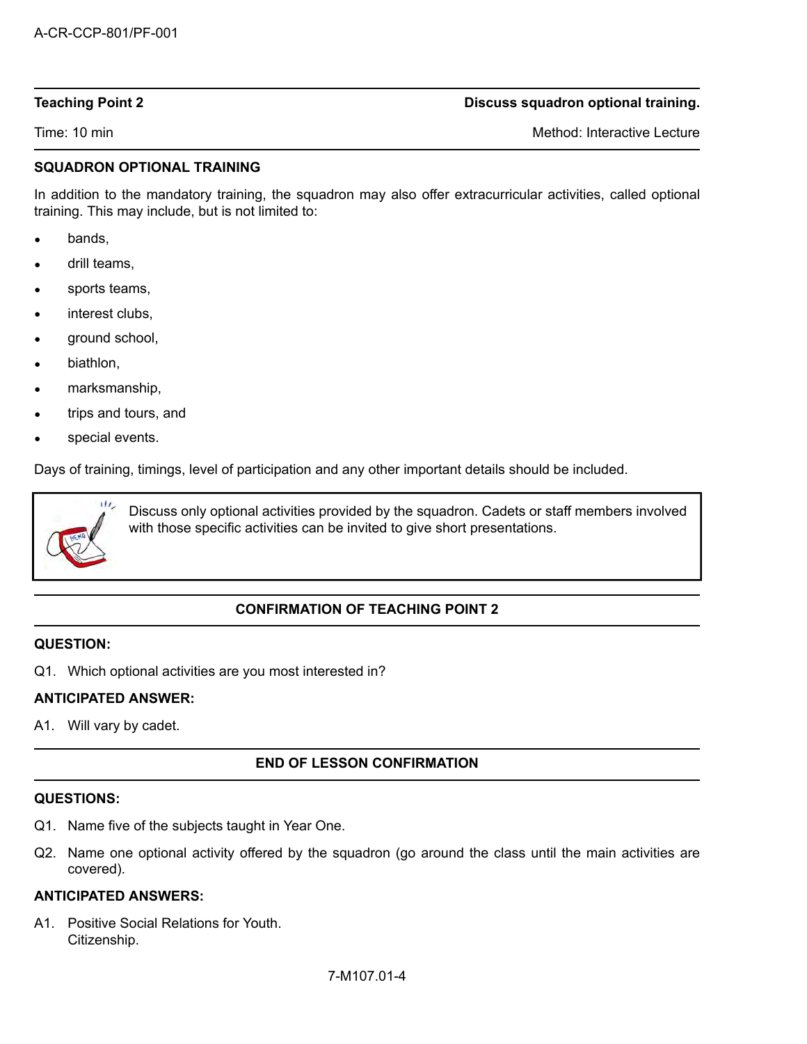| **Teaching Point 2** | **Discuss squadron optional training.** |
| --- | --- |
| Time: 10 min | Method: Interactive Lecture |

**SQUADRON OPTIONAL TRAINING**

In addition to the mandatory training, the squadron may also offer extracurricular activities, called optional training. This may include, but is not limited to:

- bands,
- drill teams,
- sports teams,
- interest clubs,
- ground school,
- biathlon,
- marksmanship,
- trips and tours, and
- special events.

Days of training, timings, level of participation and any other important details should be included.

> Discuss only optional activities provided by the squadron. Cadets or staff members involved with those specific activities can be invited to give short presentations.

**CONFIRMATION OF TEACHING POINT 2**

**QUESTION:**

Q1. Which optional activities are you most interested in?

**ANTICIPATED ANSWER:**

A1. Will vary by cadet.

**END OF LESSON CONFIRMATION**

**QUESTIONS:**

Q1. Name five of the subjects taught in Year One.

Q2. Name one optional activity offered by the squadron (go around the class until the main activities are covered).

**ANTICIPATED ANSWERS:**

A1. Positive Social Relations for Youth.
Citizenship.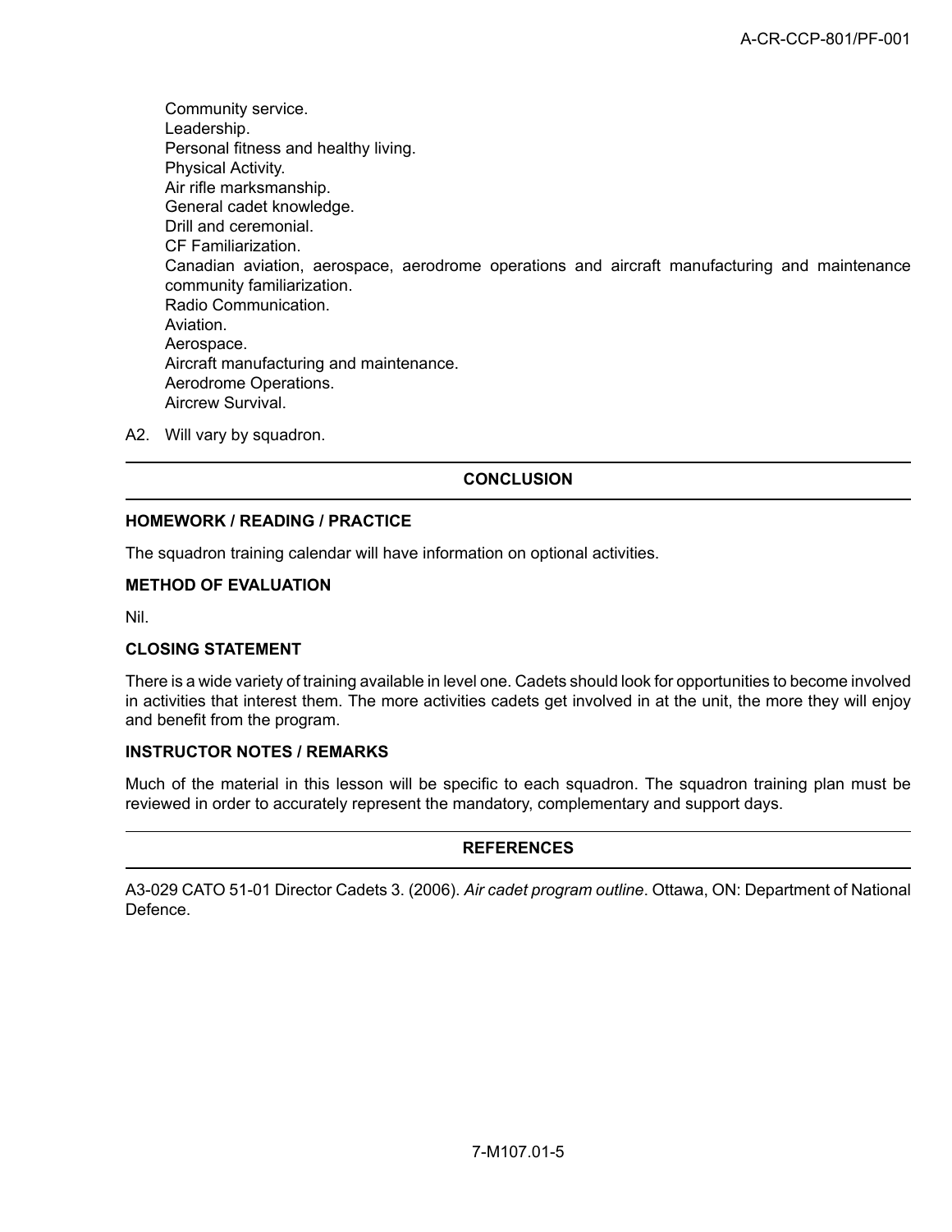Community service.
Leadership.
Personal fitness and healthy living.
Physical Activity.
Air rifle marksmanship.
General cadet knowledge.
Drill and ceremonial.
CF Familiarization.
Canadian aviation, aerospace, aerodrome operations and aircraft manufacturing and maintenance community familiarization.
Radio Communication.
Aviation.
Aerospace.
Aircraft manufacturing and maintenance.
Aerodrome Operations.
Aircrew Survival.

A2. Will vary by squadron.

## CONCLUSION

### HOMEWORK / READING / PRACTICE

The squadron training calendar will have information on optional activities.

### METHOD OF EVALUATION

Nil.

### CLOSING STATEMENT

There is a wide variety of training available in level one. Cadets should look for opportunities to become involved in activities that interest them. The more activities cadets get involved in at the unit, the more they will enjoy and benefit from the program.

### INSTRUCTOR NOTES / REMARKS

Much of the material in this lesson will be specific to each squadron. The squadron training plan must be reviewed in order to accurately represent the mandatory, complementary and support days.

## REFERENCES

A3-029 CATO 51-01 Director Cadets 3. (2006). *Air cadet program outline*. Ottawa, ON: Department of National Defence.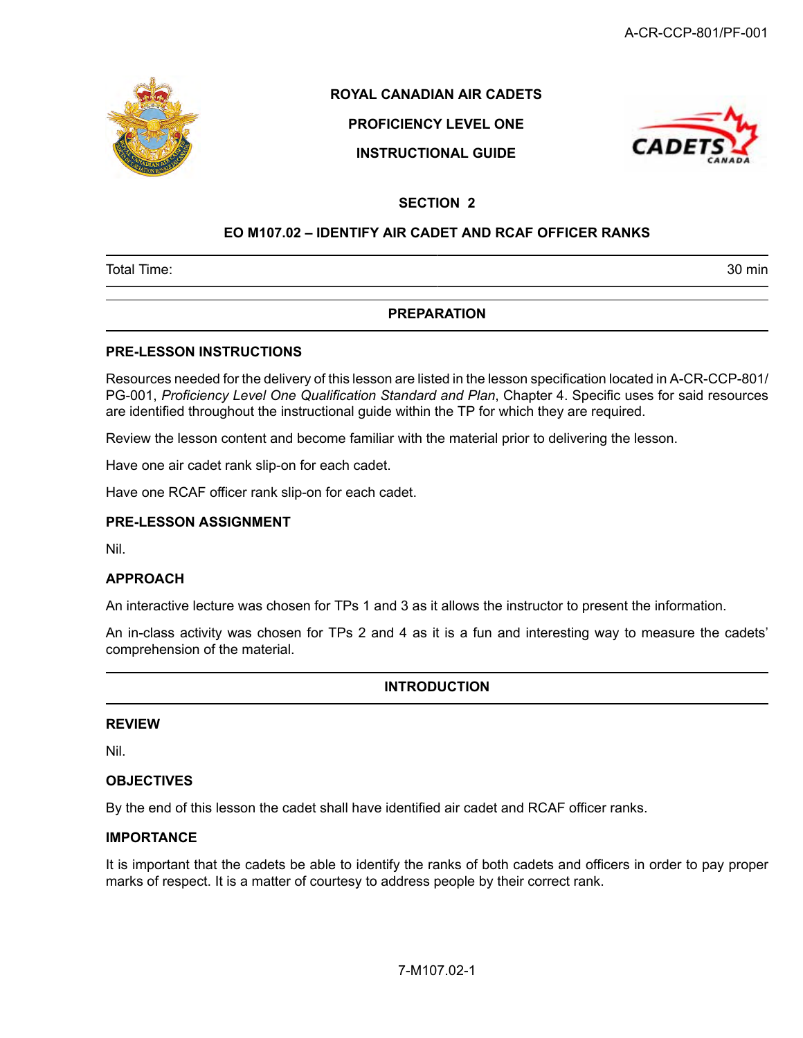# ROYAL CANADIAN AIR CADETS

# PROFICIENCY LEVEL ONE

# INSTRUCTIONAL GUIDE

## SECTION 2

## EO M107.02 – IDENTIFY AIR CADET AND RCAF OFFICER RANKS

| Total Time: | 30 min |
|---|---|

## PREPARATION

### PRE-LESSON INSTRUCTIONS

Resources needed for the delivery of this lesson are listed in the lesson specification located in A-CR-CCP-801/PG-001, *Proficiency Level One Qualification Standard and Plan*, Chapter 4. Specific uses for said resources are identified throughout the instructional guide within the TP for which they are required.

Review the lesson content and become familiar with the material prior to delivering the lesson.

Have one air cadet rank slip-on for each cadet.

Have one RCAF officer rank slip-on for each cadet.

### PRE-LESSON ASSIGNMENT

Nil.

### APPROACH

An interactive lecture was chosen for TPs 1 and 3 as it allows the instructor to present the information.

An in-class activity was chosen for TPs 2 and 4 as it is a fun and interesting way to measure the cadets' comprehension of the material.

## INTRODUCTION

### REVIEW

Nil.

### OBJECTIVES

By the end of this lesson the cadet shall have identified air cadet and RCAF officer ranks.

### IMPORTANCE

It is important that the cadets be able to identify the ranks of both cadets and officers in order to pay proper marks of respect. It is a matter of courtesy to address people by their correct rank.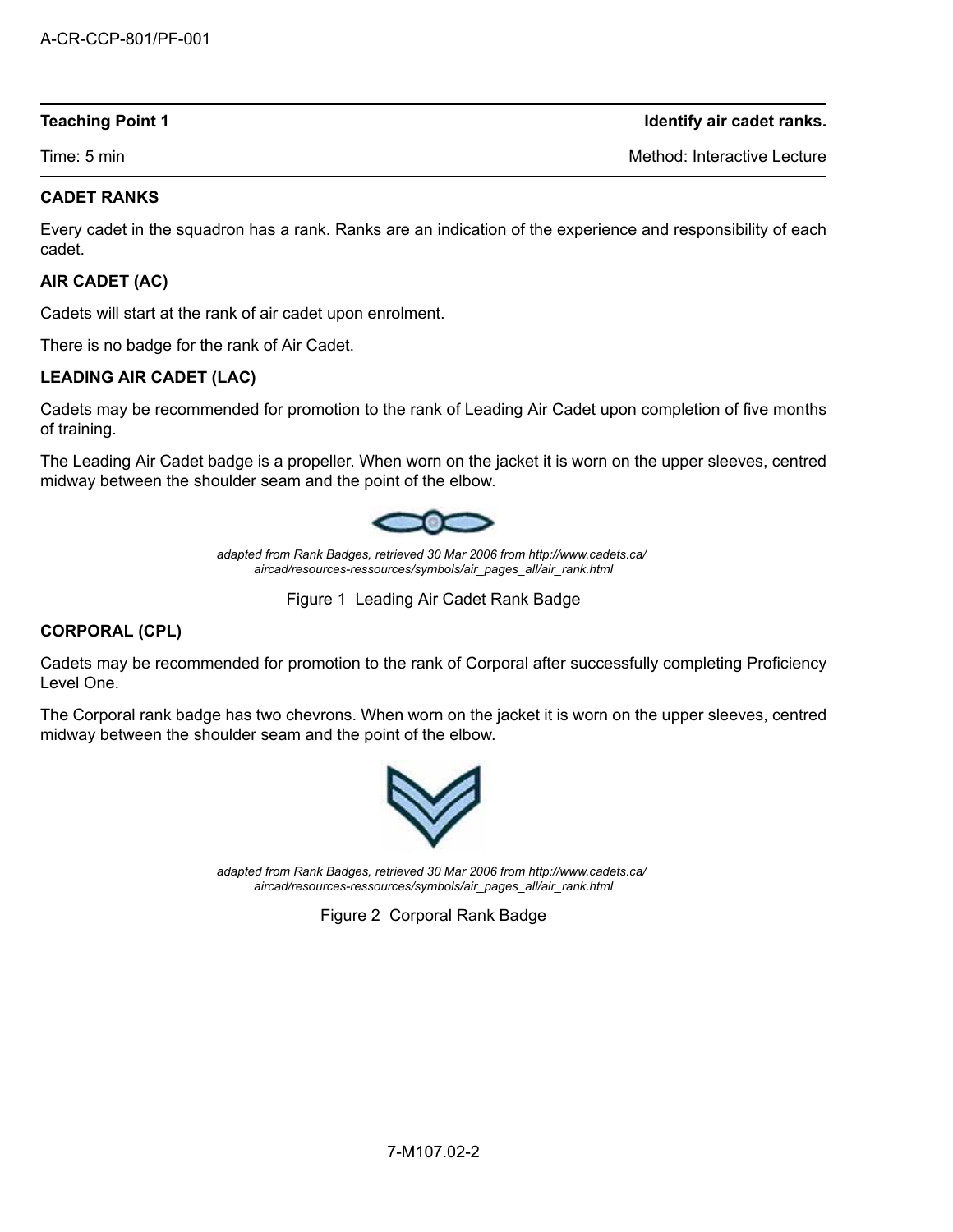| **Teaching Point 1** | **Identify air cadet ranks.** |
| --- | --- |
| Time: 5 min | Method: Interactive Lecture |

**CADET RANKS**

Every cadet in the squadron has a rank. Ranks are an indication of the experience and responsibility of each cadet.

**AIR CADET (AC)**

Cadets will start at the rank of air cadet upon enrolment.

There is no badge for the rank of Air Cadet.

**LEADING AIR CADET (LAC)**

Cadets may be recommended for promotion to the rank of Leading Air Cadet upon completion of five months of training.

The Leading Air Cadet badge is a propeller. When worn on the jacket it is worn on the upper sleeves, centred midway between the shoulder seam and the point of the elbow.

*adapted from Rank Badges, retrieved 30 Mar 2006 from http://www.cadets.ca/aircad/resources-ressources/symbols/air_pages_all/air_rank.html*

Figure 1 Leading Air Cadet Rank Badge

**CORPORAL (CPL)**

Cadets may be recommended for promotion to the rank of Corporal after successfully completing Proficiency Level One.

The Corporal rank badge has two chevrons. When worn on the jacket it is worn on the upper sleeves, centred midway between the shoulder seam and the point of the elbow.

*adapted from Rank Badges, retrieved 30 Mar 2006 from http://www.cadets.ca/aircad/resources-ressources/symbols/air_pages_all/air_rank.html*

Figure 2 Corporal Rank Badge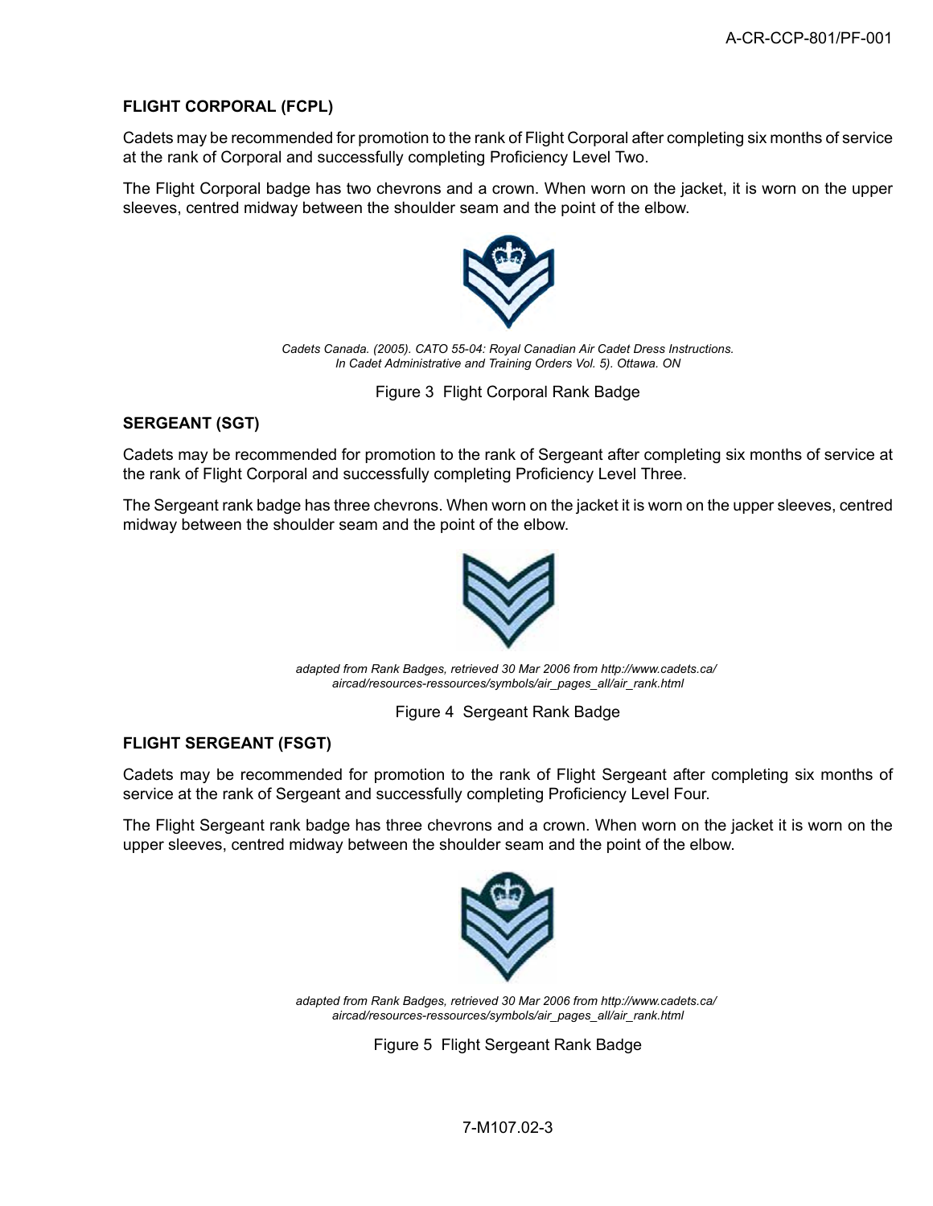### FLIGHT CORPORAL (FCPL)

Cadets may be recommended for promotion to the rank of Flight Corporal after completing six months of service at the rank of Corporal and successfully completing Proficiency Level Two.

The Flight Corporal badge has two chevrons and a crown. When worn on the jacket, it is worn on the upper sleeves, centred midway between the shoulder seam and the point of the elbow.

*Cadets Canada. (2005). CATO 55-04: Royal Canadian Air Cadet Dress Instructions. In Cadet Administrative and Training Orders Vol. 5). Ottawa. ON*

Figure 3 Flight Corporal Rank Badge

### SERGEANT (SGT)

Cadets may be recommended for promotion to the rank of Sergeant after completing six months of service at the rank of Flight Corporal and successfully completing Proficiency Level Three.

The Sergeant rank badge has three chevrons. When worn on the jacket it is worn on the upper sleeves, centred midway between the shoulder seam and the point of the elbow.

*adapted from Rank Badges, retrieved 30 Mar 2006 from http://www.cadets.ca/aircad/resources-ressources/symbols/air_pages_all/air_rank.html*

Figure 4 Sergeant Rank Badge

### FLIGHT SERGEANT (FSGT)

Cadets may be recommended for promotion to the rank of Flight Sergeant after completing six months of service at the rank of Sergeant and successfully completing Proficiency Level Four.

The Flight Sergeant rank badge has three chevrons and a crown. When worn on the jacket it is worn on the upper sleeves, centred midway between the shoulder seam and the point of the elbow.

*adapted from Rank Badges, retrieved 30 Mar 2006 from http://www.cadets.ca/aircad/resources-ressources/symbols/air_pages_all/air_rank.html*

Figure 5 Flight Sergeant Rank Badge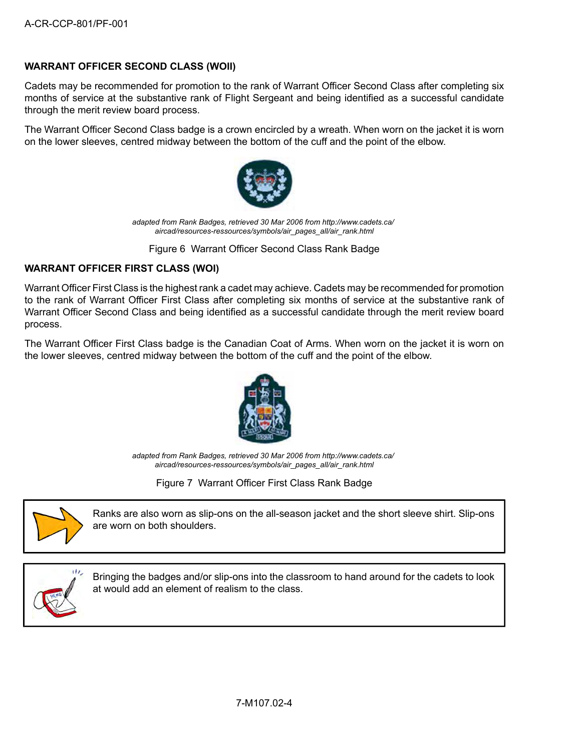## WARRANT OFFICER SECOND CLASS (WOII)

Cadets may be recommended for promotion to the rank of Warrant Officer Second Class after completing six months of service at the substantive rank of Flight Sergeant and being identified as a successful candidate through the merit review board process.

The Warrant Officer Second Class badge is a crown encircled by a wreath. When worn on the jacket it is worn on the lower sleeves, centred midway between the bottom of the cuff and the point of the elbow.

*adapted from Rank Badges, retrieved 30 Mar 2006 from http://www.cadets.ca/aircad/resources-ressources/symbols/air_pages_all/air_rank.html*

Figure 6 Warrant Officer Second Class Rank Badge

## WARRANT OFFICER FIRST CLASS (WOI)

Warrant Officer First Class is the highest rank a cadet may achieve. Cadets may be recommended for promotion to the rank of Warrant Officer First Class after completing six months of service at the substantive rank of Warrant Officer Second Class and being identified as a successful candidate through the merit review board process.

The Warrant Officer First Class badge is the Canadian Coat of Arms. When worn on the jacket it is worn on the lower sleeves, centred midway between the bottom of the cuff and the point of the elbow.

*adapted from Rank Badges, retrieved 30 Mar 2006 from http://www.cadets.ca/aircad/resources-ressources/symbols/air_pages_all/air_rank.html*

Figure 7 Warrant Officer First Class Rank Badge

> Ranks are also worn as slip-ons on the all-season jacket and the short sleeve shirt. Slip-ons are worn on both shoulders.

> Bringing the badges and/or slip-ons into the classroom to hand around for the cadets to look at would add an element of realism to the class.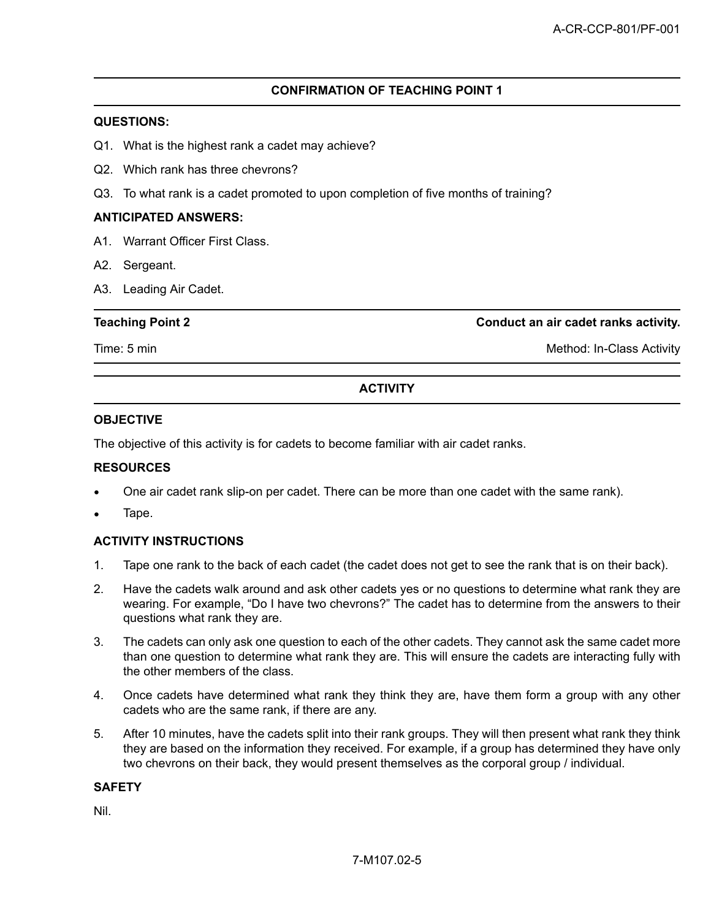## CONFIRMATION OF TEACHING POINT 1

**QUESTIONS:**

Q1. What is the highest rank a cadet may achieve?

Q2. Which rank has three chevrons?

Q3. To what rank is a cadet promoted to upon completion of five months of training?

**ANTICIPATED ANSWERS:**

A1. Warrant Officer First Class.

A2. Sergeant.

A3. Leading Air Cadet.

| **Teaching Point 2** | **Conduct an air cadet ranks activity.** |
|---|---|
| Time: 5 min | Method: In-Class Activity |

## ACTIVITY

**OBJECTIVE**

The objective of this activity is for cadets to become familiar with air cadet ranks.

**RESOURCES**

- One air cadet rank slip-on per cadet. There can be more than one cadet with the same rank).
- Tape.

**ACTIVITY INSTRUCTIONS**

1. Tape one rank to the back of each cadet (the cadet does not get to see the rank that is on their back).
2. Have the cadets walk around and ask other cadets yes or no questions to determine what rank they are wearing. For example, "Do I have two chevrons?" The cadet has to determine from the answers to their questions what rank they are.
3. The cadets can only ask one question to each of the other cadets. They cannot ask the same cadet more than one question to determine what rank they are. This will ensure the cadets are interacting fully with the other members of the class.
4. Once cadets have determined what rank they think they are, have them form a group with any other cadets who are the same rank, if there are any.
5. After 10 minutes, have the cadets split into their rank groups. They will then present what rank they think they are based on the information they received. For example, if a group has determined they have only two chevrons on their back, they would present themselves as the corporal group / individual.

**SAFETY**

Nil.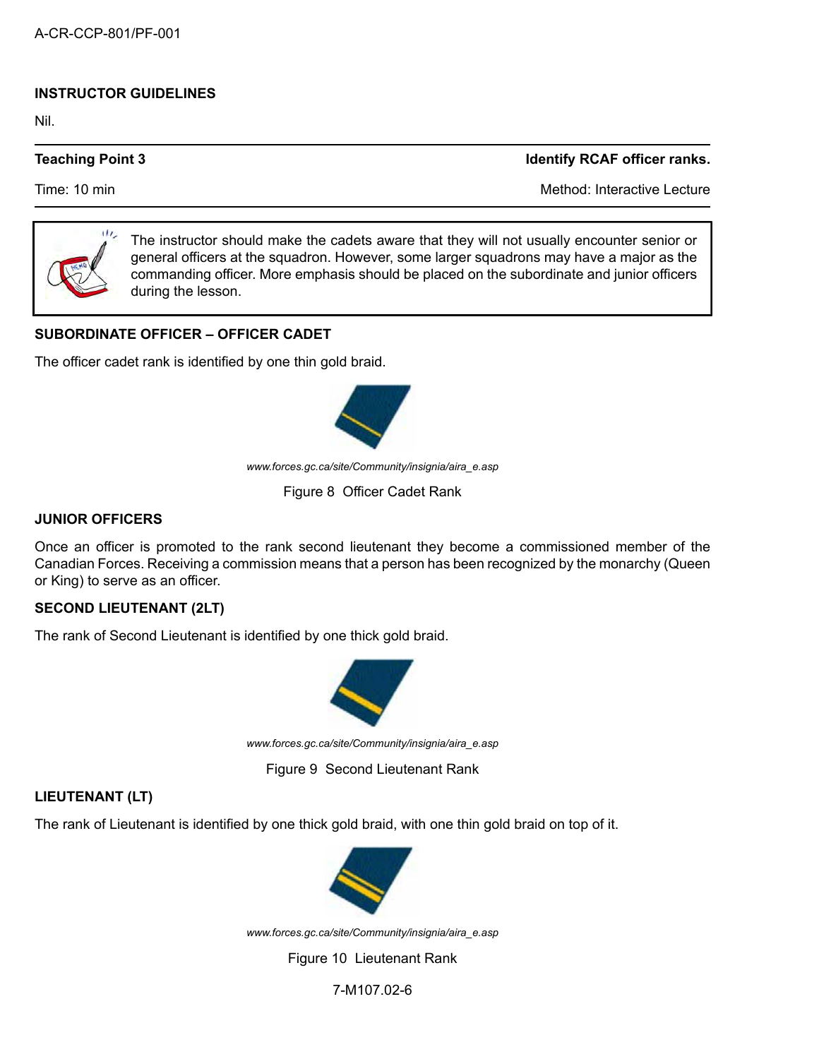## INSTRUCTOR GUIDELINES

Nil.

| **Teaching Point 3** | **Identify RCAF officer ranks.** |
|---|---|
| Time: 10 min | Method: Interactive Lecture |

> The instructor should make the cadets aware that they will not usually encounter senior or general officers at the squadron. However, some larger squadrons may have a major as the commanding officer. More emphasis should be placed on the subordinate and junior officers during the lesson.

### SUBORDINATE OFFICER – OFFICER CADET

The officer cadet rank is identified by one thin gold braid.

*www.forces.gc.ca/site/Community/insignia/aira_e.asp*

Figure 8 Officer Cadet Rank

### JUNIOR OFFICERS

Once an officer is promoted to the rank second lieutenant they become a commissioned member of the Canadian Forces. Receiving a commission means that a person has been recognized by the monarchy (Queen or King) to serve as an officer.

### SECOND LIEUTENANT (2LT)

The rank of Second Lieutenant is identified by one thick gold braid.

*www.forces.gc.ca/site/Community/insignia/aira_e.asp*

Figure 9 Second Lieutenant Rank

### LIEUTENANT (LT)

The rank of Lieutenant is identified by one thick gold braid, with one thin gold braid on top of it.

*www.forces.gc.ca/site/Community/insignia/aira_e.asp*

Figure 10 Lieutenant Rank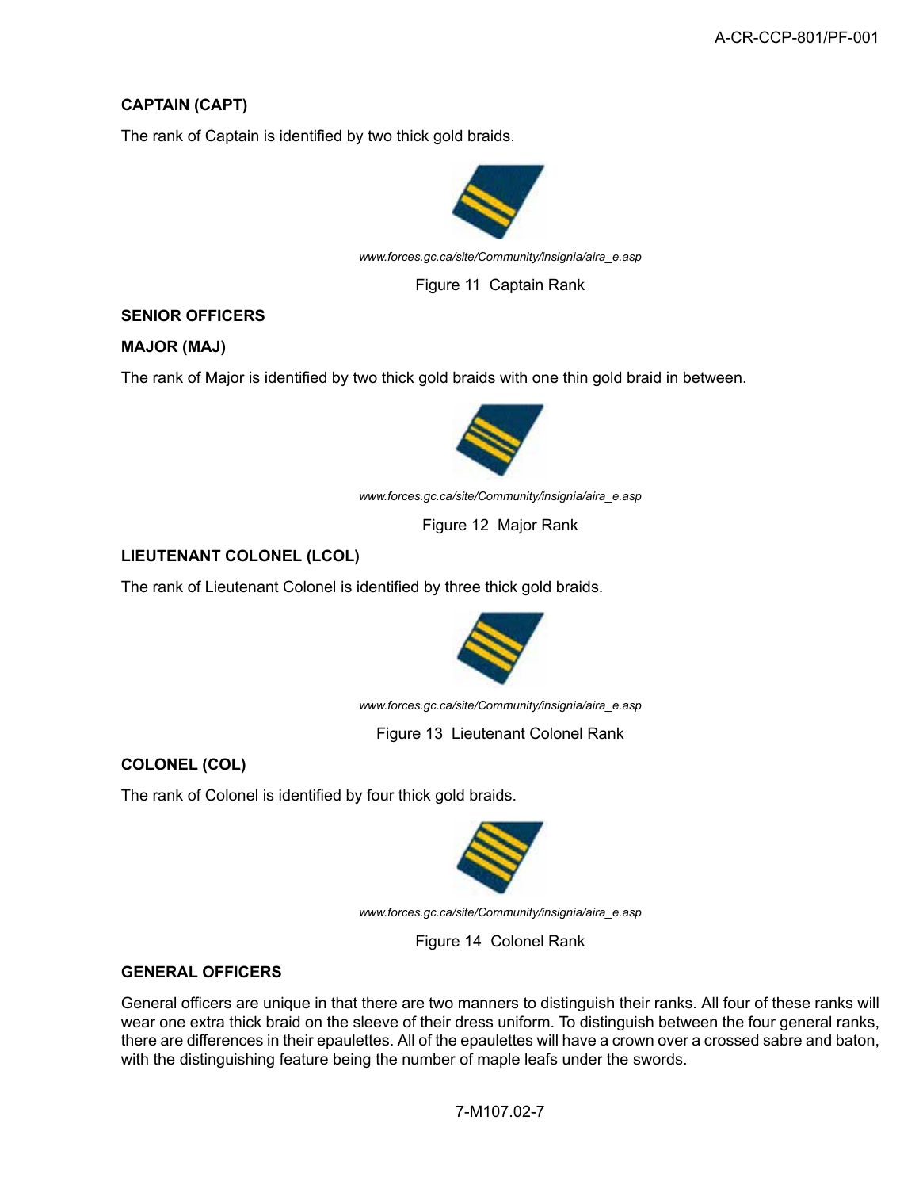**CAPTAIN (CAPT)**

The rank of Captain is identified by two thick gold braids.

*www.forces.gc.ca/site/Community/insignia/aira_e.asp*

Figure 11 Captain Rank

**SENIOR OFFICERS**

**MAJOR (MAJ)**

The rank of Major is identified by two thick gold braids with one thin gold braid in between.

*www.forces.gc.ca/site/Community/insignia/aira_e.asp*

Figure 12 Major Rank

**LIEUTENANT COLONEL (LCOL)**

The rank of Lieutenant Colonel is identified by three thick gold braids.

*www.forces.gc.ca/site/Community/insignia/aira_e.asp*

Figure 13 Lieutenant Colonel Rank

**COLONEL (COL)**

The rank of Colonel is identified by four thick gold braids.

*www.forces.gc.ca/site/Community/insignia/aira_e.asp*

Figure 14 Colonel Rank

**GENERAL OFFICERS**

General officers are unique in that there are two manners to distinguish their ranks. All four of these ranks will wear one extra thick braid on the sleeve of their dress uniform. To distinguish between the four general ranks, there are differences in their epaulettes. All of the epaulettes will have a crown over a crossed sabre and baton, with the distinguishing feature being the number of maple leafs under the swords.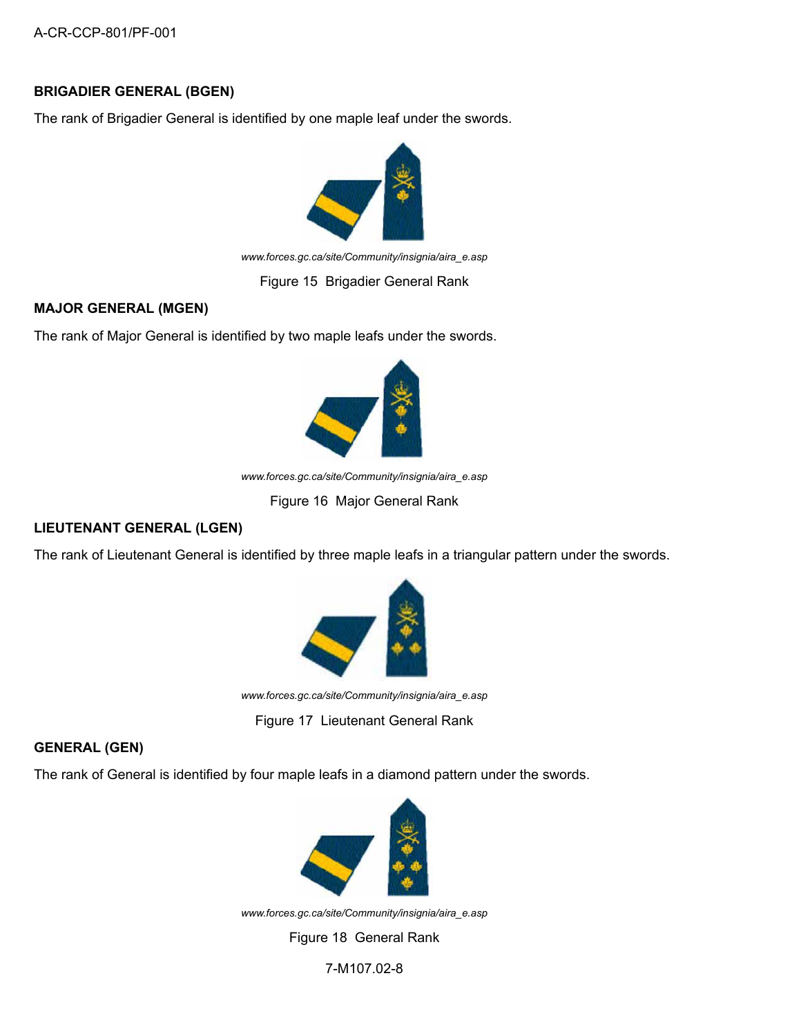### BRIGADIER GENERAL (BGEN)

The rank of Brigadier General is identified by one maple leaf under the swords.

*www.forces.gc.ca/site/Community/insignia/aira_e.asp*

Figure 15 Brigadier General Rank

### MAJOR GENERAL (MGEN)

The rank of Major General is identified by two maple leafs under the swords.

*www.forces.gc.ca/site/Community/insignia/aira_e.asp*

Figure 16 Major General Rank

### LIEUTENANT GENERAL (LGEN)

The rank of Lieutenant General is identified by three maple leafs in a triangular pattern under the swords.

*www.forces.gc.ca/site/Community/insignia/aira_e.asp*

Figure 17 Lieutenant General Rank

### GENERAL (GEN)

The rank of General is identified by four maple leafs in a diamond pattern under the swords.

*www.forces.gc.ca/site/Community/insignia/aira_e.asp*

Figure 18 General Rank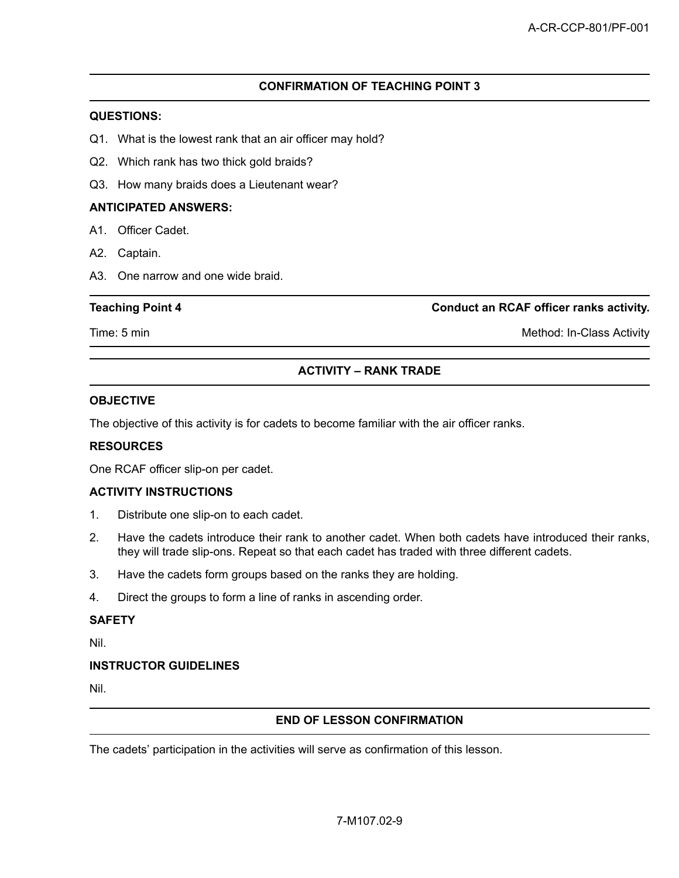**CONFIRMATION OF TEACHING POINT 3**

**QUESTIONS:**

Q1. What is the lowest rank that an air officer may hold?

Q2. Which rank has two thick gold braids?

Q3. How many braids does a Lieutenant wear?

**ANTICIPATED ANSWERS:**

A1. Officer Cadet.

A2. Captain.

A3. One narrow and one wide braid.

**Teaching Point 4** — **Conduct an RCAF officer ranks activity.**

Time: 5 min — Method: In-Class Activity

**ACTIVITY – RANK TRADE**

**OBJECTIVE**

The objective of this activity is for cadets to become familiar with the air officer ranks.

**RESOURCES**

One RCAF officer slip-on per cadet.

**ACTIVITY INSTRUCTIONS**

1. Distribute one slip-on to each cadet.
2. Have the cadets introduce their rank to another cadet. When both cadets have introduced their ranks, they will trade slip-ons. Repeat so that each cadet has traded with three different cadets.
3. Have the cadets form groups based on the ranks they are holding.
4. Direct the groups to form a line of ranks in ascending order.

**SAFETY**

Nil.

**INSTRUCTOR GUIDELINES**

Nil.

**END OF LESSON CONFIRMATION**

The cadets' participation in the activities will serve as confirmation of this lesson.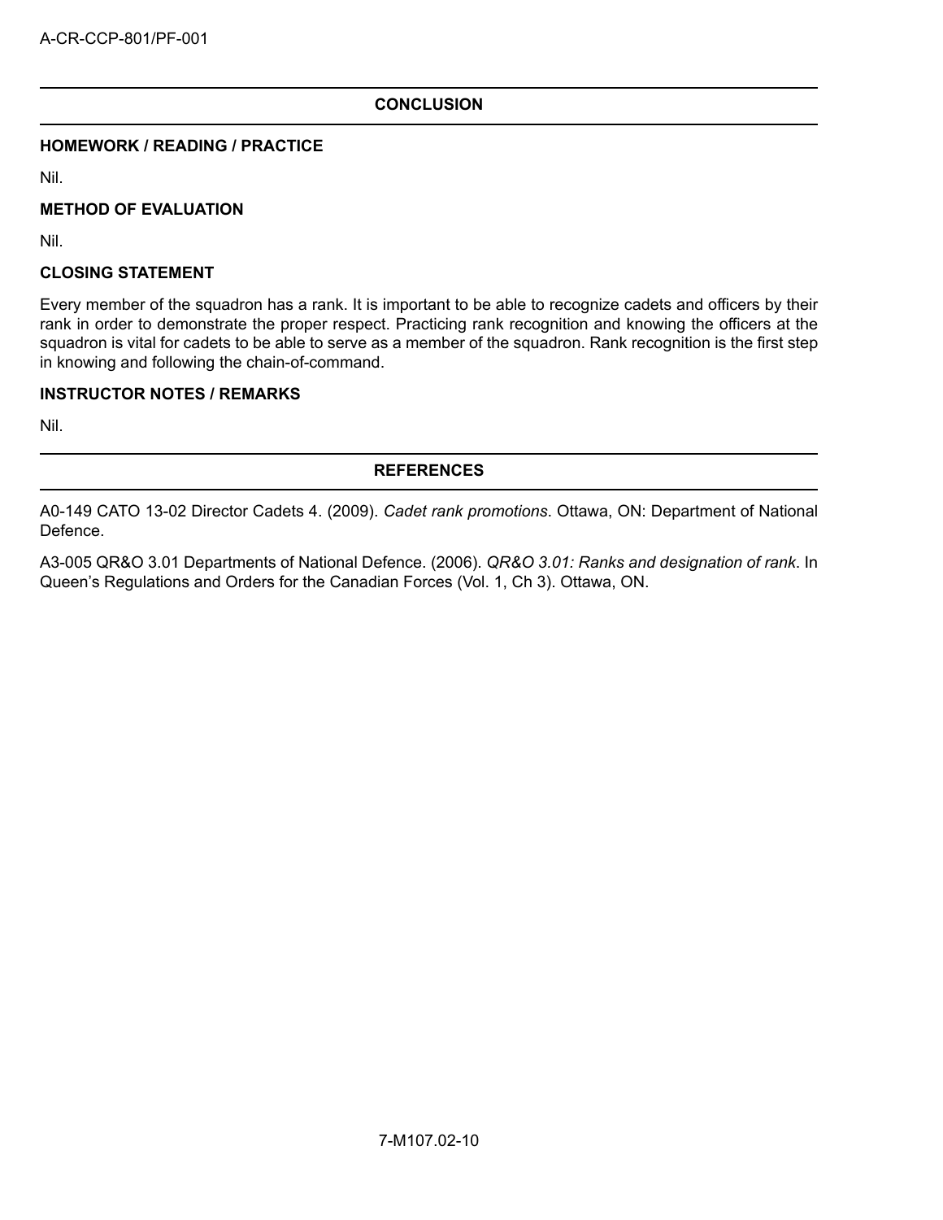## CONCLUSION

### HOMEWORK / READING / PRACTICE

Nil.

### METHOD OF EVALUATION

Nil.

### CLOSING STATEMENT

Every member of the squadron has a rank. It is important to be able to recognize cadets and officers by their rank in order to demonstrate the proper respect. Practicing rank recognition and knowing the officers at the squadron is vital for cadets to be able to serve as a member of the squadron. Rank recognition is the first step in knowing and following the chain-of-command.

### INSTRUCTOR NOTES / REMARKS

Nil.

## REFERENCES

A0-149 CATO 13-02 Director Cadets 4. (2009). *Cadet rank promotions*. Ottawa, ON: Department of National Defence.

A3-005 QR&O 3.01 Departments of National Defence. (2006). *QR&O 3.01: Ranks and designation of rank*. In Queen's Regulations and Orders for the Canadian Forces (Vol. 1, Ch 3). Ottawa, ON.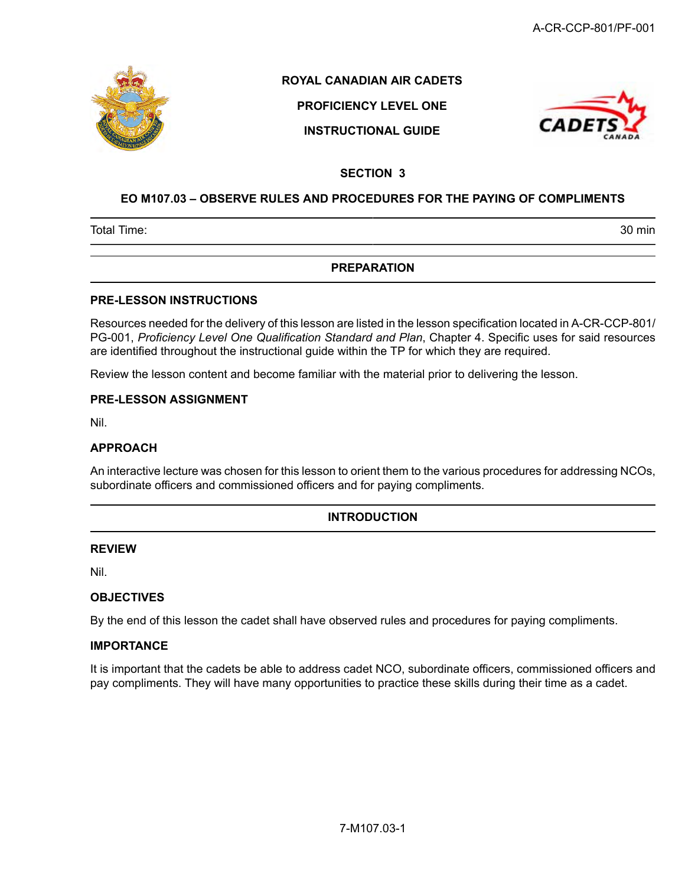**ROYAL CANADIAN AIR CADETS**

**PROFICIENCY LEVEL ONE**

**INSTRUCTIONAL GUIDE**

# SECTION 3

## EO M107.03 – OBSERVE RULES AND PROCEDURES FOR THE PAYING OF COMPLIMENTS

| Total Time: | 30 min |
|---|---|

## PREPARATION

### PRE-LESSON INSTRUCTIONS

Resources needed for the delivery of this lesson are listed in the lesson specification located in A-CR-CCP-801/PG-001, *Proficiency Level One Qualification Standard and Plan*, Chapter 4. Specific uses for said resources are identified throughout the instructional guide within the TP for which they are required.

Review the lesson content and become familiar with the material prior to delivering the lesson.

### PRE-LESSON ASSIGNMENT

Nil.

### APPROACH

An interactive lecture was chosen for this lesson to orient them to the various procedures for addressing NCOs, subordinate officers and commissioned officers and for paying compliments.

## INTRODUCTION

### REVIEW

Nil.

### OBJECTIVES

By the end of this lesson the cadet shall have observed rules and procedures for paying compliments.

### IMPORTANCE

It is important that the cadets be able to address cadet NCO, subordinate officers, commissioned officers and pay compliments. They will have many opportunities to practice these skills during their time as a cadet.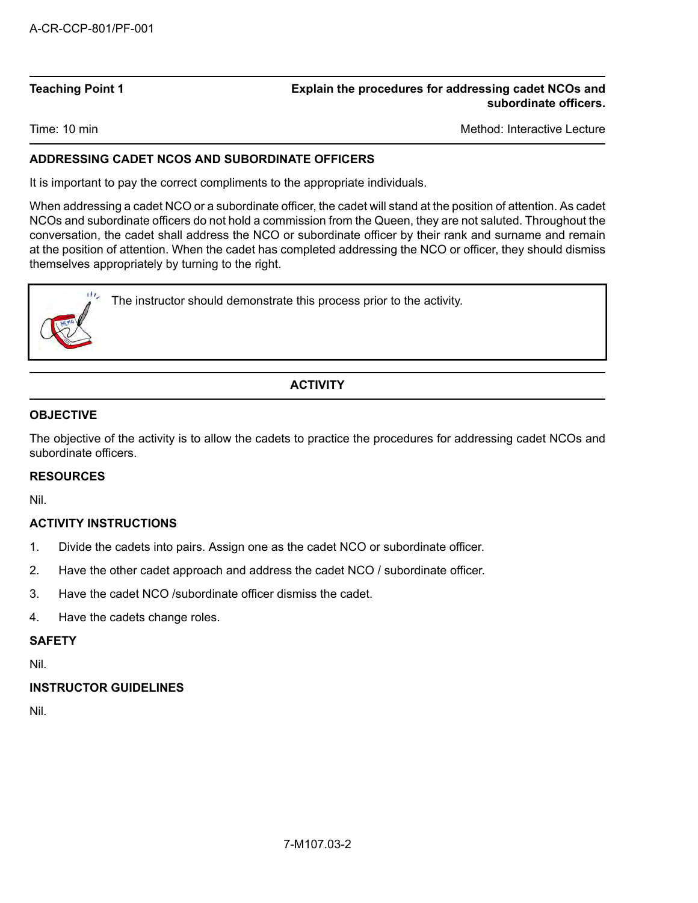**Teaching Point 1** | **Explain the procedures for addressing cadet NCOs and subordinate officers.**

Time: 10 min | Method: Interactive Lecture

## ADDRESSING CADET NCOS AND SUBORDINATE OFFICERS

It is important to pay the correct compliments to the appropriate individuals.

When addressing a cadet NCO or a subordinate officer, the cadet will stand at the position of attention. As cadet NCOs and subordinate officers do not hold a commission from the Queen, they are not saluted. Throughout the conversation, the cadet shall address the NCO or subordinate officer by their rank and surname and remain at the position of attention. When the cadet has completed addressing the NCO or officer, they should dismiss themselves appropriately by turning to the right.

> The instructor should demonstrate this process prior to the activity.

## ACTIVITY

### OBJECTIVE

The objective of the activity is to allow the cadets to practice the procedures for addressing cadet NCOs and subordinate officers.

### RESOURCES

Nil.

### ACTIVITY INSTRUCTIONS

1. Divide the cadets into pairs. Assign one as the cadet NCO or subordinate officer.
2. Have the other cadet approach and address the cadet NCO / subordinate officer.
3. Have the cadet NCO /subordinate officer dismiss the cadet.
4. Have the cadets change roles.

### SAFETY

Nil.

### INSTRUCTOR GUIDELINES

Nil.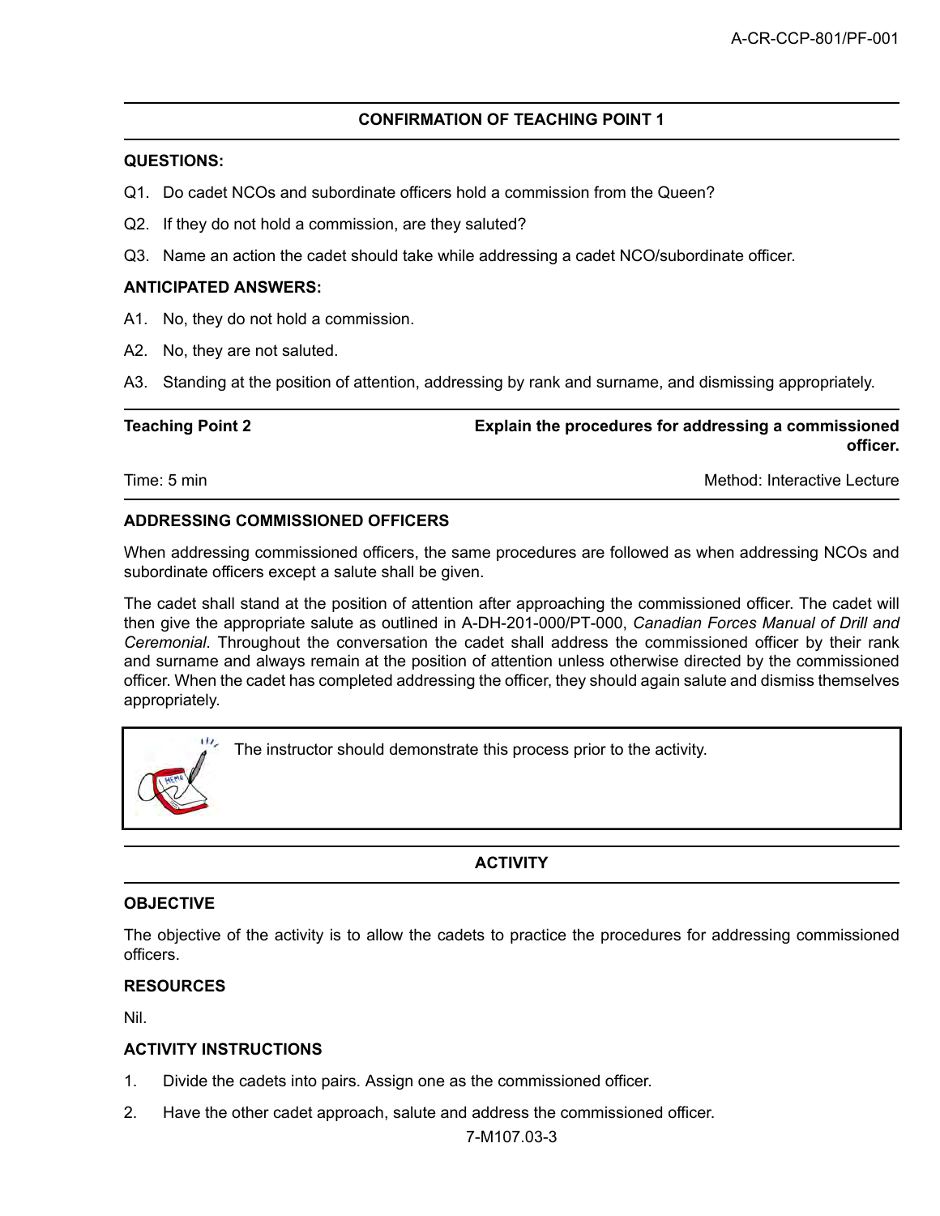## CONFIRMATION OF TEACHING POINT 1

**QUESTIONS:**

Q1. Do cadet NCOs and subordinate officers hold a commission from the Queen?

Q2. If they do not hold a commission, are they saluted?

Q3. Name an action the cadet should take while addressing a cadet NCO/subordinate officer.

**ANTICIPATED ANSWERS:**

A1. No, they do not hold a commission.

A2. No, they are not saluted.

A3. Standing at the position of attention, addressing by rank and surname, and dismissing appropriately.

| **Teaching Point 2** | **Explain the procedures for addressing a commissioned officer.** |
|---|---|
| Time: 5 min | Method: Interactive Lecture |

**ADDRESSING COMMISSIONED OFFICERS**

When addressing commissioned officers, the same procedures are followed as when addressing NCOs and subordinate officers except a salute shall be given.

The cadet shall stand at the position of attention after approaching the commissioned officer. The cadet will then give the appropriate salute as outlined in A-DH-201-000/PT-000, *Canadian Forces Manual of Drill and Ceremonial*. Throughout the conversation the cadet shall address the commissioned officer by their rank and surname and always remain at the position of attention unless otherwise directed by the commissioned officer. When the cadet has completed addressing the officer, they should again salute and dismiss themselves appropriately.

> The instructor should demonstrate this process prior to the activity.

## ACTIVITY

**OBJECTIVE**

The objective of the activity is to allow the cadets to practice the procedures for addressing commissioned officers.

**RESOURCES**

Nil.

**ACTIVITY INSTRUCTIONS**

1. Divide the cadets into pairs. Assign one as the commissioned officer.
2. Have the other cadet approach, salute and address the commissioned officer.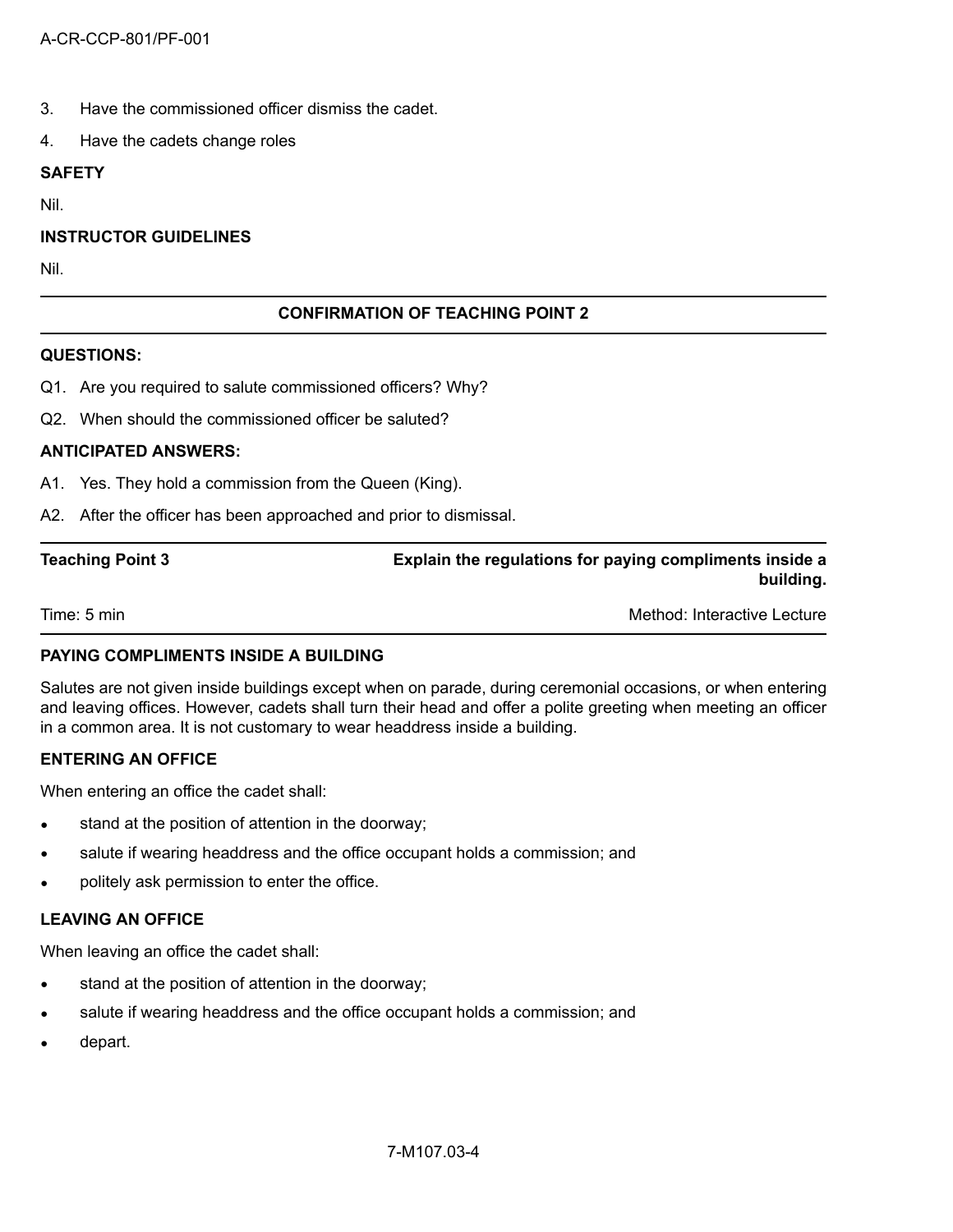3. Have the commissioned officer dismiss the cadet.
4. Have the cadets change roles

**SAFETY**

Nil.

**INSTRUCTOR GUIDELINES**

Nil.

---

**CONFIRMATION OF TEACHING POINT 2**

---

**QUESTIONS:**

Q1. Are you required to salute commissioned officers? Why?

Q2. When should the commissioned officer be saluted?

**ANTICIPATED ANSWERS:**

A1. Yes. They hold a commission from the Queen (King).

A2. After the officer has been approached and prior to dismissal.

---

| Teaching Point 3 | Explain the regulations for paying compliments inside a building. |
|---|---|
| Time: 5 min | Method: Interactive Lecture |

---

**PAYING COMPLIMENTS INSIDE A BUILDING**

Salutes are not given inside buildings except when on parade, during ceremonial occasions, or when entering and leaving offices. However, cadets shall turn their head and offer a polite greeting when meeting an officer in a common area. It is not customary to wear headdress inside a building.

**ENTERING AN OFFICE**

When entering an office the cadet shall:

- stand at the position of attention in the doorway;
- salute if wearing headdress and the office occupant holds a commission; and
- politely ask permission to enter the office.

**LEAVING AN OFFICE**

When leaving an office the cadet shall:

- stand at the position of attention in the doorway;
- salute if wearing headdress and the office occupant holds a commission; and
- depart.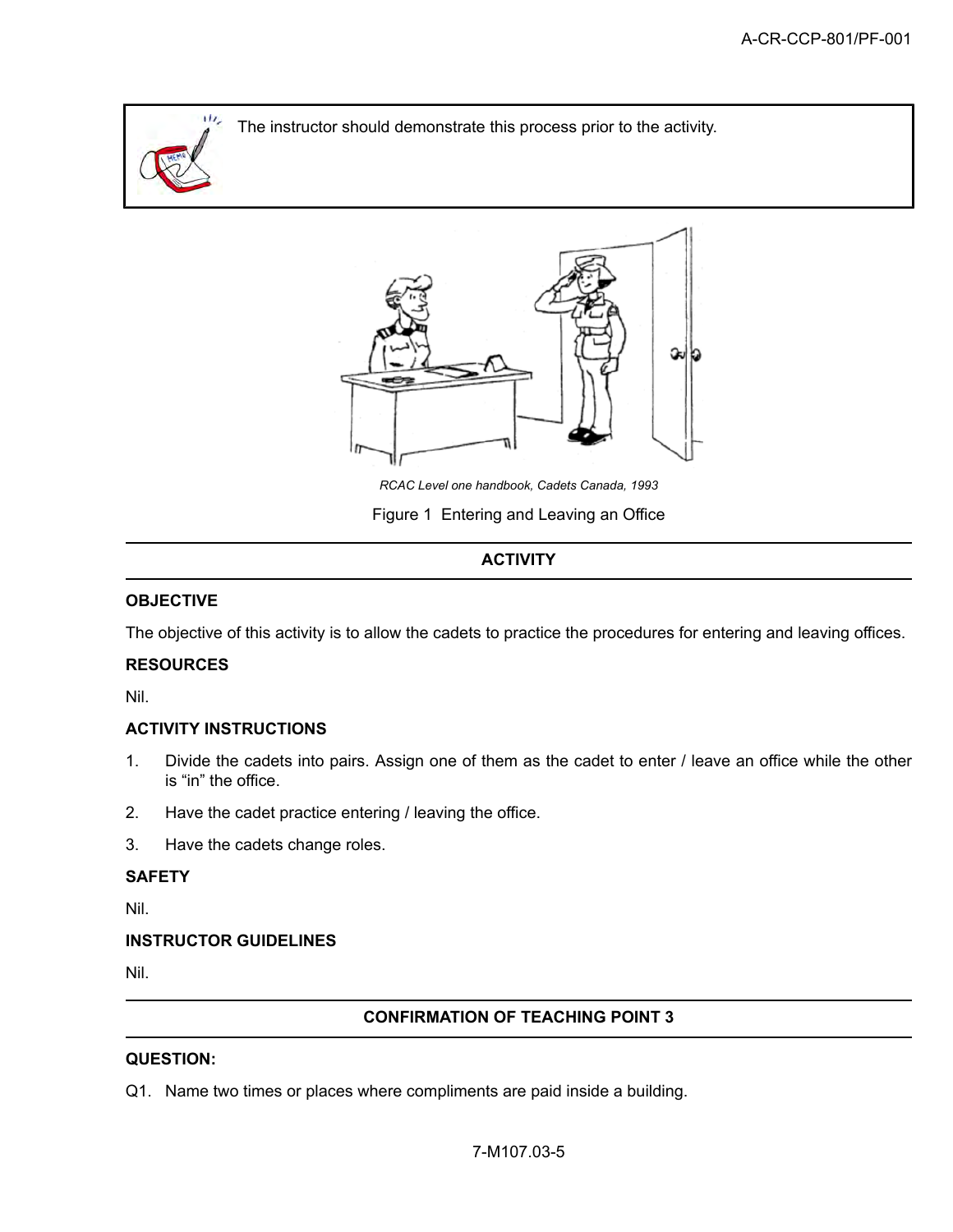The instructor should demonstrate this process prior to the activity.

*RCAC Level one handbook, Cadets Canada, 1993*

Figure 1 Entering and Leaving an Office

## ACTIVITY

### OBJECTIVE

The objective of this activity is to allow the cadets to practice the procedures for entering and leaving offices.

### RESOURCES

Nil.

### ACTIVITY INSTRUCTIONS

1. Divide the cadets into pairs. Assign one of them as the cadet to enter / leave an office while the other is “in” the office.
2. Have the cadet practice entering / leaving the office.
3. Have the cadets change roles.

### SAFETY

Nil.

### INSTRUCTOR GUIDELINES

Nil.

## CONFIRMATION OF TEACHING POINT 3

### QUESTION:

Q1. Name two times or places where compliments are paid inside a building.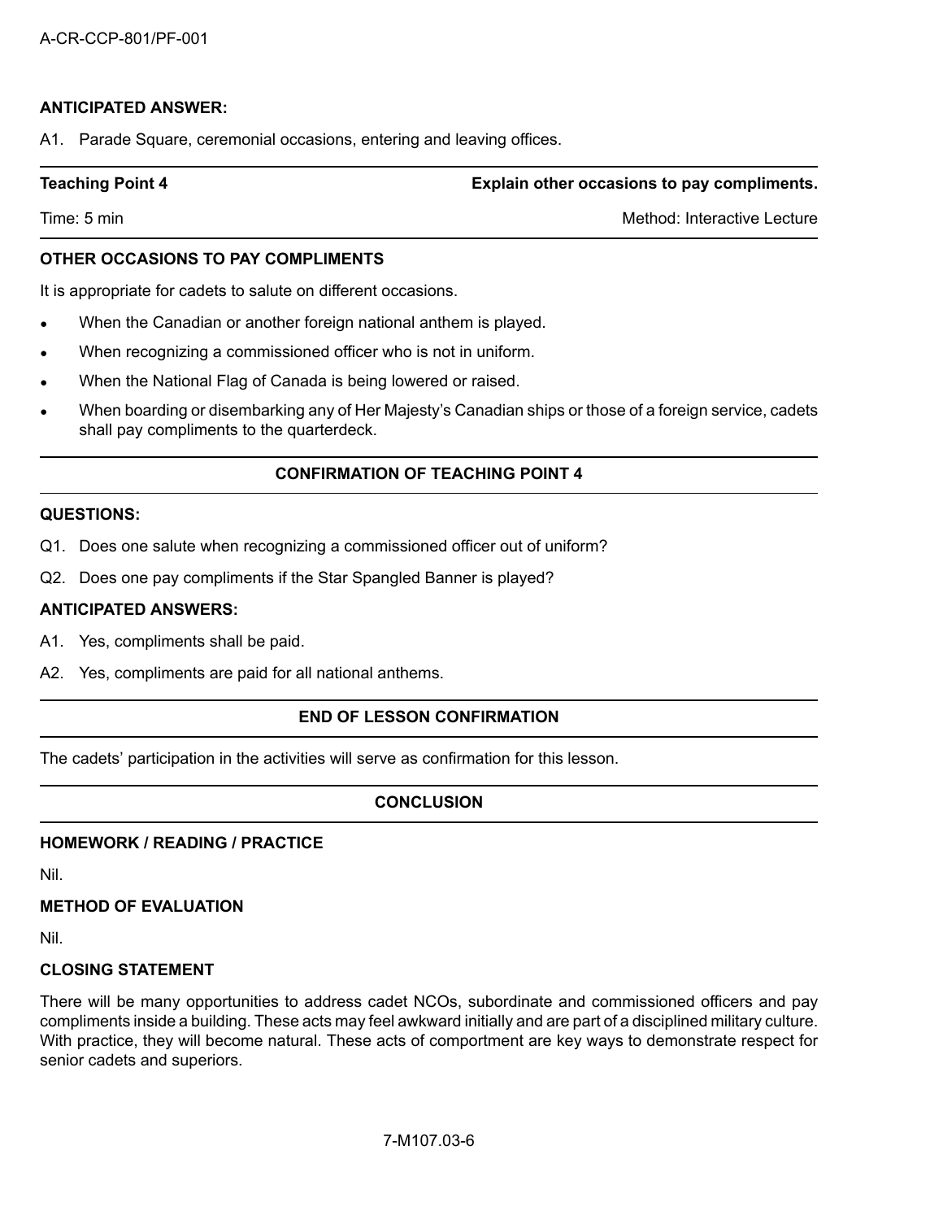**ANTICIPATED ANSWER:**

A1. Parade Square, ceremonial occasions, entering and leaving offices.

| **Teaching Point 4** | **Explain other occasions to pay compliments.** |
| --- | --- |
| Time: 5 min | Method: Interactive Lecture |

**OTHER OCCASIONS TO PAY COMPLIMENTS**

It is appropriate for cadets to salute on different occasions.

- When the Canadian or another foreign national anthem is played.
- When recognizing a commissioned officer who is not in uniform.
- When the National Flag of Canada is being lowered or raised.
- When boarding or disembarking any of Her Majesty's Canadian ships or those of a foreign service, cadets shall pay compliments to the quarterdeck.

**CONFIRMATION OF TEACHING POINT 4**

**QUESTIONS:**

Q1. Does one salute when recognizing a commissioned officer out of uniform?

Q2. Does one pay compliments if the Star Spangled Banner is played?

**ANTICIPATED ANSWERS:**

A1. Yes, compliments shall be paid.

A2. Yes, compliments are paid for all national anthems.

**END OF LESSON CONFIRMATION**

The cadets' participation in the activities will serve as confirmation for this lesson.

**CONCLUSION**

**HOMEWORK / READING / PRACTICE**

Nil.

**METHOD OF EVALUATION**

Nil.

**CLOSING STATEMENT**

There will be many opportunities to address cadet NCOs, subordinate and commissioned officers and pay compliments inside a building. These acts may feel awkward initially and are part of a disciplined military culture. With practice, they will become natural. These acts of comportment are key ways to demonstrate respect for senior cadets and superiors.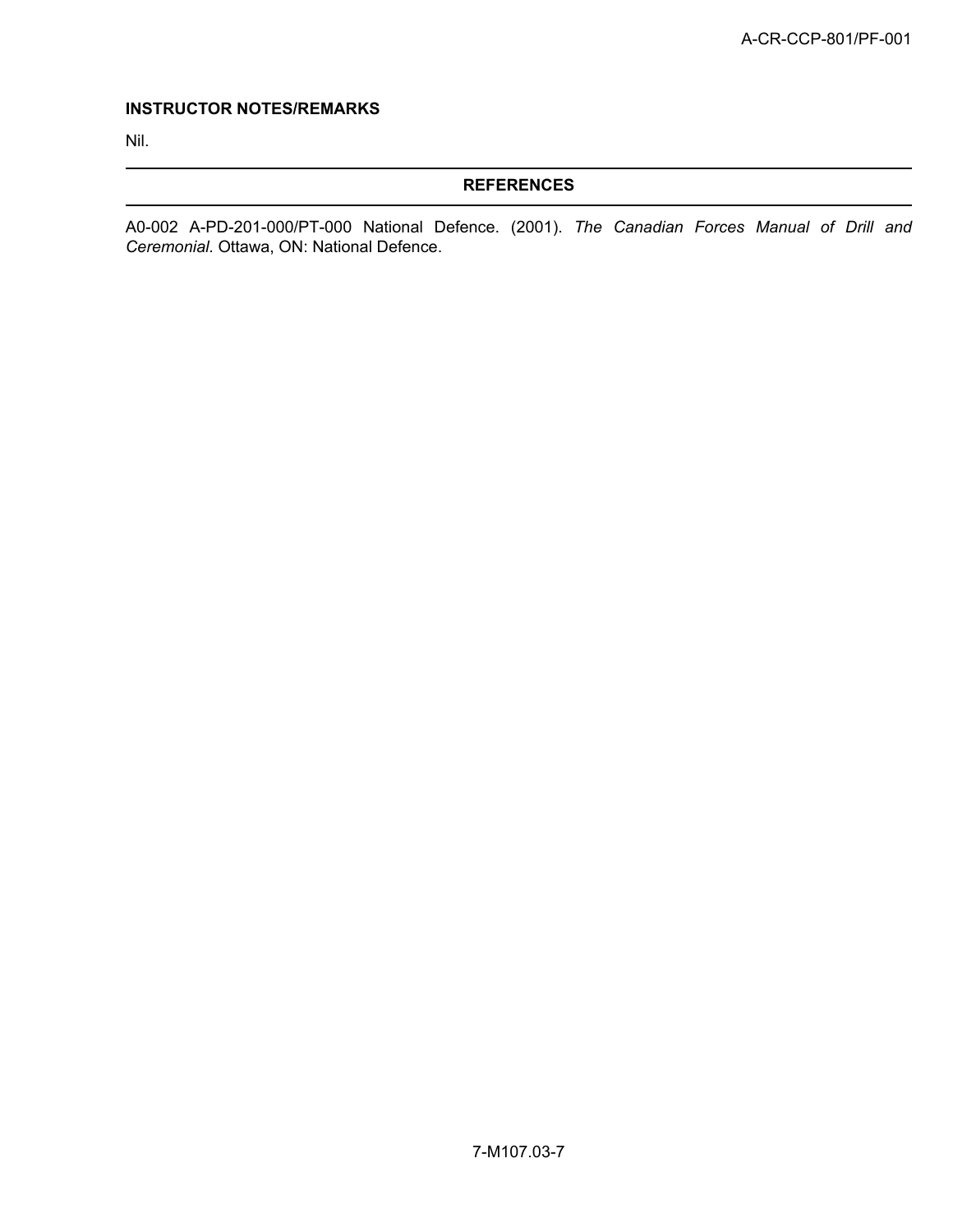**INSTRUCTOR NOTES/REMARKS**

Nil.

## REFERENCES

A0-002 A-PD-201-000/PT-000 National Defence. (2001). *The Canadian Forces Manual of Drill and Ceremonial*. Ottawa, ON: National Defence.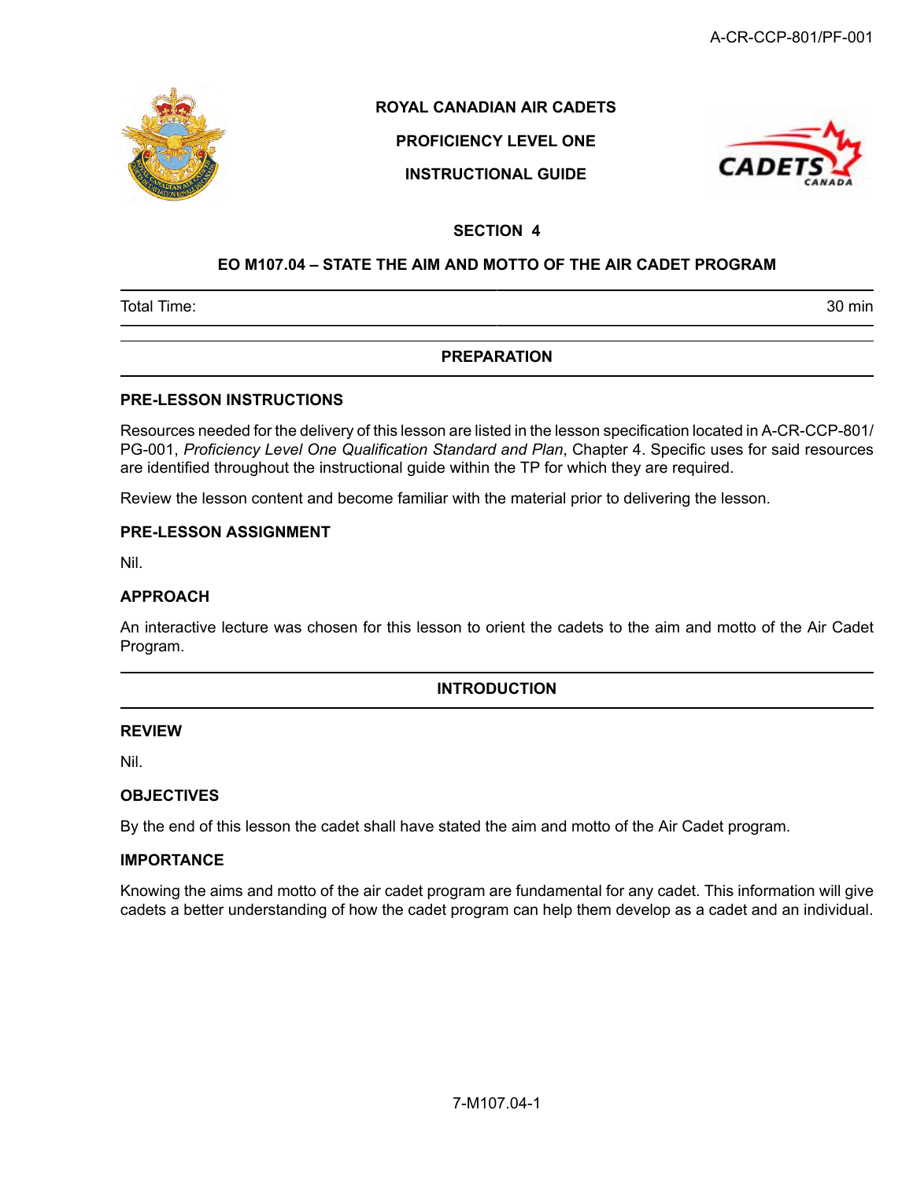**ROYAL CANADIAN AIR CADETS**

**PROFICIENCY LEVEL ONE**

**INSTRUCTIONAL GUIDE**

## SECTION 4

## EO M107.04 – STATE THE AIM AND MOTTO OF THE AIR CADET PROGRAM

| Total Time: | 30 min |
|---|---|

## PREPARATION

### PRE-LESSON INSTRUCTIONS

Resources needed for the delivery of this lesson are listed in the lesson specification located in A-CR-CCP-801/PG-001, *Proficiency Level One Qualification Standard and Plan*, Chapter 4. Specific uses for said resources are identified throughout the instructional guide within the TP for which they are required.

Review the lesson content and become familiar with the material prior to delivering the lesson.

### PRE-LESSON ASSIGNMENT

Nil.

### APPROACH

An interactive lecture was chosen for this lesson to orient the cadets to the aim and motto of the Air Cadet Program.

## INTRODUCTION

### REVIEW

Nil.

### OBJECTIVES

By the end of this lesson the cadet shall have stated the aim and motto of the Air Cadet program.

### IMPORTANCE

Knowing the aims and motto of the air cadet program are fundamental for any cadet. This information will give cadets a better understanding of how the cadet program can help them develop as a cadet and an individual.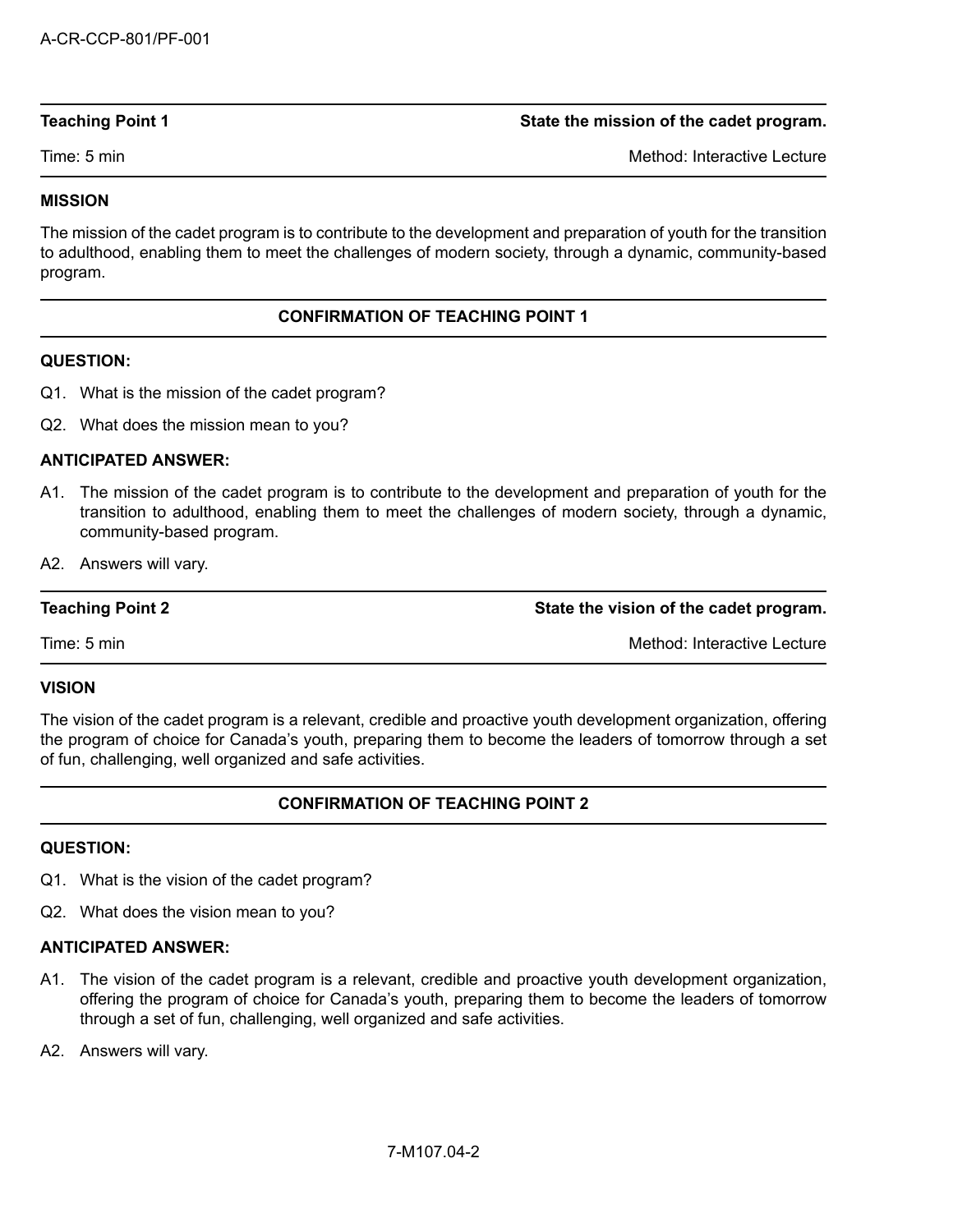**Teaching Point 1** — **State the mission of the cadet program.**

Time: 5 min — Method: Interactive Lecture

**MISSION**

The mission of the cadet program is to contribute to the development and preparation of youth for the transition to adulthood, enabling them to meet the challenges of modern society, through a dynamic, community-based program.

**CONFIRMATION OF TEACHING POINT 1**

**QUESTION:**

Q1. What is the mission of the cadet program?

Q2. What does the mission mean to you?

**ANTICIPATED ANSWER:**

A1. The mission of the cadet program is to contribute to the development and preparation of youth for the transition to adulthood, enabling them to meet the challenges of modern society, through a dynamic, community-based program.

A2. Answers will vary.

**Teaching Point 2** — **State the vision of the cadet program.**

Time: 5 min — Method: Interactive Lecture

**VISION**

The vision of the cadet program is a relevant, credible and proactive youth development organization, offering the program of choice for Canada's youth, preparing them to become the leaders of tomorrow through a set of fun, challenging, well organized and safe activities.

**CONFIRMATION OF TEACHING POINT 2**

**QUESTION:**

Q1. What is the vision of the cadet program?

Q2. What does the vision mean to you?

**ANTICIPATED ANSWER:**

A1. The vision of the cadet program is a relevant, credible and proactive youth development organization, offering the program of choice for Canada's youth, preparing them to become the leaders of tomorrow through a set of fun, challenging, well organized and safe activities.

A2. Answers will vary.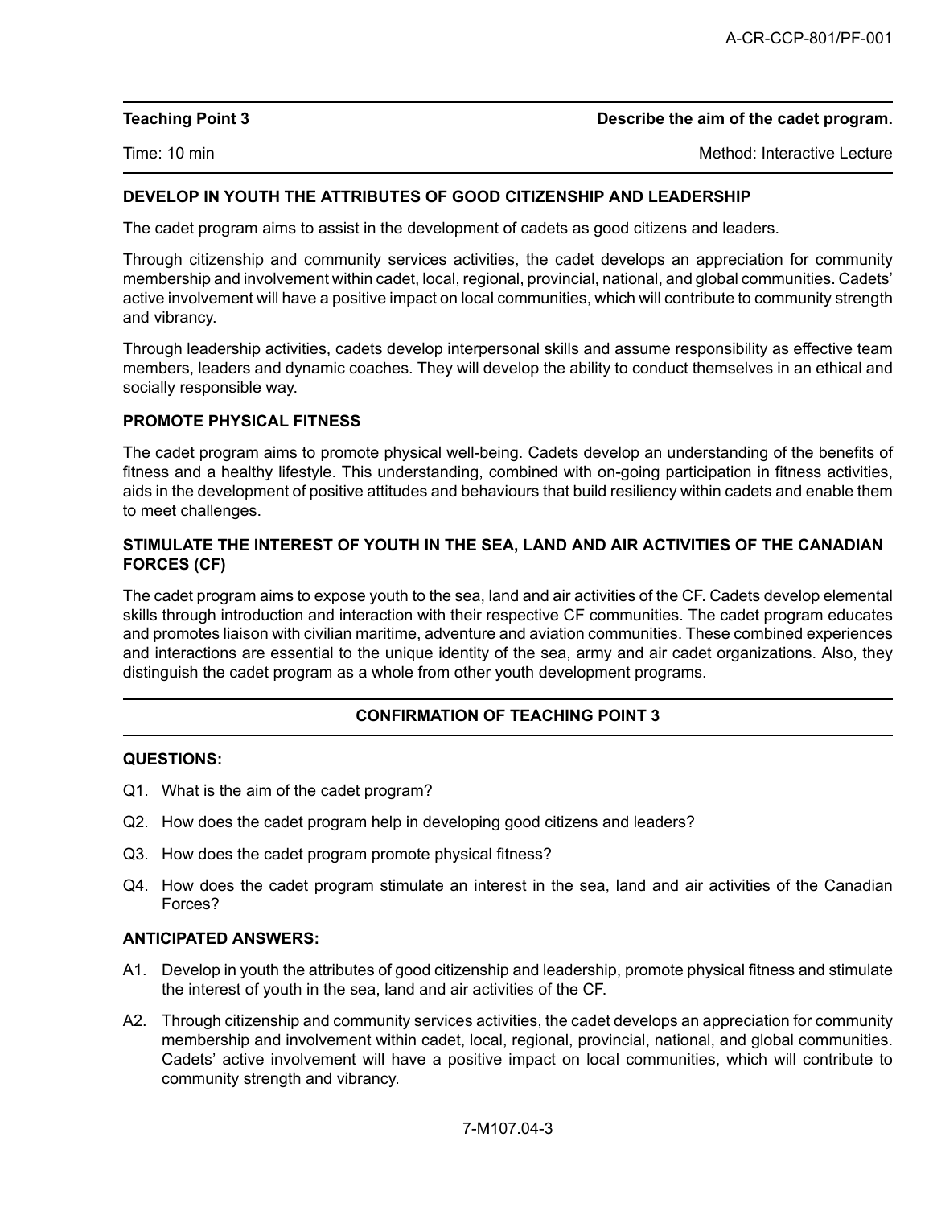| **Teaching Point 3** | **Describe the aim of the cadet program.** |
|---|---|
| Time: 10 min | Method: Interactive Lecture |

**DEVELOP IN YOUTH THE ATTRIBUTES OF GOOD CITIZENSHIP AND LEADERSHIP**

The cadet program aims to assist in the development of cadets as good citizens and leaders.

Through citizenship and community services activities, the cadet develops an appreciation for community membership and involvement within cadet, local, regional, provincial, national, and global communities. Cadets' active involvement will have a positive impact on local communities, which will contribute to community strength and vibrancy.

Through leadership activities, cadets develop interpersonal skills and assume responsibility as effective team members, leaders and dynamic coaches. They will develop the ability to conduct themselves in an ethical and socially responsible way.

**PROMOTE PHYSICAL FITNESS**

The cadet program aims to promote physical well-being. Cadets develop an understanding of the benefits of fitness and a healthy lifestyle. This understanding, combined with on-going participation in fitness activities, aids in the development of positive attitudes and behaviours that build resiliency within cadets and enable them to meet challenges.

**STIMULATE THE INTEREST OF YOUTH IN THE SEA, LAND AND AIR ACTIVITIES OF THE CANADIAN FORCES (CF)**

The cadet program aims to expose youth to the sea, land and air activities of the CF. Cadets develop elemental skills through introduction and interaction with their respective CF communities. The cadet program educates and promotes liaison with civilian maritime, adventure and aviation communities. These combined experiences and interactions are essential to the unique identity of the sea, army and air cadet organizations. Also, they distinguish the cadet program as a whole from other youth development programs.

**CONFIRMATION OF TEACHING POINT 3**

**QUESTIONS:**

Q1. What is the aim of the cadet program?

Q2. How does the cadet program help in developing good citizens and leaders?

Q3. How does the cadet program promote physical fitness?

Q4. How does the cadet program stimulate an interest in the sea, land and air activities of the Canadian Forces?

**ANTICIPATED ANSWERS:**

A1. Develop in youth the attributes of good citizenship and leadership, promote physical fitness and stimulate the interest of youth in the sea, land and air activities of the CF.

A2. Through citizenship and community services activities, the cadet develops an appreciation for community membership and involvement within cadet, local, regional, provincial, national, and global communities. Cadets' active involvement will have a positive impact on local communities, which will contribute to community strength and vibrancy.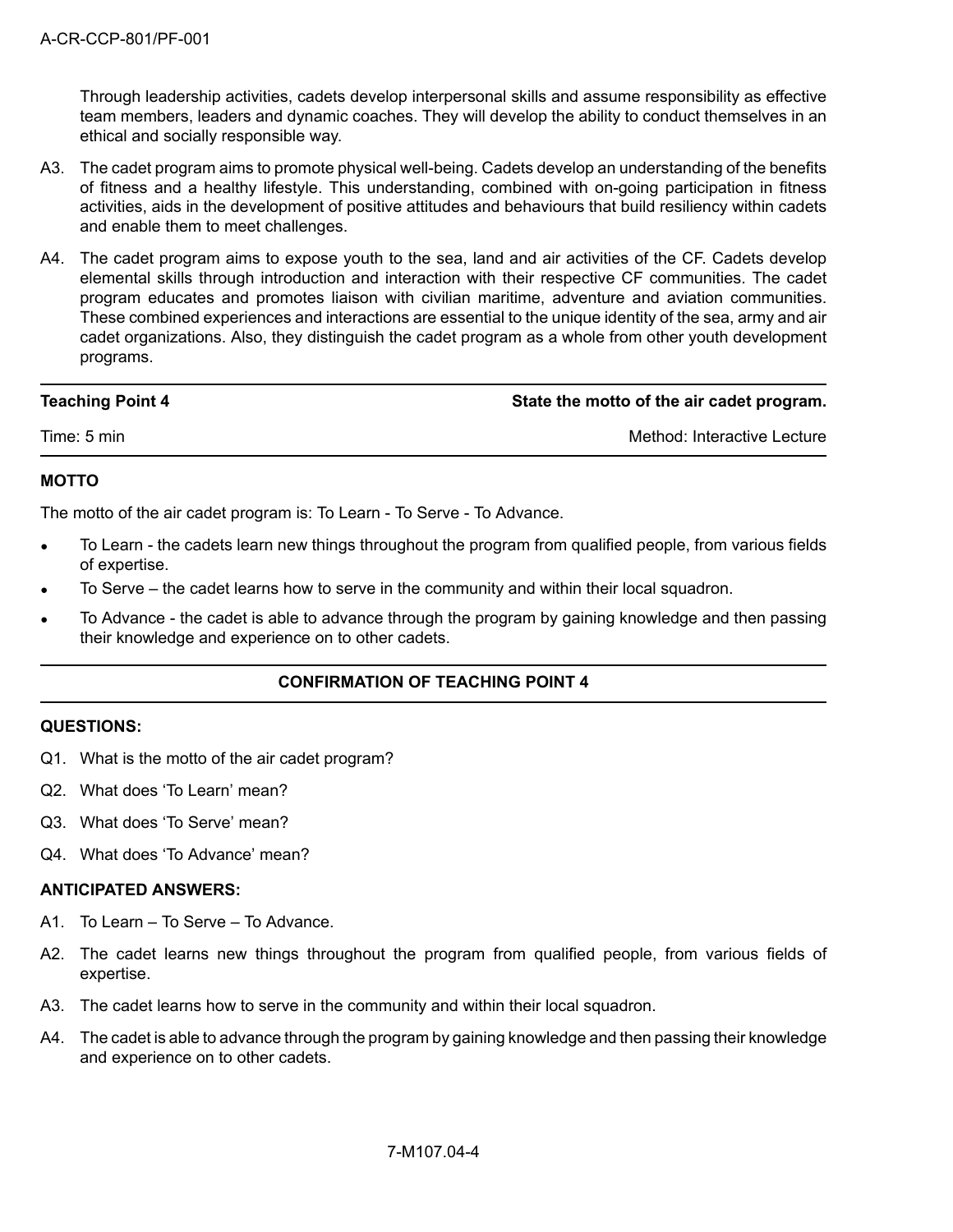Through leadership activities, cadets develop interpersonal skills and assume responsibility as effective team members, leaders and dynamic coaches. They will develop the ability to conduct themselves in an ethical and socially responsible way.

A3. The cadet program aims to promote physical well-being. Cadets develop an understanding of the benefits of fitness and a healthy lifestyle. This understanding, combined with on-going participation in fitness activities, aids in the development of positive attitudes and behaviours that build resiliency within cadets and enable them to meet challenges.

A4. The cadet program aims to expose youth to the sea, land and air activities of the CF. Cadets develop elemental skills through introduction and interaction with their respective CF communities. The cadet program educates and promotes liaison with civilian maritime, adventure and aviation communities. These combined experiences and interactions are essential to the unique identity of the sea, army and air cadet organizations. Also, they distinguish the cadet program as a whole from other youth development programs.

---

| **Teaching Point 4** | **State the motto of the air cadet program.** |
|---|---|
| Time: 5 min | Method: Interactive Lecture |

---

**MOTTO**

The motto of the air cadet program is: To Learn - To Serve - To Advance.

- To Learn - the cadets learn new things throughout the program from qualified people, from various fields of expertise.
- To Serve – the cadet learns how to serve in the community and within their local squadron.
- To Advance - the cadet is able to advance through the program by gaining knowledge and then passing their knowledge and experience on to other cadets.

---

**CONFIRMATION OF TEACHING POINT 4**

---

**QUESTIONS:**

Q1. What is the motto of the air cadet program?

Q2. What does 'To Learn' mean?

Q3. What does 'To Serve' mean?

Q4. What does 'To Advance' mean?

**ANTICIPATED ANSWERS:**

A1. To Learn – To Serve – To Advance.

A2. The cadet learns new things throughout the program from qualified people, from various fields of expertise.

A3. The cadet learns how to serve in the community and within their local squadron.

A4. The cadet is able to advance through the program by gaining knowledge and then passing their knowledge and experience on to other cadets.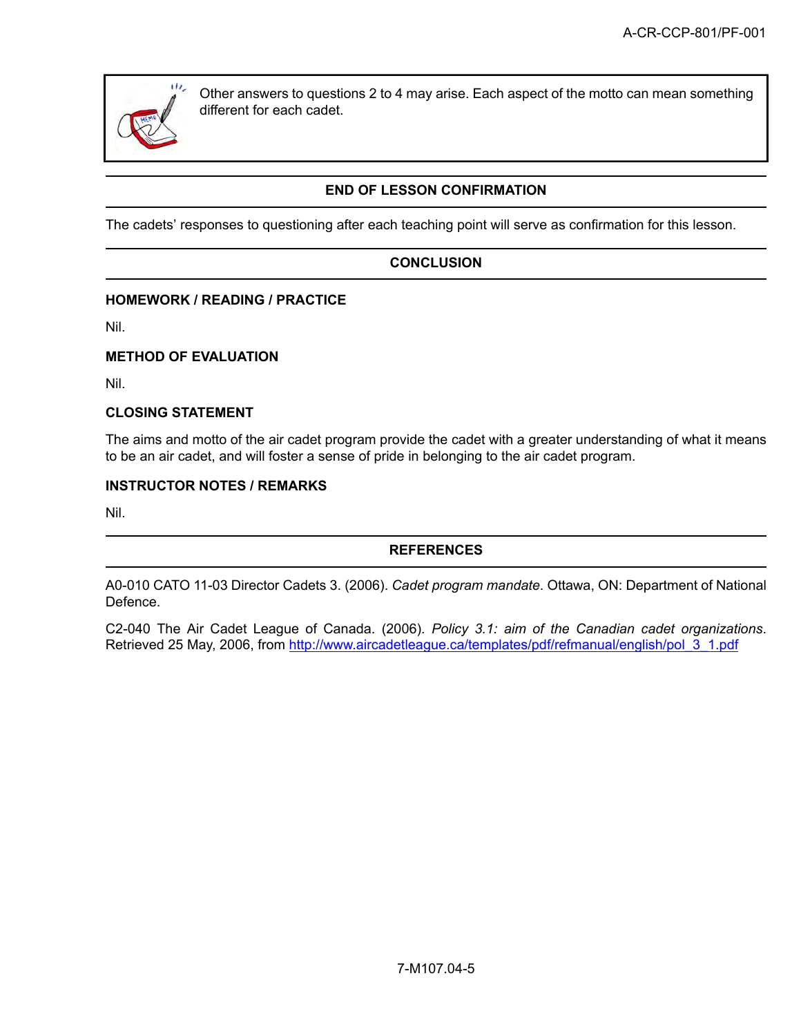Other answers to questions 2 to 4 may arise. Each aspect of the motto can mean something different for each cadet.

## END OF LESSON CONFIRMATION

The cadets' responses to questioning after each teaching point will serve as confirmation for this lesson.

## CONCLUSION

### HOMEWORK / READING / PRACTICE

Nil.

### METHOD OF EVALUATION

Nil.

### CLOSING STATEMENT

The aims and motto of the air cadet program provide the cadet with a greater understanding of what it means to be an air cadet, and will foster a sense of pride in belonging to the air cadet program.

### INSTRUCTOR NOTES / REMARKS

Nil.

## REFERENCES

A0-010 CATO 11-03 Director Cadets 3. (2006). *Cadet program mandate*. Ottawa, ON: Department of National Defence.

C2-040 The Air Cadet League of Canada. (2006). *Policy 3.1: aim of the Canadian cadet organizations*. Retrieved 25 May, 2006, from http://www.aircadetleague.ca/templates/pdf/refmanual/english/pol_3_1.pdf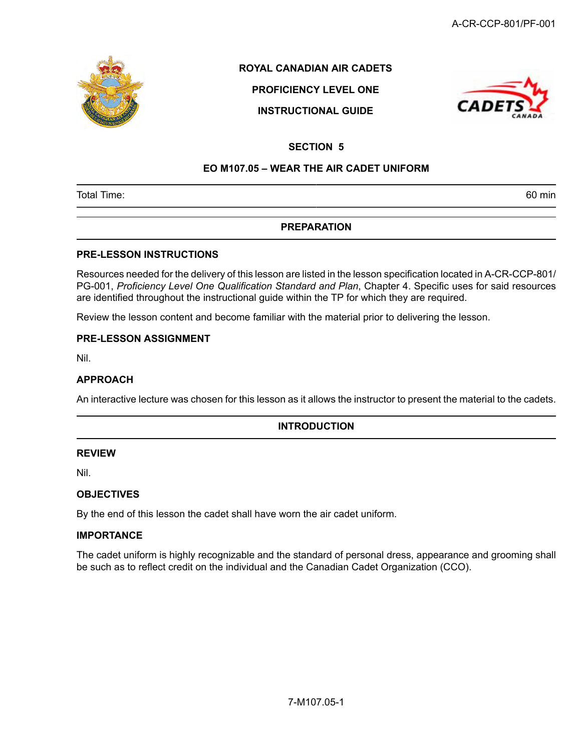**ROYAL CANADIAN AIR CADETS**

**PROFICIENCY LEVEL ONE**

**INSTRUCTIONAL GUIDE**

# SECTION 5

## EO M107.05 – WEAR THE AIR CADET UNIFORM

| Total Time: | 60 min |
|---|---|

## PREPARATION

### PRE-LESSON INSTRUCTIONS

Resources needed for the delivery of this lesson are listed in the lesson specification located in A-CR-CCP-801/PG-001, *Proficiency Level One Qualification Standard and Plan*, Chapter 4. Specific uses for said resources are identified throughout the instructional guide within the TP for which they are required.

Review the lesson content and become familiar with the material prior to delivering the lesson.

### PRE-LESSON ASSIGNMENT

Nil.

### APPROACH

An interactive lecture was chosen for this lesson as it allows the instructor to present the material to the cadets.

## INTRODUCTION

### REVIEW

Nil.

### OBJECTIVES

By the end of this lesson the cadet shall have worn the air cadet uniform.

### IMPORTANCE

The cadet uniform is highly recognizable and the standard of personal dress, appearance and grooming shall be such as to reflect credit on the individual and the Canadian Cadet Organization (CCO).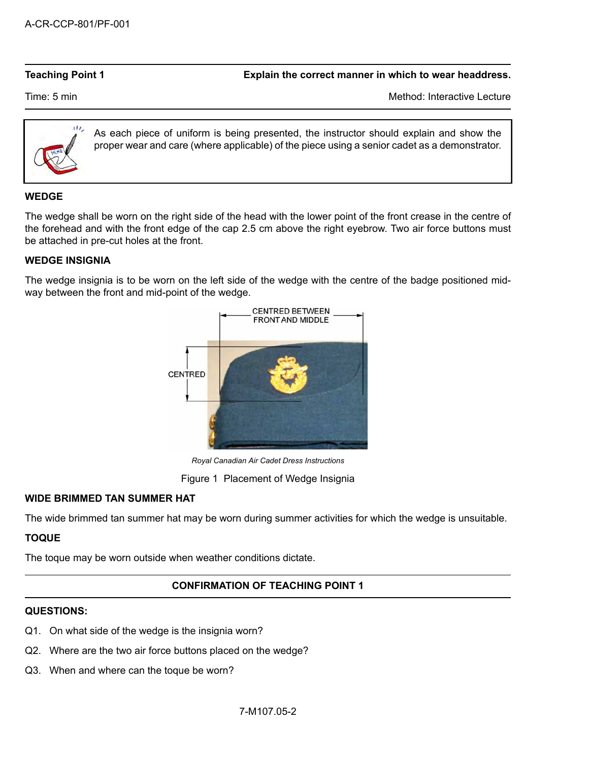| Teaching Point 1 | Explain the correct manner in which to wear headdress. |
|---|---|
| Time: 5 min | Method: Interactive Lecture |

As each piece of uniform is being presented, the instructor should explain and show the proper wear and care (where applicable) of the piece using a senior cadet as a demonstrator.

**WEDGE**

The wedge shall be worn on the right side of the head with the lower point of the front crease in the centre of the forehead and with the front edge of the cap 2.5 cm above the right eyebrow. Two air force buttons must be attached in pre-cut holes at the front.

**WEDGE INSIGNIA**

The wedge insignia is to be worn on the left side of the wedge with the centre of the badge positioned mid-way between the front and mid-point of the wedge.

*Royal Canadian Air Cadet Dress Instructions*

Figure 1 Placement of Wedge Insignia

**WIDE BRIMMED TAN SUMMER HAT**

The wide brimmed tan summer hat may be worn during summer activities for which the wedge is unsuitable.

**TOQUE**

The toque may be worn outside when weather conditions dictate.

**CONFIRMATION OF TEACHING POINT 1**

**QUESTIONS:**

Q1. On what side of the wedge is the insignia worn?

Q2. Where are the two air force buttons placed on the wedge?

Q3. When and where can the toque be worn?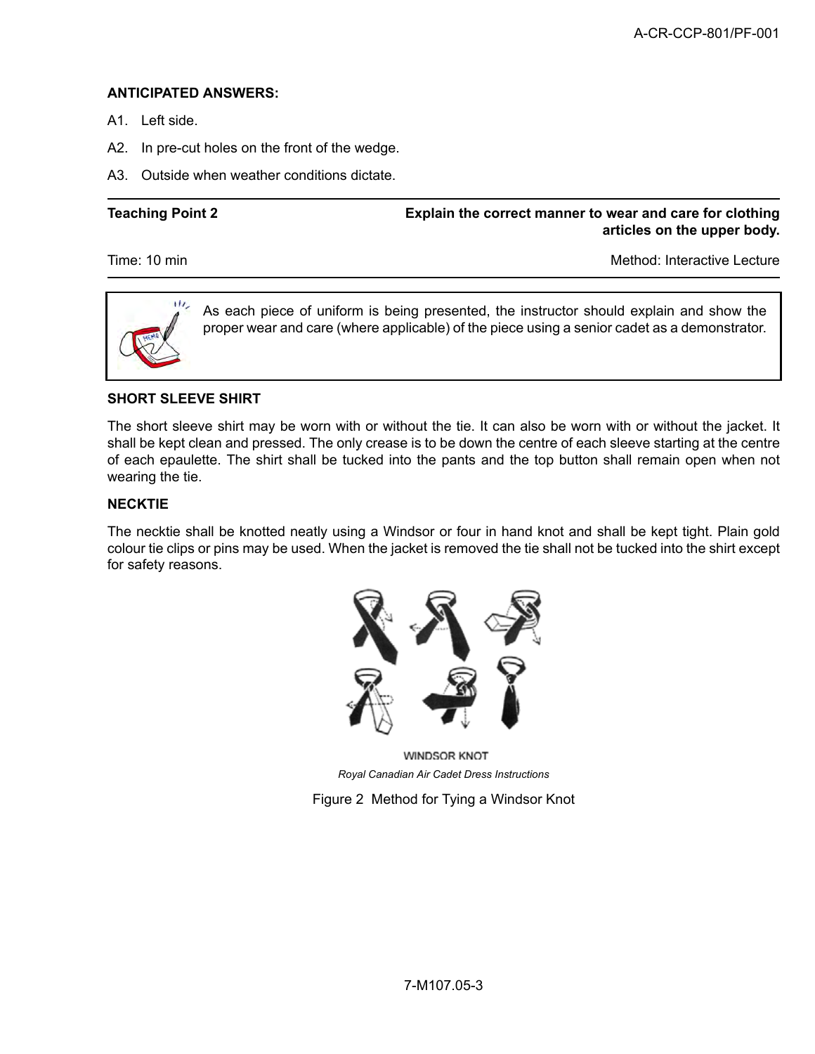**ANTICIPATED ANSWERS:**

A1. Left side.

A2. In pre-cut holes on the front of the wedge.

A3. Outside when weather conditions dictate.

| **Teaching Point 2** | **Explain the correct manner to wear and care for clothing articles on the upper body.** |
|---|---|
| Time: 10 min | Method: Interactive Lecture |

> As each piece of uniform is being presented, the instructor should explain and show the proper wear and care (where applicable) of the piece using a senior cadet as a demonstrator.

**SHORT SLEEVE SHIRT**

The short sleeve shirt may be worn with or without the tie. It can also be worn with or without the jacket. It shall be kept clean and pressed. The only crease is to be down the centre of each sleeve starting at the centre of each epaulette. The shirt shall be tucked into the pants and the top button shall remain open when not wearing the tie.

**NECKTIE**

The necktie shall be knotted neatly using a Windsor or four in hand knot and shall be kept tight. Plain gold colour tie clips or pins may be used. When the jacket is removed the tie shall not be tucked into the shirt except for safety reasons.

WINDSOR KNOT

*Royal Canadian Air Cadet Dress Instructions*

Figure 2 Method for Tying a Windsor Knot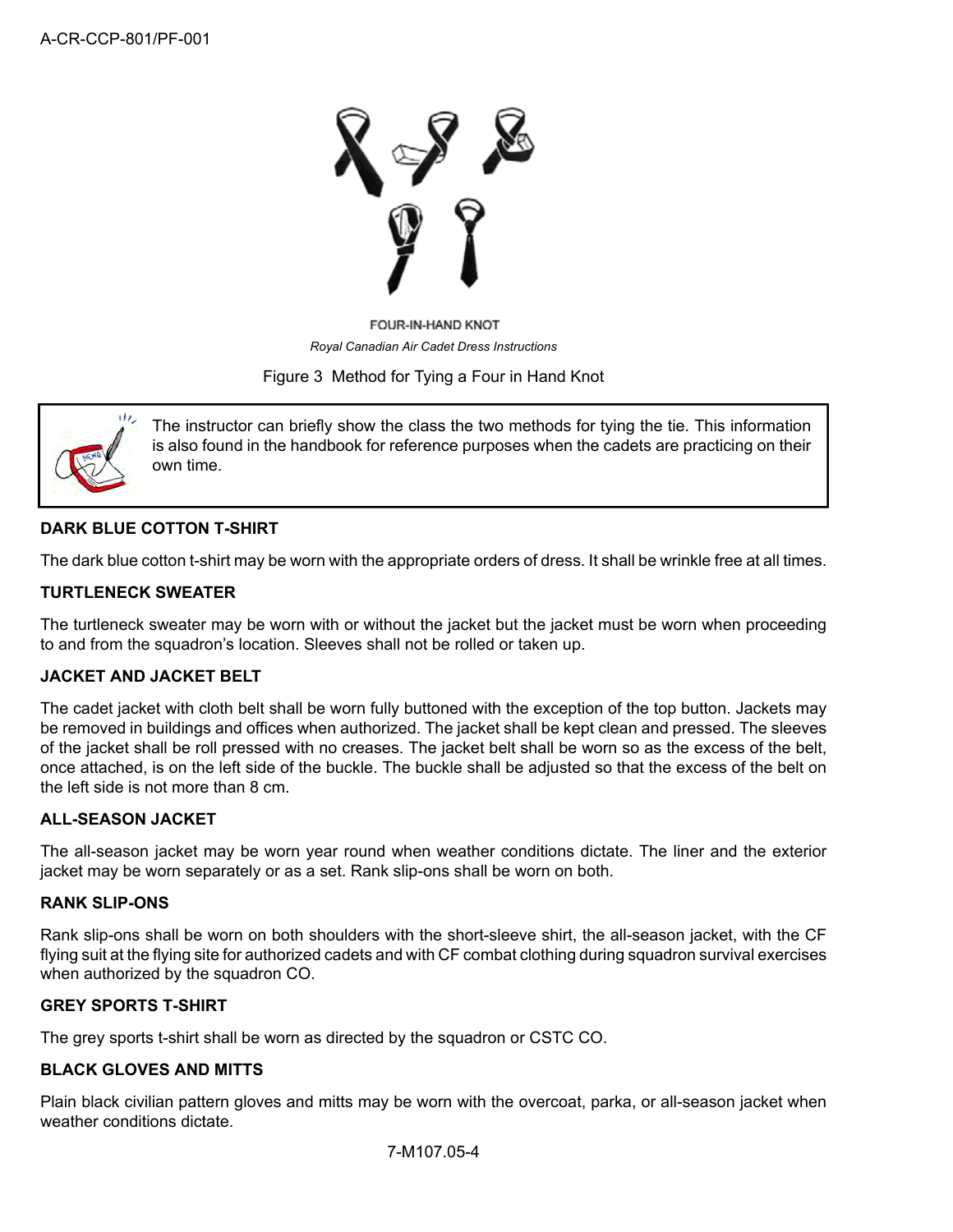FOUR-IN-HAND KNOT

*Royal Canadian Air Cadet Dress Instructions*

Figure 3 Method for Tying a Four in Hand Knot

> The instructor can briefly show the class the two methods for tying the tie. This information is also found in the handbook for reference purposes when the cadets are practicing on their own time.

**DARK BLUE COTTON T-SHIRT**

The dark blue cotton t-shirt may be worn with the appropriate orders of dress. It shall be wrinkle free at all times.

**TURTLENECK SWEATER**

The turtleneck sweater may be worn with or without the jacket but the jacket must be worn when proceeding to and from the squadron's location. Sleeves shall not be rolled or taken up.

**JACKET AND JACKET BELT**

The cadet jacket with cloth belt shall be worn fully buttoned with the exception of the top button. Jackets may be removed in buildings and offices when authorized. The jacket shall be kept clean and pressed. The sleeves of the jacket shall be roll pressed with no creases. The jacket belt shall be worn so as the excess of the belt, once attached, is on the left side of the buckle. The buckle shall be adjusted so that the excess of the belt on the left side is not more than 8 cm.

**ALL-SEASON JACKET**

The all-season jacket may be worn year round when weather conditions dictate. The liner and the exterior jacket may be worn separately or as a set. Rank slip-ons shall be worn on both.

**RANK SLIP-ONS**

Rank slip-ons shall be worn on both shoulders with the short-sleeve shirt, the all-season jacket, with the CF flying suit at the flying site for authorized cadets and with CF combat clothing during squadron survival exercises when authorized by the squadron CO.

**GREY SPORTS T-SHIRT**

The grey sports t-shirt shall be worn as directed by the squadron or CSTC CO.

**BLACK GLOVES AND MITTS**

Plain black civilian pattern gloves and mitts may be worn with the overcoat, parka, or all-season jacket when weather conditions dictate.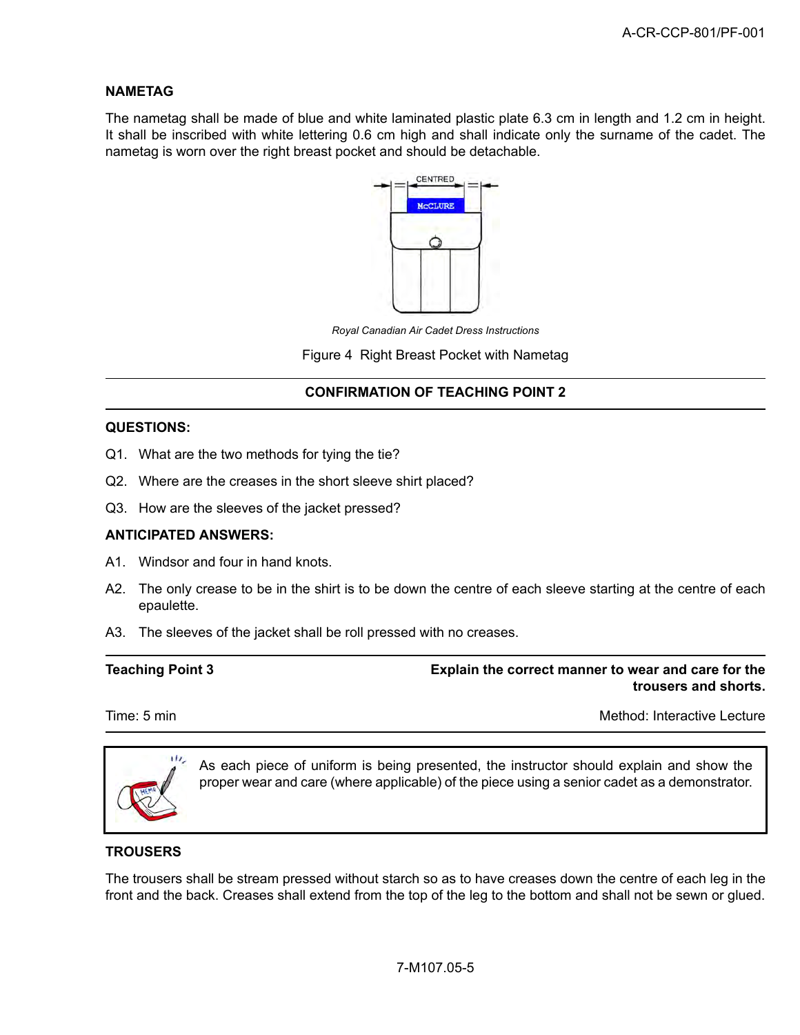### NAMETAG

The nametag shall be made of blue and white laminated plastic plate 6.3 cm in length and 1.2 cm in height. It shall be inscribed with white lettering 0.6 cm high and shall indicate only the surname of the cadet. The nametag is worn over the right breast pocket and should be detachable.

*Royal Canadian Air Cadet Dress Instructions*

Figure 4 Right Breast Pocket with Nametag

---

**CONFIRMATION OF TEACHING POINT 2**

---

**QUESTIONS:**

Q1. What are the two methods for tying the tie?

Q2. Where are the creases in the short sleeve shirt placed?

Q3. How are the sleeves of the jacket pressed?

**ANTICIPATED ANSWERS:**

A1. Windsor and four in hand knots.

A2. The only crease to be in the shirt is to be down the centre of each sleeve starting at the centre of each epaulette.

A3. The sleeves of the jacket shall be roll pressed with no creases.

---

| **Teaching Point 3** | **Explain the correct manner to wear and care for the trousers and shorts.** |
|---|---|
| Time: 5 min | Method: Interactive Lecture |

---

> As each piece of uniform is being presented, the instructor should explain and show the proper wear and care (where applicable) of the piece using a senior cadet as a demonstrator.

### TROUSERS

The trousers shall be stream pressed without starch so as to have creases down the centre of each leg in the front and the back. Creases shall extend from the top of the leg to the bottom and shall not be sewn or glued.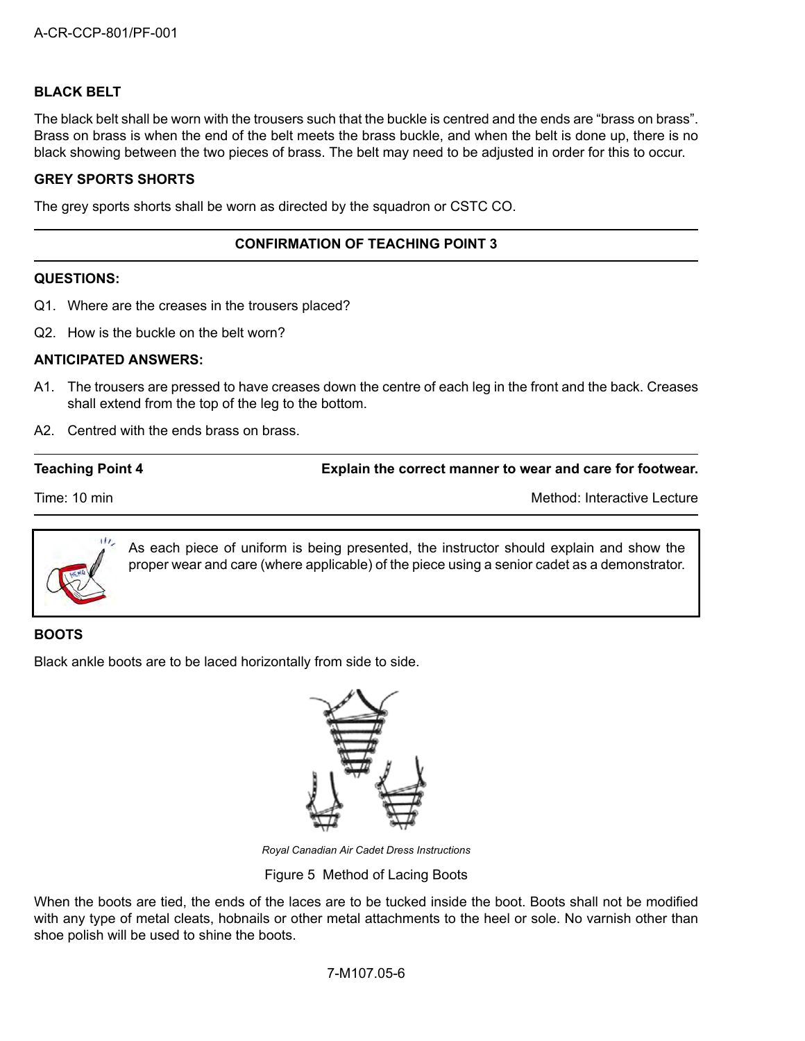**BLACK BELT**

The black belt shall be worn with the trousers such that the buckle is centred and the ends are "brass on brass". Brass on brass is when the end of the belt meets the brass buckle, and when the belt is done up, there is no black showing between the two pieces of brass. The belt may need to be adjusted in order for this to occur.

**GREY SPORTS SHORTS**

The grey sports shorts shall be worn as directed by the squadron or CSTC CO.

---

**CONFIRMATION OF TEACHING POINT 3**

---

**QUESTIONS:**

Q1. Where are the creases in the trousers placed?

Q2. How is the buckle on the belt worn?

**ANTICIPATED ANSWERS:**

A1. The trousers are pressed to have creases down the centre of each leg in the front and the back. Creases shall extend from the top of the leg to the bottom.

A2. Centred with the ends brass on brass.

---

**Teaching Point 4** — **Explain the correct manner to wear and care for footwear.**

Time: 10 min — Method: Interactive Lecture

---

> As each piece of uniform is being presented, the instructor should explain and show the proper wear and care (where applicable) of the piece using a senior cadet as a demonstrator.

**BOOTS**

Black ankle boots are to be laced horizontally from side to side.

*Royal Canadian Air Cadet Dress Instructions*

Figure 5 Method of Lacing Boots

When the boots are tied, the ends of the laces are to be tucked inside the boot. Boots shall not be modified with any type of metal cleats, hobnails or other metal attachments to the heel or sole. No varnish other than shoe polish will be used to shine the boots.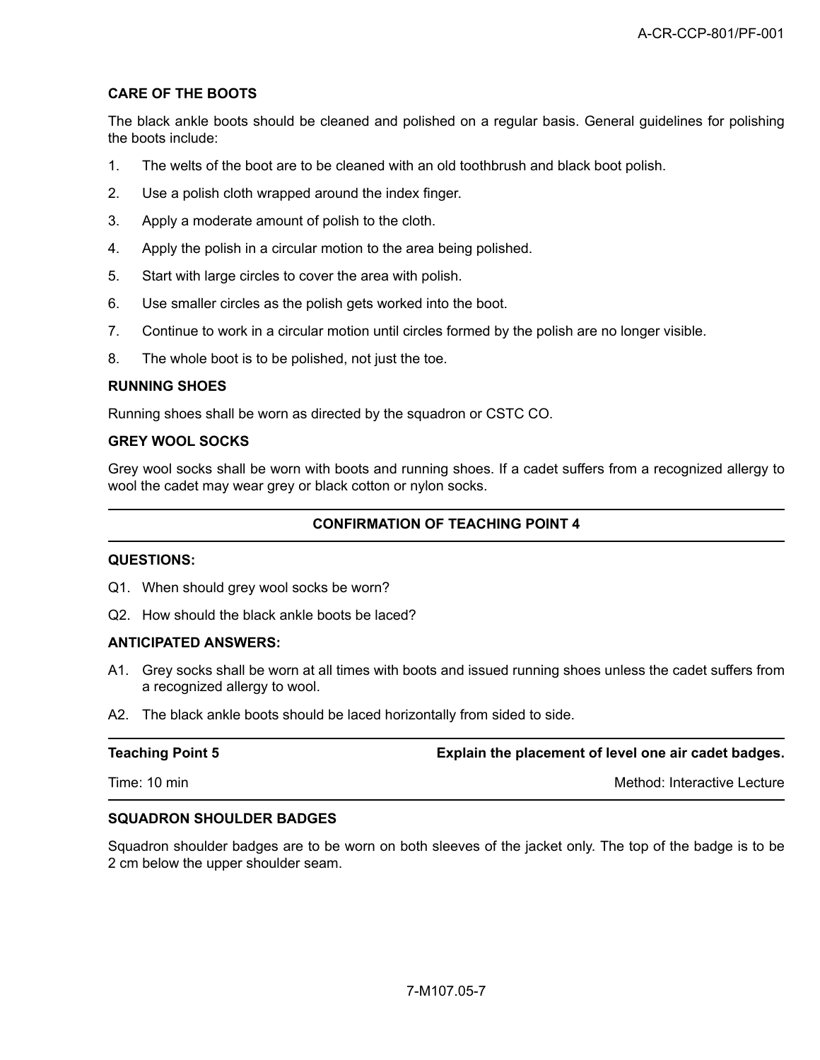**CARE OF THE BOOTS**

The black ankle boots should be cleaned and polished on a regular basis. General guidelines for polishing the boots include:

1. The welts of the boot are to be cleaned with an old toothbrush and black boot polish.
2. Use a polish cloth wrapped around the index finger.
3. Apply a moderate amount of polish to the cloth.
4. Apply the polish in a circular motion to the area being polished.
5. Start with large circles to cover the area with polish.
6. Use smaller circles as the polish gets worked into the boot.
7. Continue to work in a circular motion until circles formed by the polish are no longer visible.
8. The whole boot is to be polished, not just the toe.

**RUNNING SHOES**

Running shoes shall be worn as directed by the squadron or CSTC CO.

**GREY WOOL SOCKS**

Grey wool socks shall be worn with boots and running shoes. If a cadet suffers from a recognized allergy to wool the cadet may wear grey or black cotton or nylon socks.

---

**CONFIRMATION OF TEACHING POINT 4**

---

**QUESTIONS:**

Q1. When should grey wool socks be worn?

Q2. How should the black ankle boots be laced?

**ANTICIPATED ANSWERS:**

A1. Grey socks shall be worn at all times with boots and issued running shoes unless the cadet suffers from a recognized allergy to wool.

A2. The black ankle boots should be laced horizontally from sided to side.

---

| **Teaching Point 5** | **Explain the placement of level one air cadet badges.** |
|---|---|
| Time: 10 min | Method: Interactive Lecture |

---

**SQUADRON SHOULDER BADGES**

Squadron shoulder badges are to be worn on both sleeves of the jacket only. The top of the badge is to be 2 cm below the upper shoulder seam.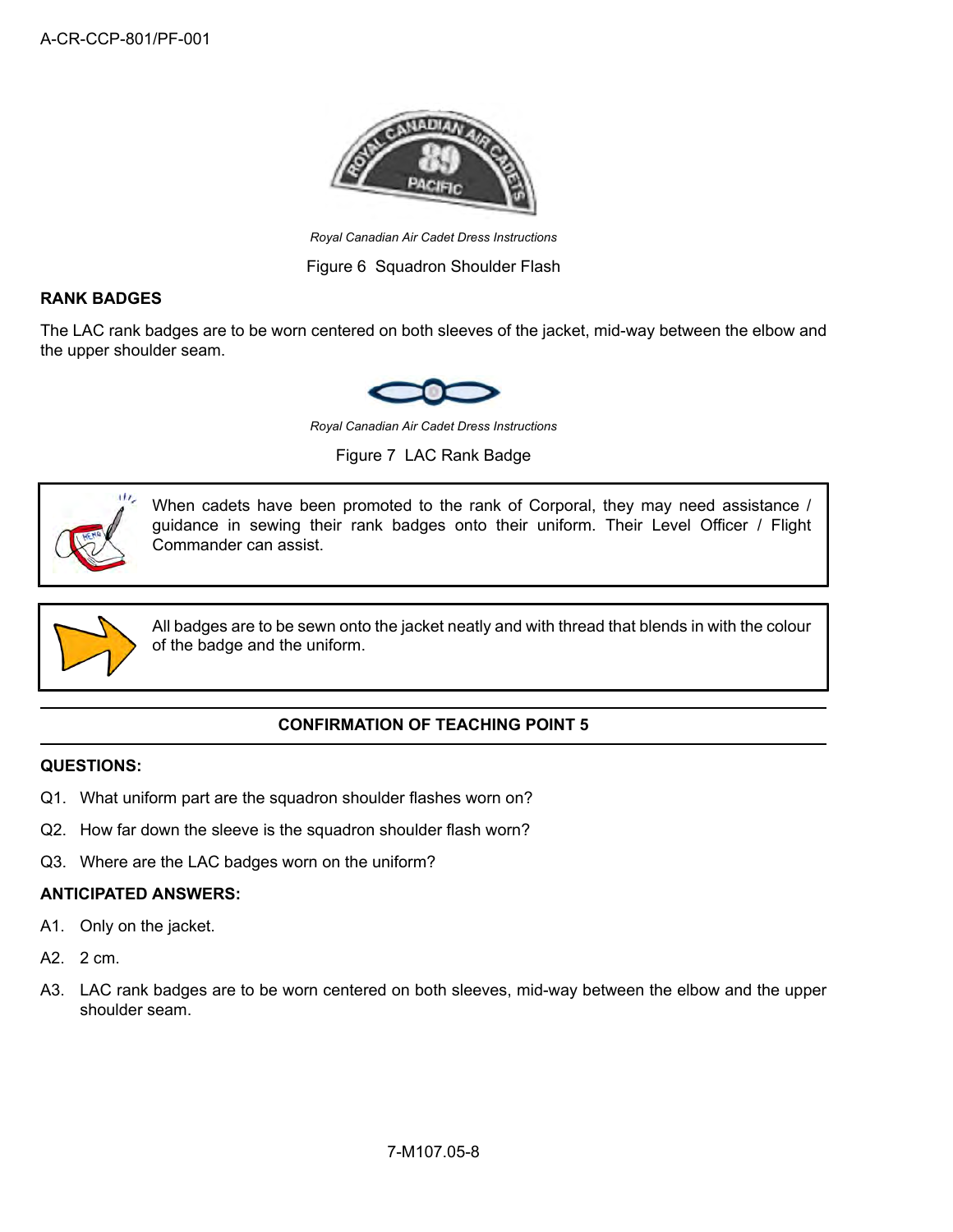*Royal Canadian Air Cadet Dress Instructions*

Figure 6 Squadron Shoulder Flash

**RANK BADGES**

The LAC rank badges are to be worn centered on both sleeves of the jacket, mid-way between the elbow and the upper shoulder seam.

*Royal Canadian Air Cadet Dress Instructions*

Figure 7 LAC Rank Badge

When cadets have been promoted to the rank of Corporal, they may need assistance / guidance in sewing their rank badges onto their uniform. Their Level Officer / Flight Commander can assist.

All badges are to be sewn onto the jacket neatly and with thread that blends in with the colour of the badge and the uniform.

**CONFIRMATION OF TEACHING POINT 5**

**QUESTIONS:**

Q1. What uniform part are the squadron shoulder flashes worn on?

Q2. How far down the sleeve is the squadron shoulder flash worn?

Q3. Where are the LAC badges worn on the uniform?

**ANTICIPATED ANSWERS:**

A1. Only on the jacket.

A2. 2 cm.

A3. LAC rank badges are to be worn centered on both sleeves, mid-way between the elbow and the upper shoulder seam.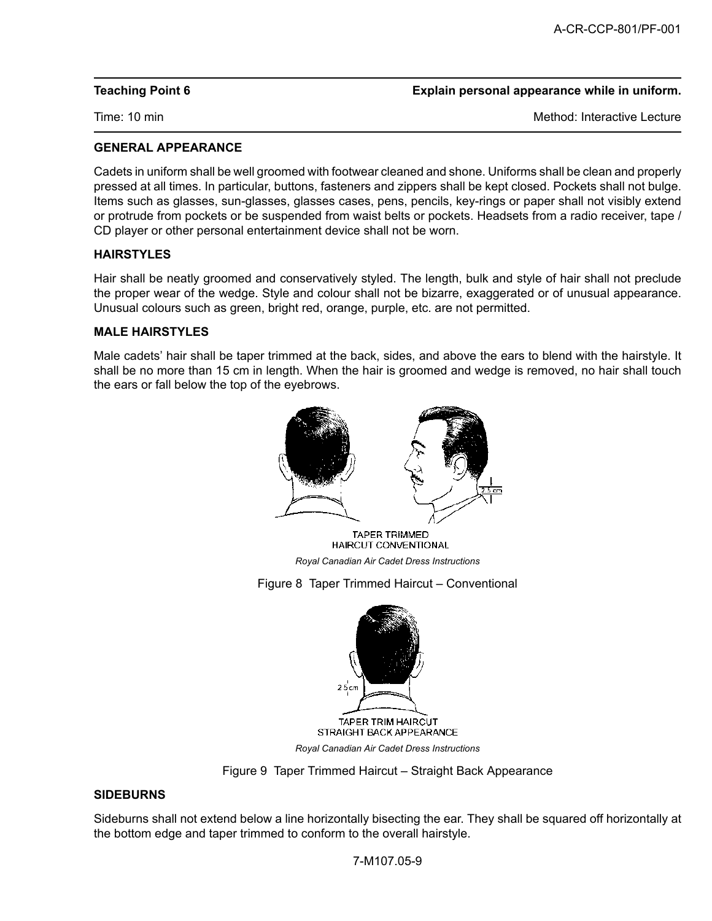| Teaching Point 6 | Explain personal appearance while in uniform. |
| --- | --- |
| Time: 10 min | Method: Interactive Lecture |

## GENERAL APPEARANCE

Cadets in uniform shall be well groomed with footwear cleaned and shone. Uniforms shall be clean and properly pressed at all times. In particular, buttons, fasteners and zippers shall be kept closed. Pockets shall not bulge. Items such as glasses, sun-glasses, glasses cases, pens, pencils, key-rings or paper shall not visibly extend or protrude from pockets or be suspended from waist belts or pockets. Headsets from a radio receiver, tape / CD player or other personal entertainment device shall not be worn.

## HAIRSTYLES

Hair shall be neatly groomed and conservatively styled. The length, bulk and style of hair shall not preclude the proper wear of the wedge. Style and colour shall not be bizarre, exaggerated or of unusual appearance. Unusual colours such as green, bright red, orange, purple, etc. are not permitted.

## MALE HAIRSTYLES

Male cadets' hair shall be taper trimmed at the back, sides, and above the ears to blend with the hairstyle. It shall be no more than 15 cm in length. When the hair is groomed and wedge is removed, no hair shall touch the ears or fall below the top of the eyebrows.

TAPER TRIMMED HAIRCUT CONVENTIONAL

*Royal Canadian Air Cadet Dress Instructions*

Figure 8 Taper Trimmed Haircut – Conventional

TAPER TRIM HAIRCUT STRAIGHT BACK APPEARANCE

*Royal Canadian Air Cadet Dress Instructions*

Figure 9 Taper Trimmed Haircut – Straight Back Appearance

## SIDEBURNS

Sideburns shall not extend below a line horizontally bisecting the ear. They shall be squared off horizontally at the bottom edge and taper trimmed to conform to the overall hairstyle.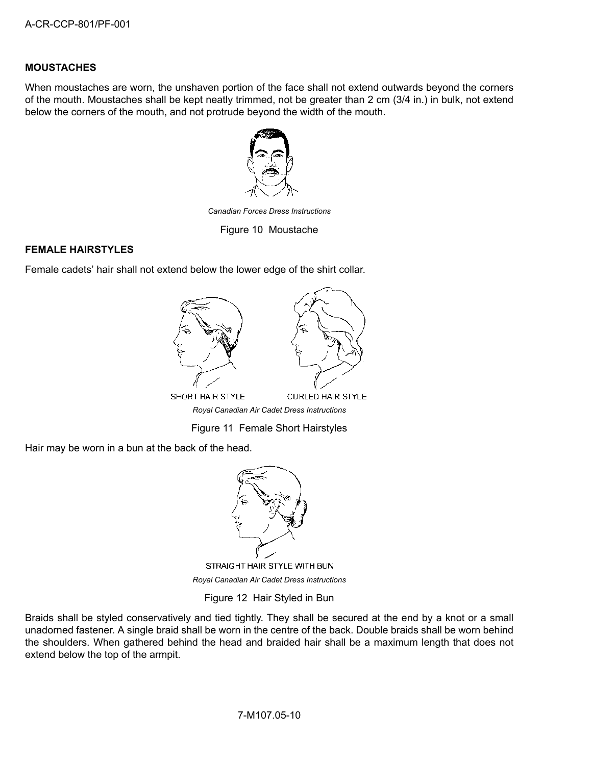## MOUSTACHES

When moustaches are worn, the unshaven portion of the face shall not extend outwards beyond the corners of the mouth. Moustaches shall be kept neatly trimmed, not be greater than 2 cm (3/4 in.) in bulk, not extend below the corners of the mouth, and not protrude beyond the width of the mouth.

*Canadian Forces Dress Instructions*

Figure 10 Moustache

## FEMALE HAIRSTYLES

Female cadets' hair shall not extend below the lower edge of the shirt collar.

SHORT HAIR STYLE CURLED HAIR STYLE

*Royal Canadian Air Cadet Dress Instructions*

Figure 11 Female Short Hairstyles

Hair may be worn in a bun at the back of the head.

STRAIGHT HAIR STYLE WITH BUN

*Royal Canadian Air Cadet Dress Instructions*

Figure 12 Hair Styled in Bun

Braids shall be styled conservatively and tied tightly. They shall be secured at the end by a knot or a small unadorned fastener. A single braid shall be worn in the centre of the back. Double braids shall be worn behind the shoulders. When gathered behind the head and braided hair shall be a maximum length that does not extend below the top of the armpit.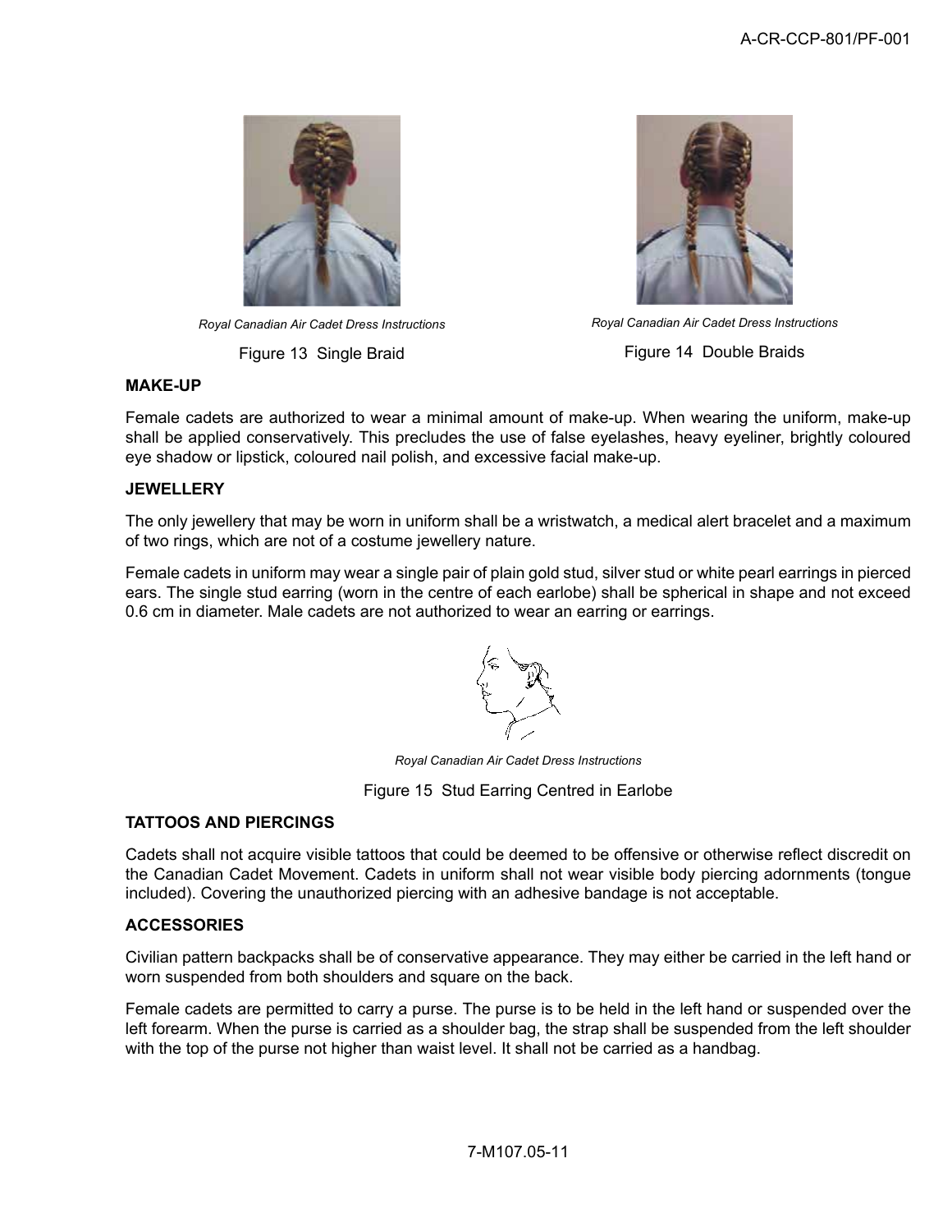*Royal Canadian Air Cadet Dress Instructions*

Figure 13 Single Braid

*Royal Canadian Air Cadet Dress Instructions*

Figure 14 Double Braids

### MAKE-UP

Female cadets are authorized to wear a minimal amount of make-up. When wearing the uniform, make-up shall be applied conservatively. This precludes the use of false eyelashes, heavy eyeliner, brightly coloured eye shadow or lipstick, coloured nail polish, and excessive facial make-up.

### JEWELLERY

The only jewellery that may be worn in uniform shall be a wristwatch, a medical alert bracelet and a maximum of two rings, which are not of a costume jewellery nature.

Female cadets in uniform may wear a single pair of plain gold stud, silver stud or white pearl earrings in pierced ears. The single stud earring (worn in the centre of each earlobe) shall be spherical in shape and not exceed 0.6 cm in diameter. Male cadets are not authorized to wear an earring or earrings.

*Royal Canadian Air Cadet Dress Instructions*

Figure 15 Stud Earring Centred in Earlobe

### TATTOOS AND PIERCINGS

Cadets shall not acquire visible tattoos that could be deemed to be offensive or otherwise reflect discredit on the Canadian Cadet Movement. Cadets in uniform shall not wear visible body piercing adornments (tongue included). Covering the unauthorized piercing with an adhesive bandage is not acceptable.

### ACCESSORIES

Civilian pattern backpacks shall be of conservative appearance. They may either be carried in the left hand or worn suspended from both shoulders and square on the back.

Female cadets are permitted to carry a purse. The purse is to be held in the left hand or suspended over the left forearm. When the purse is carried as a shoulder bag, the strap shall be suspended from the left shoulder with the top of the purse not higher than waist level. It shall not be carried as a handbag.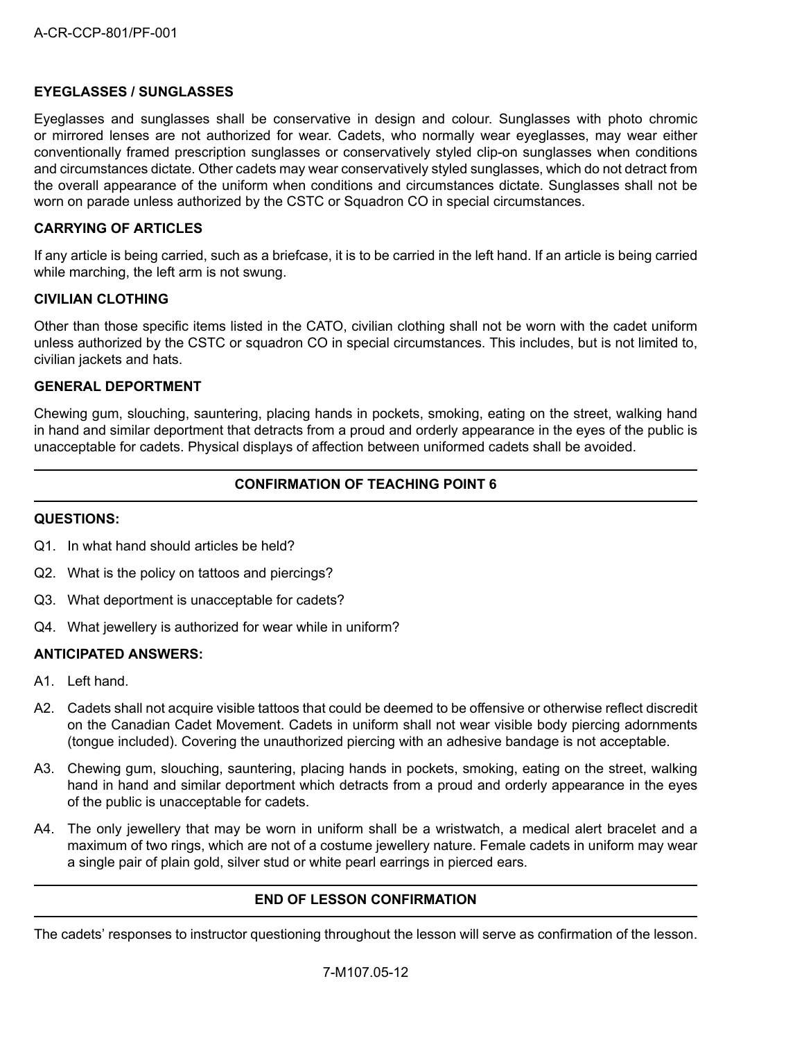### EYEGLASSES / SUNGLASSES

Eyeglasses and sunglasses shall be conservative in design and colour. Sunglasses with photo chromic or mirrored lenses are not authorized for wear. Cadets, who normally wear eyeglasses, may wear either conventionally framed prescription sunglasses or conservatively styled clip-on sunglasses when conditions and circumstances dictate. Other cadets may wear conservatively styled sunglasses, which do not detract from the overall appearance of the uniform when conditions and circumstances dictate. Sunglasses shall not be worn on parade unless authorized by the CSTC or Squadron CO in special circumstances.

### CARRYING OF ARTICLES

If any article is being carried, such as a briefcase, it is to be carried in the left hand. If an article is being carried while marching, the left arm is not swung.

### CIVILIAN CLOTHING

Other than those specific items listed in the CATO, civilian clothing shall not be worn with the cadet uniform unless authorized by the CSTC or squadron CO in special circumstances. This includes, but is not limited to, civilian jackets and hats.

### GENERAL DEPORTMENT

Chewing gum, slouching, sauntering, placing hands in pockets, smoking, eating on the street, walking hand in hand and similar deportment that detracts from a proud and orderly appearance in the eyes of the public is unacceptable for cadets. Physical displays of affection between uniformed cadets shall be avoided.

---

## CONFIRMATION OF TEACHING POINT 6

---

**QUESTIONS:**

Q1. In what hand should articles be held?

Q2. What is the policy on tattoos and piercings?

Q3. What deportment is unacceptable for cadets?

Q4. What jewellery is authorized for wear while in uniform?

**ANTICIPATED ANSWERS:**

A1. Left hand.

A2. Cadets shall not acquire visible tattoos that could be deemed to be offensive or otherwise reflect discredit on the Canadian Cadet Movement. Cadets in uniform shall not wear visible body piercing adornments (tongue included). Covering the unauthorized piercing with an adhesive bandage is not acceptable.

A3. Chewing gum, slouching, sauntering, placing hands in pockets, smoking, eating on the street, walking hand in hand and similar deportment which detracts from a proud and orderly appearance in the eyes of the public is unacceptable for cadets.

A4. The only jewellery that may be worn in uniform shall be a wristwatch, a medical alert bracelet and a maximum of two rings, which are not of a costume jewellery nature. Female cadets in uniform may wear a single pair of plain gold, silver stud or white pearl earrings in pierced ears.

---

## END OF LESSON CONFIRMATION

---

The cadets' responses to instructor questioning throughout the lesson will serve as confirmation of the lesson.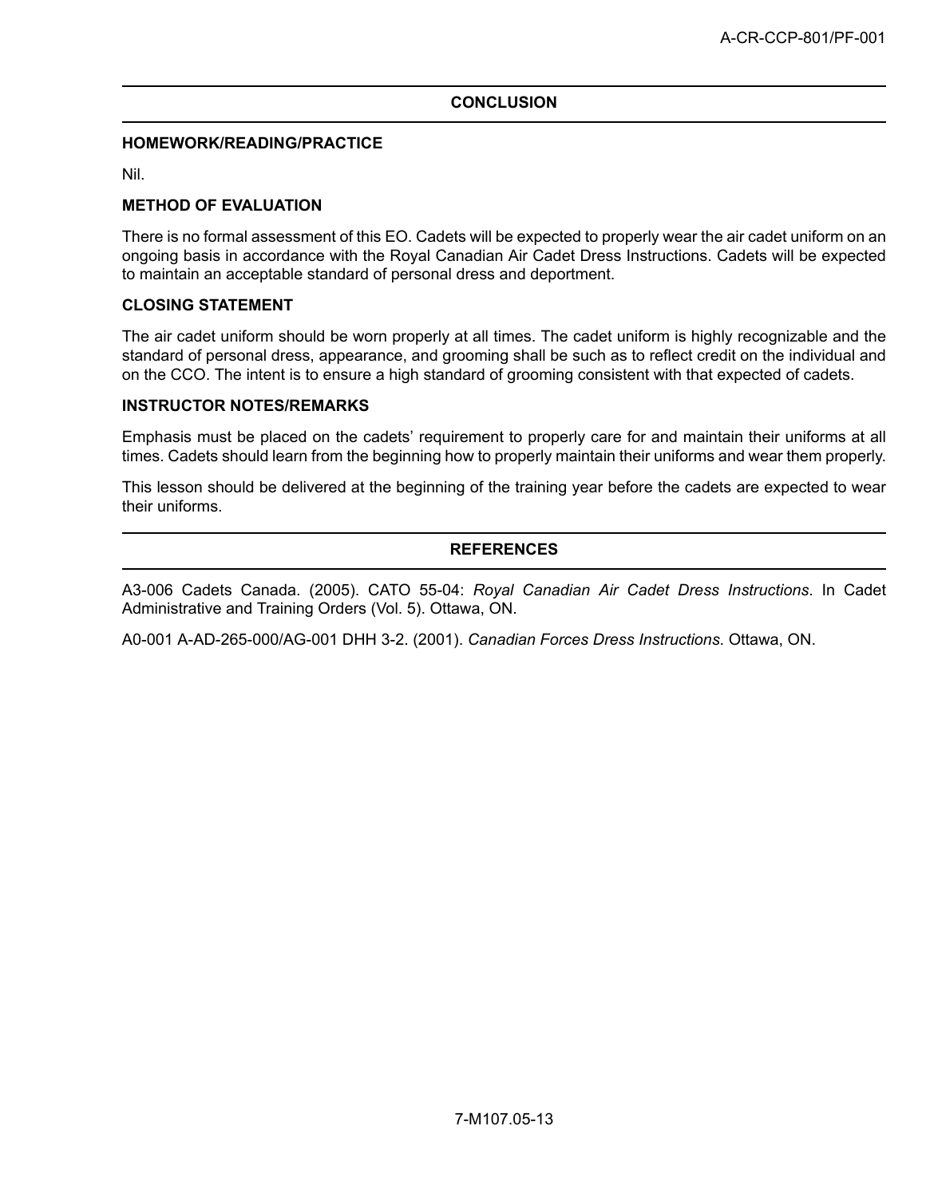## CONCLUSION

### HOMEWORK/READING/PRACTICE

Nil.

### METHOD OF EVALUATION

There is no formal assessment of this EO. Cadets will be expected to properly wear the air cadet uniform on an ongoing basis in accordance with the Royal Canadian Air Cadet Dress Instructions. Cadets will be expected to maintain an acceptable standard of personal dress and deportment.

### CLOSING STATEMENT

The air cadet uniform should be worn properly at all times. The cadet uniform is highly recognizable and the standard of personal dress, appearance, and grooming shall be such as to reflect credit on the individual and on the CCO. The intent is to ensure a high standard of grooming consistent with that expected of cadets.

### INSTRUCTOR NOTES/REMARKS

Emphasis must be placed on the cadets' requirement to properly care for and maintain their uniforms at all times. Cadets should learn from the beginning how to properly maintain their uniforms and wear them properly.

This lesson should be delivered at the beginning of the training year before the cadets are expected to wear their uniforms.

## REFERENCES

A3-006 Cadets Canada. (2005). CATO 55-04: *Royal Canadian Air Cadet Dress Instructions*. In Cadet Administrative and Training Orders (Vol. 5). Ottawa, ON.

A0-001 A-AD-265-000/AG-001 DHH 3-2. (2001). *Canadian Forces Dress Instructions*. Ottawa, ON.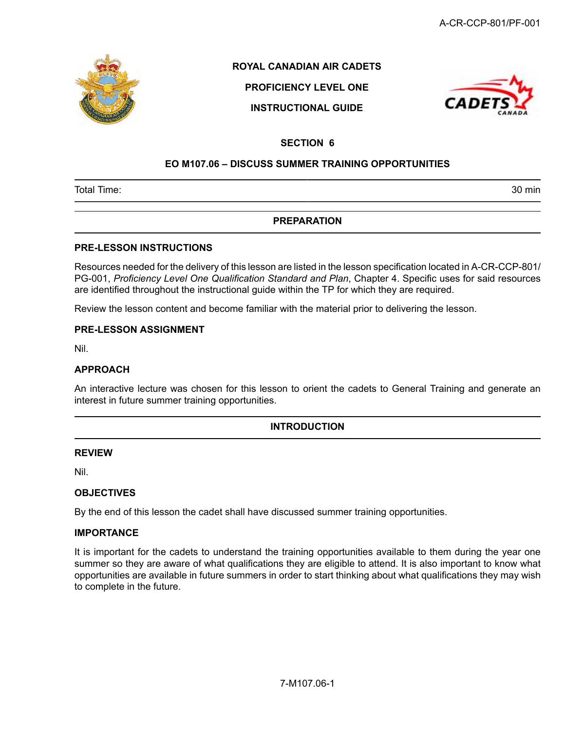**ROYAL CANADIAN AIR CADETS**

**PROFICIENCY LEVEL ONE**

**INSTRUCTIONAL GUIDE**

# SECTION 6

## EO M107.06 – DISCUSS SUMMER TRAINING OPPORTUNITIES

| Total Time: | 30 min |
|---|---|

## PREPARATION

### PRE-LESSON INSTRUCTIONS

Resources needed for the delivery of this lesson are listed in the lesson specification located in A-CR-CCP-801/PG-001, *Proficiency Level One Qualification Standard and Plan*, Chapter 4. Specific uses for said resources are identified throughout the instructional guide within the TP for which they are required.

Review the lesson content and become familiar with the material prior to delivering the lesson.

### PRE-LESSON ASSIGNMENT

Nil.

### APPROACH

An interactive lecture was chosen for this lesson to orient the cadets to General Training and generate an interest in future summer training opportunities.

## INTRODUCTION

### REVIEW

Nil.

### OBJECTIVES

By the end of this lesson the cadet shall have discussed summer training opportunities.

### IMPORTANCE

It is important for the cadets to understand the training opportunities available to them during the year one summer so they are aware of what qualifications they are eligible to attend. It is also important to know what opportunities are available in future summers in order to start thinking about what qualifications they may wish to complete in the future.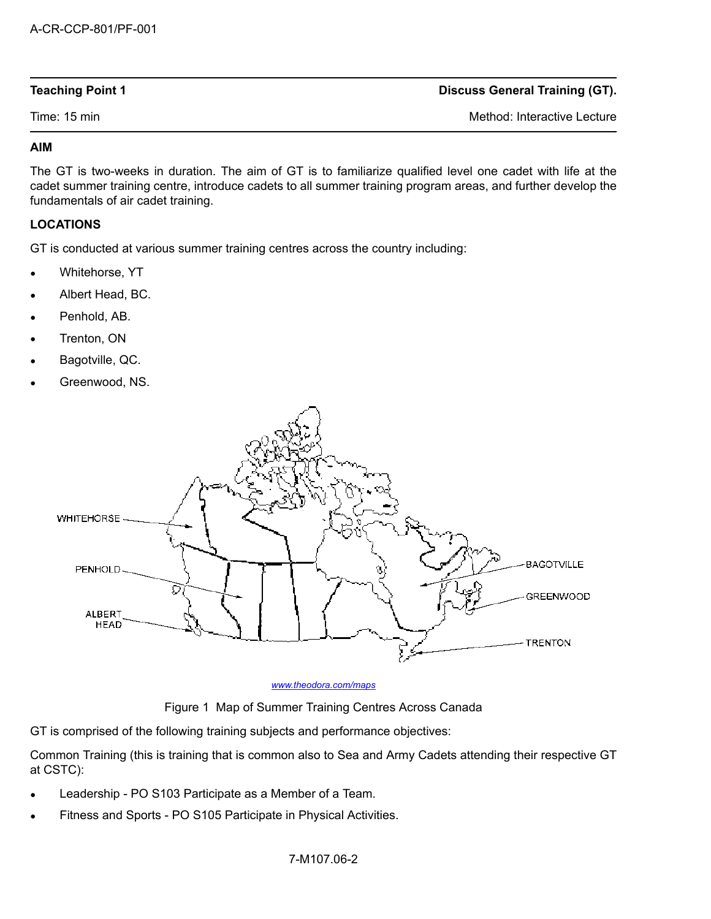| **Teaching Point 1** | **Discuss General Training (GT).** |
|---|---|
| Time: 15 min | Method: Interactive Lecture |

**AIM**

The GT is two-weeks in duration. The aim of GT is to familiarize qualified level one cadet with life at the cadet summer training centre, introduce cadets to all summer training program areas, and further develop the fundamentals of air cadet training.

**LOCATIONS**

GT is conducted at various summer training centres across the country including:

- Whitehorse, YT
- Albert Head, BC.
- Penhold, AB.
- Trenton, ON
- Bagotville, QC.
- Greenwood, NS.

www.theodora.com/maps

Figure 1 Map of Summer Training Centres Across Canada

GT is comprised of the following training subjects and performance objectives:

Common Training (this is training that is common also to Sea and Army Cadets attending their respective GT at CSTC):

- Leadership - PO S103 Participate as a Member of a Team.
- Fitness and Sports - PO S105 Participate in Physical Activities.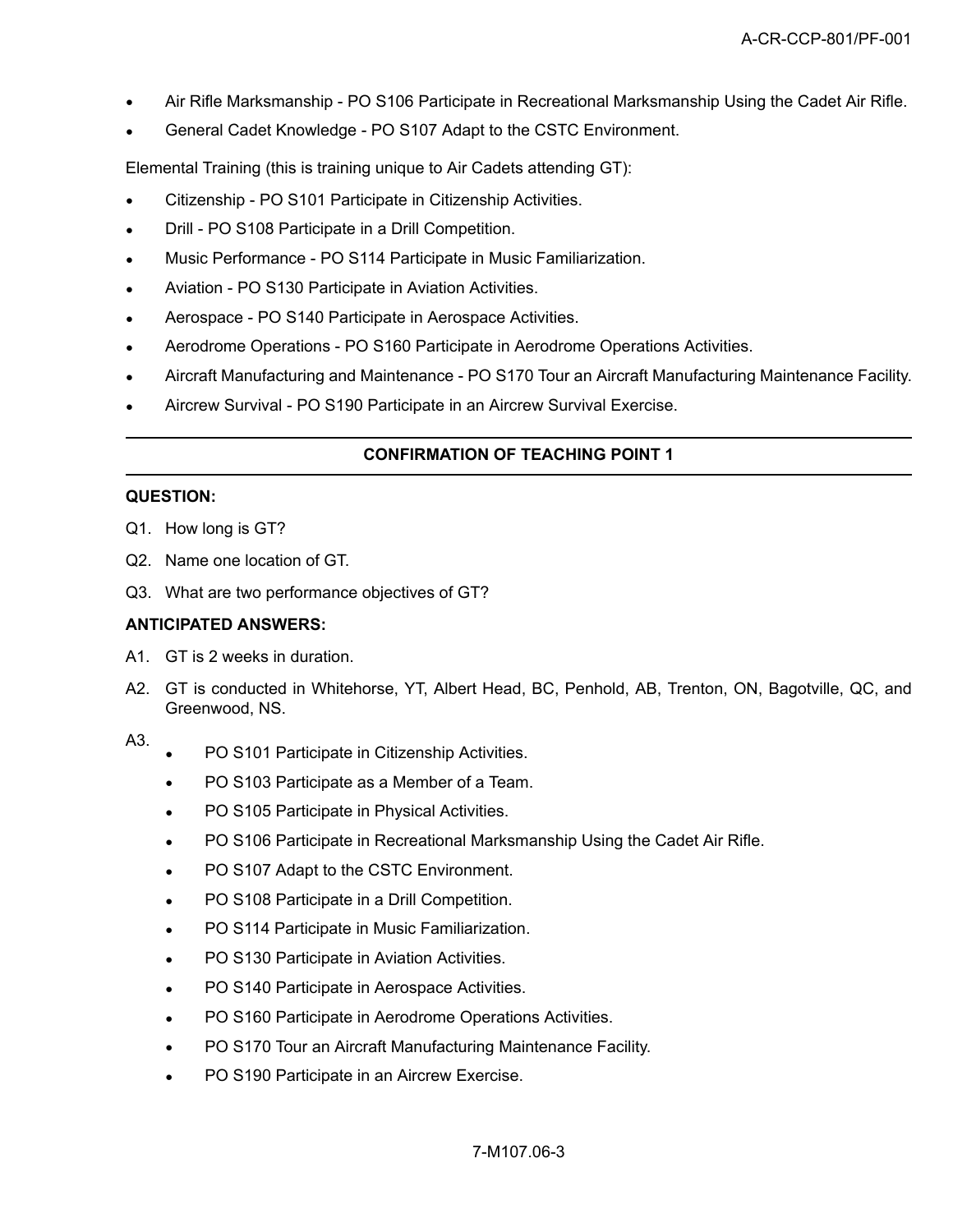- Air Rifle Marksmanship - PO S106 Participate in Recreational Marksmanship Using the Cadet Air Rifle.
- General Cadet Knowledge - PO S107 Adapt to the CSTC Environment.

Elemental Training (this is training unique to Air Cadets attending GT):

- Citizenship - PO S101 Participate in Citizenship Activities.
- Drill - PO S108 Participate in a Drill Competition.
- Music Performance - PO S114 Participate in Music Familiarization.
- Aviation - PO S130 Participate in Aviation Activities.
- Aerospace - PO S140 Participate in Aerospace Activities.
- Aerodrome Operations - PO S160 Participate in Aerodrome Operations Activities.
- Aircraft Manufacturing and Maintenance - PO S170 Tour an Aircraft Manufacturing Maintenance Facility.
- Aircrew Survival - PO S190 Participate in an Aircrew Survival Exercise.

---

**CONFIRMATION OF TEACHING POINT 1**

---

**QUESTION:**

Q1. How long is GT?

Q2. Name one location of GT.

Q3. What are two performance objectives of GT?

**ANTICIPATED ANSWERS:**

A1. GT is 2 weeks in duration.

A2. GT is conducted in Whitehorse, YT, Albert Head, BC, Penhold, AB, Trenton, ON, Bagotville, QC, and Greenwood, NS.

A3.
- PO S101 Participate in Citizenship Activities.
- PO S103 Participate as a Member of a Team.
- PO S105 Participate in Physical Activities.
- PO S106 Participate in Recreational Marksmanship Using the Cadet Air Rifle.
- PO S107 Adapt to the CSTC Environment.
- PO S108 Participate in a Drill Competition.
- PO S114 Participate in Music Familiarization.
- PO S130 Participate in Aviation Activities.
- PO S140 Participate in Aerospace Activities.
- PO S160 Participate in Aerodrome Operations Activities.
- PO S170 Tour an Aircraft Manufacturing Maintenance Facility.
- PO S190 Participate in an Aircrew Exercise.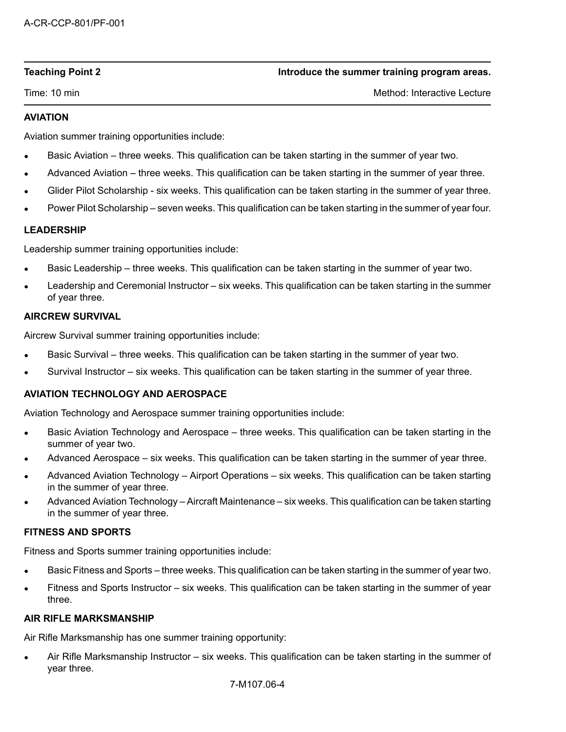| Teaching Point 2 | Introduce the summer training program areas. |
| --- | --- |
| Time: 10 min | Method: Interactive Lecture |

**AVIATION**

Aviation summer training opportunities include:

- Basic Aviation – three weeks. This qualification can be taken starting in the summer of year two.
- Advanced Aviation – three weeks. This qualification can be taken starting in the summer of year three.
- Glider Pilot Scholarship - six weeks. This qualification can be taken starting in the summer of year three.
- Power Pilot Scholarship – seven weeks. This qualification can be taken starting in the summer of year four.

**LEADERSHIP**

Leadership summer training opportunities include:

- Basic Leadership – three weeks. This qualification can be taken starting in the summer of year two.
- Leadership and Ceremonial Instructor – six weeks. This qualification can be taken starting in the summer of year three.

**AIRCREW SURVIVAL**

Aircrew Survival summer training opportunities include:

- Basic Survival – three weeks. This qualification can be taken starting in the summer of year two.
- Survival Instructor – six weeks. This qualification can be taken starting in the summer of year three.

**AVIATION TECHNOLOGY AND AEROSPACE**

Aviation Technology and Aerospace summer training opportunities include:

- Basic Aviation Technology and Aerospace – three weeks. This qualification can be taken starting in the summer of year two.
- Advanced Aerospace – six weeks. This qualification can be taken starting in the summer of year three.
- Advanced Aviation Technology – Airport Operations – six weeks. This qualification can be taken starting in the summer of year three.
- Advanced Aviation Technology – Aircraft Maintenance – six weeks. This qualification can be taken starting in the summer of year three.

**FITNESS AND SPORTS**

Fitness and Sports summer training opportunities include:

- Basic Fitness and Sports – three weeks. This qualification can be taken starting in the summer of year two.
- Fitness and Sports Instructor – six weeks. This qualification can be taken starting in the summer of year three.

**AIR RIFLE MARKSMANSHIP**

Air Rifle Marksmanship has one summer training opportunity:

- Air Rifle Marksmanship Instructor – six weeks. This qualification can be taken starting in the summer of year three.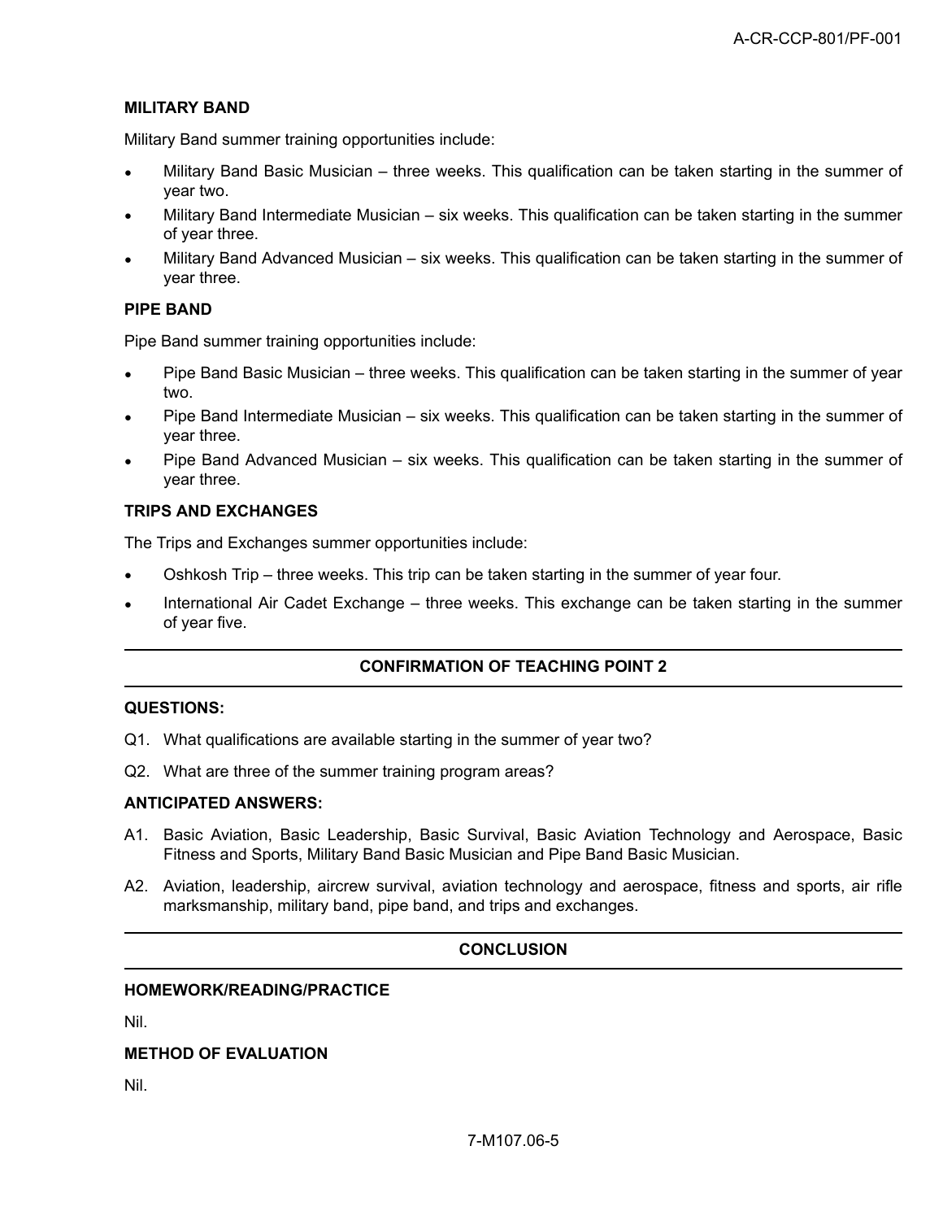### MILITARY BAND

Military Band summer training opportunities include:

- Military Band Basic Musician – three weeks. This qualification can be taken starting in the summer of year two.
- Military Band Intermediate Musician – six weeks. This qualification can be taken starting in the summer of year three.
- Military Band Advanced Musician – six weeks. This qualification can be taken starting in the summer of year three.

### PIPE BAND

Pipe Band summer training opportunities include:

- Pipe Band Basic Musician – three weeks. This qualification can be taken starting in the summer of year two.
- Pipe Band Intermediate Musician – six weeks. This qualification can be taken starting in the summer of year three.
- Pipe Band Advanced Musician – six weeks. This qualification can be taken starting in the summer of year three.

### TRIPS AND EXCHANGES

The Trips and Exchanges summer opportunities include:

- Oshkosh Trip – three weeks. This trip can be taken starting in the summer of year four.
- International Air Cadet Exchange – three weeks. This exchange can be taken starting in the summer of year five.

## CONFIRMATION OF TEACHING POINT 2

### QUESTIONS:

Q1. What qualifications are available starting in the summer of year two?

Q2. What are three of the summer training program areas?

### ANTICIPATED ANSWERS:

A1. Basic Aviation, Basic Leadership, Basic Survival, Basic Aviation Technology and Aerospace, Basic Fitness and Sports, Military Band Basic Musician and Pipe Band Basic Musician.

A2. Aviation, leadership, aircrew survival, aviation technology and aerospace, fitness and sports, air rifle marksmanship, military band, pipe band, and trips and exchanges.

## CONCLUSION

### HOMEWORK/READING/PRACTICE

Nil.

### METHOD OF EVALUATION

Nil.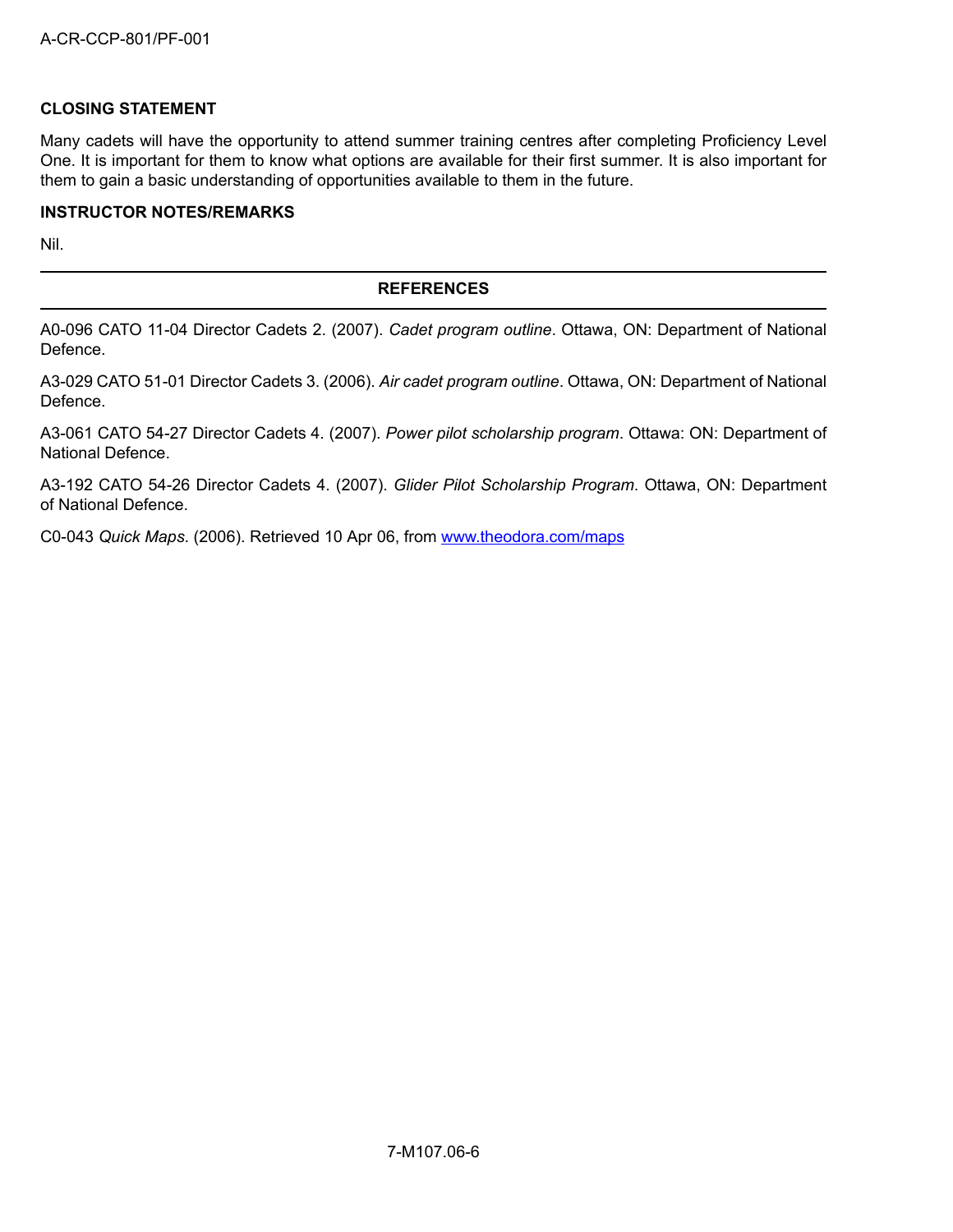## CLOSING STATEMENT

Many cadets will have the opportunity to attend summer training centres after completing Proficiency Level One. It is important for them to know what options are available for their first summer. It is also important for them to gain a basic understanding of opportunities available to them in the future.

## INSTRUCTOR NOTES/REMARKS

Nil.

## REFERENCES

A0-096 CATO 11-04 Director Cadets 2. (2007). *Cadet program outline*. Ottawa, ON: Department of National Defence.

A3-029 CATO 51-01 Director Cadets 3. (2006). *Air cadet program outline*. Ottawa, ON: Department of National Defence.

A3-061 CATO 54-27 Director Cadets 4. (2007). *Power pilot scholarship program*. Ottawa: ON: Department of National Defence.

A3-192 CATO 54-26 Director Cadets 4. (2007). *Glider Pilot Scholarship Program*. Ottawa, ON: Department of National Defence.

C0-043 *Quick Maps*. (2006). Retrieved 10 Apr 06, from www.theodora.com/maps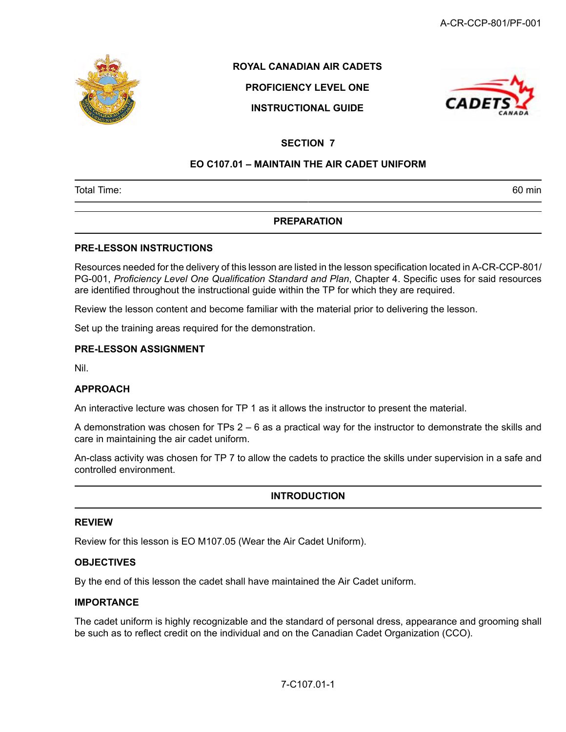ROYAL CANADIAN AIR CADETS

PROFICIENCY LEVEL ONE

INSTRUCTIONAL GUIDE

# SECTION 7

## EO C107.01 – MAINTAIN THE AIR CADET UNIFORM

| Total Time: | 60 min |
|---|---|

## PREPARATION

### PRE-LESSON INSTRUCTIONS

Resources needed for the delivery of this lesson are listed in the lesson specification located in A-CR-CCP-801/PG-001, *Proficiency Level One Qualification Standard and Plan*, Chapter 4. Specific uses for said resources are identified throughout the instructional guide within the TP for which they are required.

Review the lesson content and become familiar with the material prior to delivering the lesson.

Set up the training areas required for the demonstration.

### PRE-LESSON ASSIGNMENT

Nil.

### APPROACH

An interactive lecture was chosen for TP 1 as it allows the instructor to present the material.

A demonstration was chosen for TPs 2 – 6 as a practical way for the instructor to demonstrate the skills and care in maintaining the air cadet uniform.

An-class activity was chosen for TP 7 to allow the cadets to practice the skills under supervision in a safe and controlled environment.

## INTRODUCTION

### REVIEW

Review for this lesson is EO M107.05 (Wear the Air Cadet Uniform).

### OBJECTIVES

By the end of this lesson the cadet shall have maintained the Air Cadet uniform.

### IMPORTANCE

The cadet uniform is highly recognizable and the standard of personal dress, appearance and grooming shall be such as to reflect credit on the individual and on the Canadian Cadet Organization (CCO).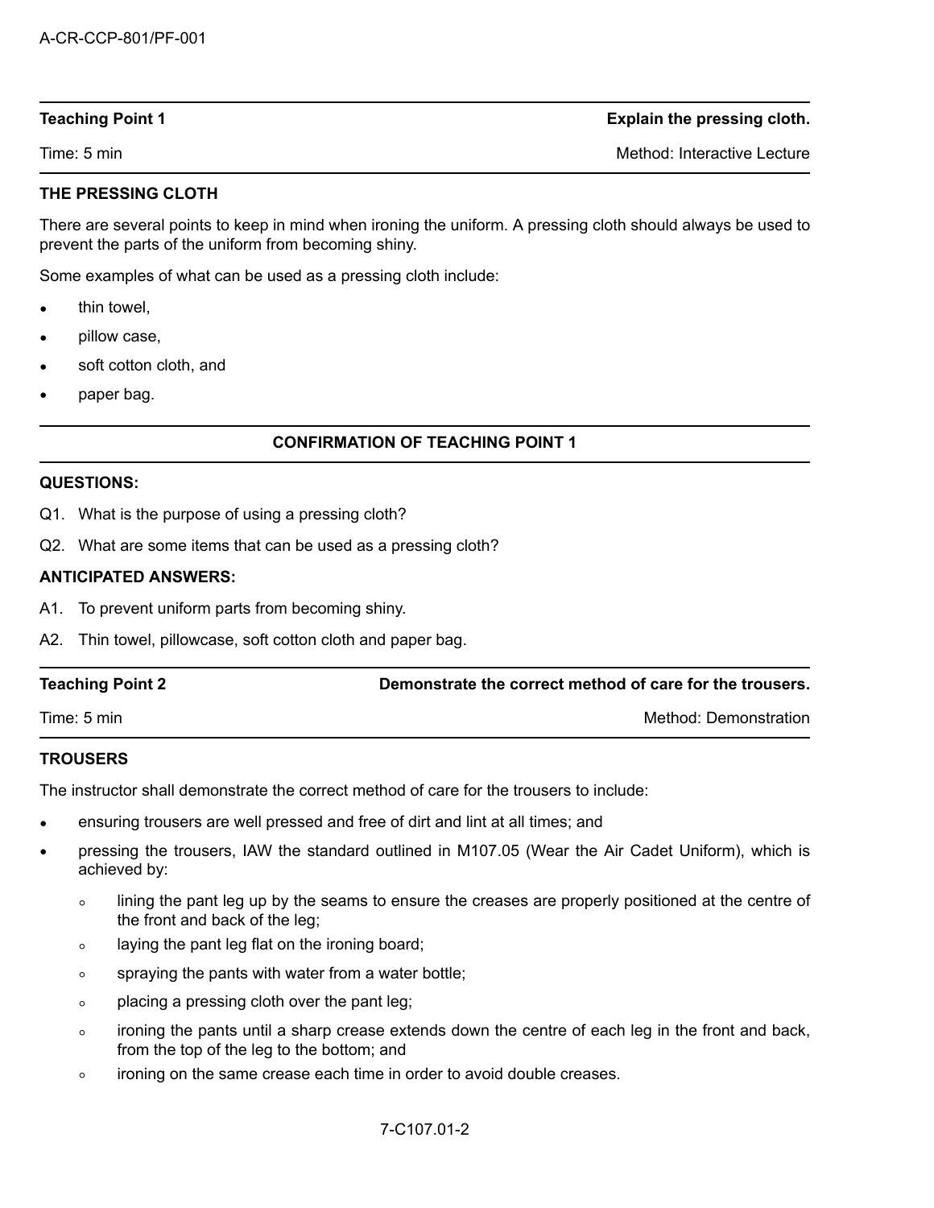| Teaching Point 1 | Explain the pressing cloth. |
| --- | --- |
| Time: 5 min | Method: Interactive Lecture |

**THE PRESSING CLOTH**

There are several points to keep in mind when ironing the uniform. A pressing cloth should always be used to prevent the parts of the uniform from becoming shiny.

Some examples of what can be used as a pressing cloth include:

- thin towel,
- pillow case,
- soft cotton cloth, and
- paper bag.

**CONFIRMATION OF TEACHING POINT 1**

**QUESTIONS:**

Q1. What is the purpose of using a pressing cloth?

Q2. What are some items that can be used as a pressing cloth?

**ANTICIPATED ANSWERS:**

A1. To prevent uniform parts from becoming shiny.

A2. Thin towel, pillowcase, soft cotton cloth and paper bag.

| Teaching Point 2 | Demonstrate the correct method of care for the trousers. |
| --- | --- |
| Time: 5 min | Method: Demonstration |

**TROUSERS**

The instructor shall demonstrate the correct method of care for the trousers to include:

- ensuring trousers are well pressed and free of dirt and lint at all times; and
- pressing the trousers, IAW the standard outlined in M107.05 (Wear the Air Cadet Uniform), which is achieved by:
  - lining the pant leg up by the seams to ensure the creases are properly positioned at the centre of the front and back of the leg;
  - laying the pant leg flat on the ironing board;
  - spraying the pants with water from a water bottle;
  - placing a pressing cloth over the pant leg;
  - ironing the pants until a sharp crease extends down the centre of each leg in the front and back, from the top of the leg to the bottom; and
  - ironing on the same crease each time in order to avoid double creases.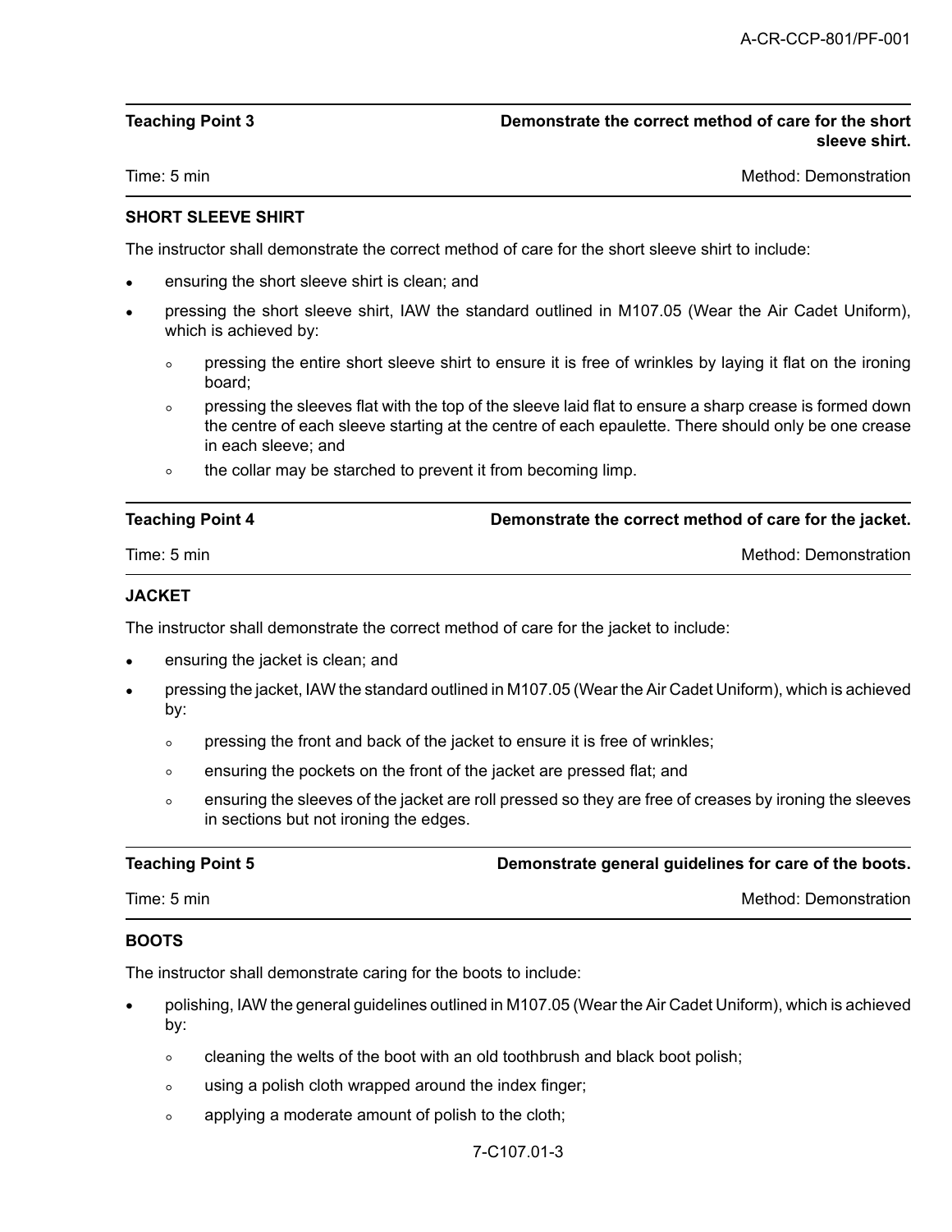| Teaching Point 3 | Demonstrate the correct method of care for the short sleeve shirt. |
|---|---|
| Time: 5 min | Method: Demonstration |

**SHORT SLEEVE SHIRT**

The instructor shall demonstrate the correct method of care for the short sleeve shirt to include:

- ensuring the short sleeve shirt is clean; and
- pressing the short sleeve shirt, IAW the standard outlined in M107.05 (Wear the Air Cadet Uniform), which is achieved by:
  - pressing the entire short sleeve shirt to ensure it is free of wrinkles by laying it flat on the ironing board;
  - pressing the sleeves flat with the top of the sleeve laid flat to ensure a sharp crease is formed down the centre of each sleeve starting at the centre of each epaulette. There should only be one crease in each sleeve; and
  - the collar may be starched to prevent it from becoming limp.

| Teaching Point 4 | Demonstrate the correct method of care for the jacket. |
|---|---|
| Time: 5 min | Method: Demonstration |

**JACKET**

The instructor shall demonstrate the correct method of care for the jacket to include:

- ensuring the jacket is clean; and
- pressing the jacket, IAW the standard outlined in M107.05 (Wear the Air Cadet Uniform), which is achieved by:
  - pressing the front and back of the jacket to ensure it is free of wrinkles;
  - ensuring the pockets on the front of the jacket are pressed flat; and
  - ensuring the sleeves of the jacket are roll pressed so they are free of creases by ironing the sleeves in sections but not ironing the edges.

| Teaching Point 5 | Demonstrate general guidelines for care of the boots. |
|---|---|
| Time: 5 min | Method: Demonstration |

**BOOTS**

The instructor shall demonstrate caring for the boots to include:

- polishing, IAW the general guidelines outlined in M107.05 (Wear the Air Cadet Uniform), which is achieved by:
  - cleaning the welts of the boot with an old toothbrush and black boot polish;
  - using a polish cloth wrapped around the index finger;
  - applying a moderate amount of polish to the cloth;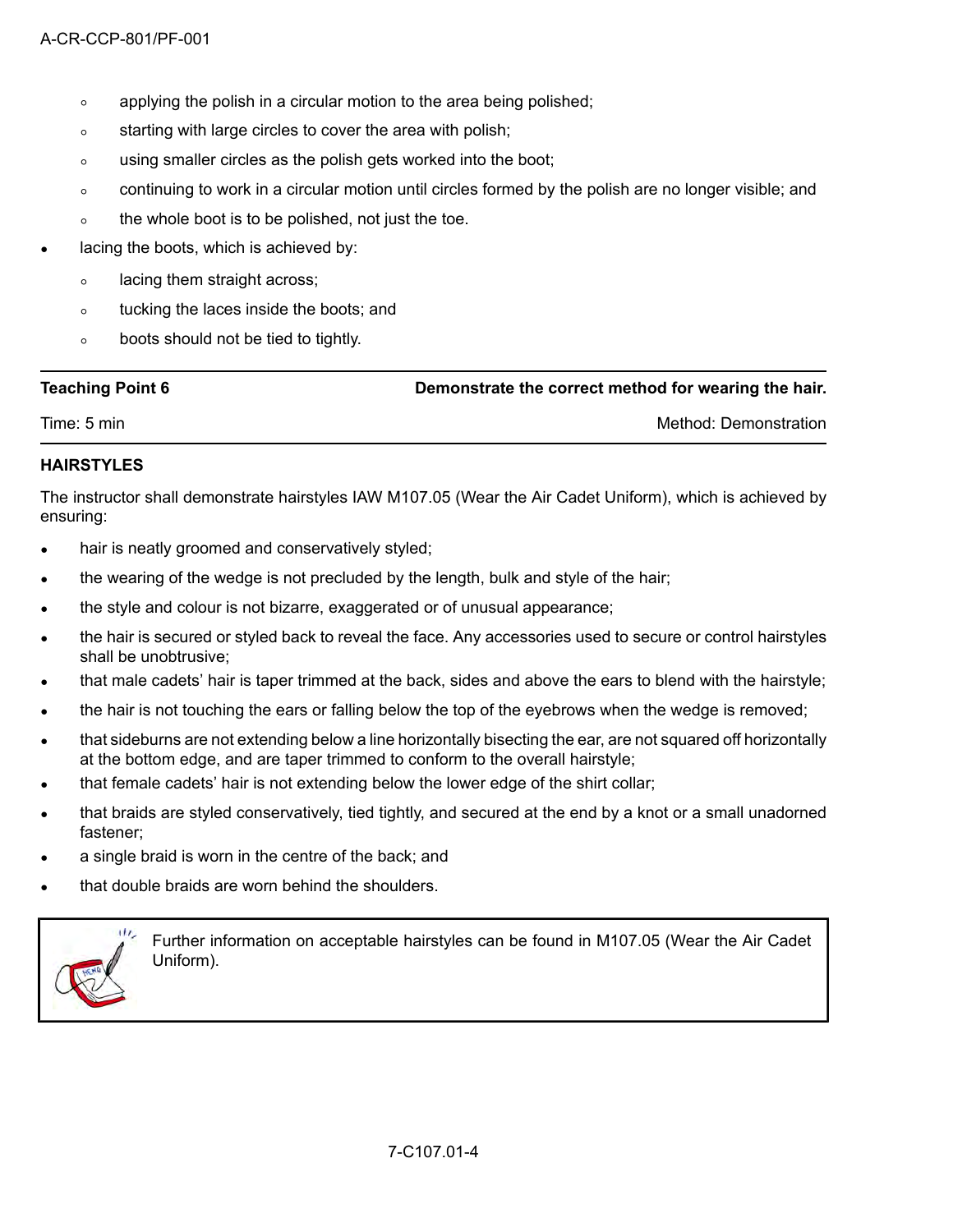- applying the polish in a circular motion to the area being polished;
  - starting with large circles to cover the area with polish;
  - using smaller circles as the polish gets worked into the boot;
  - continuing to work in a circular motion until circles formed by the polish are no longer visible; and
  - the whole boot is to be polished, not just the toe.
- lacing the boots, which is achieved by:
  - lacing them straight across;
  - tucking the laces inside the boots; and
  - boots should not be tied to tightly.

---

| **Teaching Point 6** | **Demonstrate the correct method for wearing the hair.** |
|---|---|
| Time: 5 min | Method: Demonstration |

---

**HAIRSTYLES**

The instructor shall demonstrate hairstyles IAW M107.05 (Wear the Air Cadet Uniform), which is achieved by ensuring:

- hair is neatly groomed and conservatively styled;
- the wearing of the wedge is not precluded by the length, bulk and style of the hair;
- the style and colour is not bizarre, exaggerated or of unusual appearance;
- the hair is secured or styled back to reveal the face. Any accessories used to secure or control hairstyles shall be unobtrusive;
- that male cadets' hair is taper trimmed at the back, sides and above the ears to blend with the hairstyle;
- the hair is not touching the ears or falling below the top of the eyebrows when the wedge is removed;
- that sideburns are not extending below a line horizontally bisecting the ear, are not squared off horizontally at the bottom edge, and are taper trimmed to conform to the overall hairstyle;
- that female cadets' hair is not extending below the lower edge of the shirt collar;
- that braids are styled conservatively, tied tightly, and secured at the end by a knot or a small unadorned fastener;
- a single braid is worn in the centre of the back; and
- that double braids are worn behind the shoulders.

> Further information on acceptable hairstyles can be found in M107.05 (Wear the Air Cadet Uniform).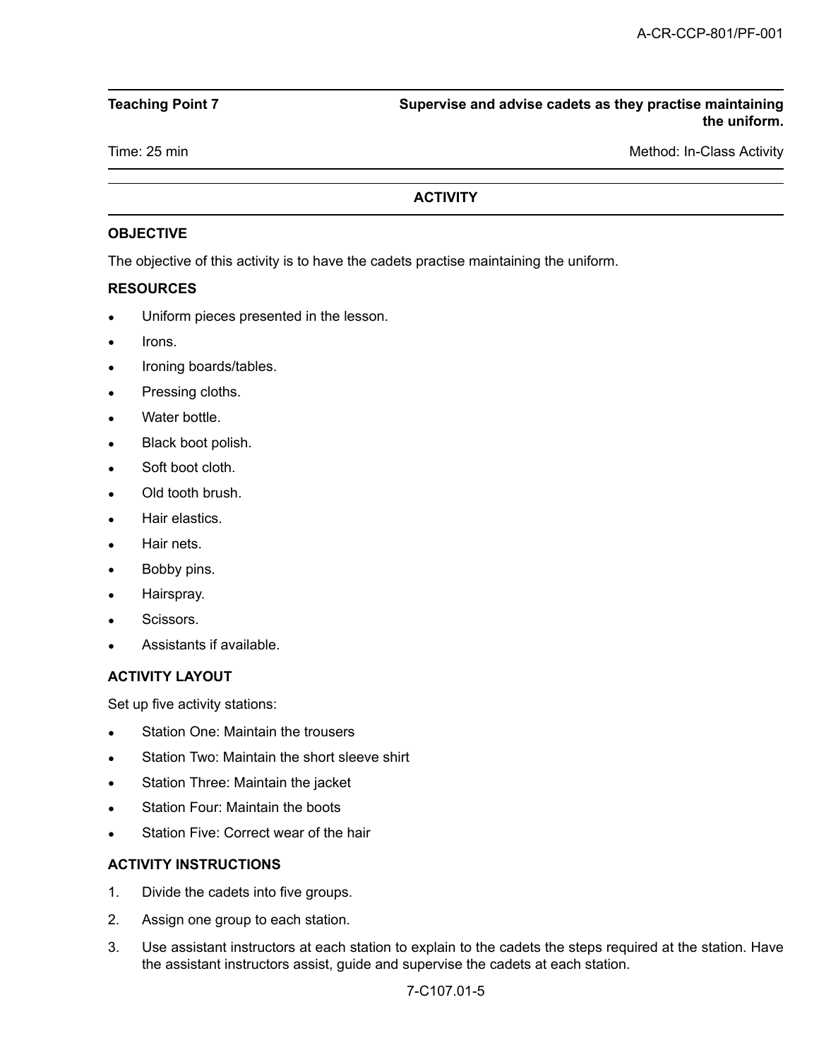| Teaching Point 7 | Supervise and advise cadets as they practise maintaining the uniform. |
| --- | --- |
| Time: 25 min | Method: In-Class Activity |

## ACTIVITY

### OBJECTIVE

The objective of this activity is to have the cadets practise maintaining the uniform.

### RESOURCES

- Uniform pieces presented in the lesson.
- Irons.
- Ironing boards/tables.
- Pressing cloths.
- Water bottle.
- Black boot polish.
- Soft boot cloth.
- Old tooth brush.
- Hair elastics.
- Hair nets.
- Bobby pins.
- Hairspray.
- Scissors.
- Assistants if available.

### ACTIVITY LAYOUT

Set up five activity stations:

- Station One: Maintain the trousers
- Station Two: Maintain the short sleeve shirt
- Station Three: Maintain the jacket
- Station Four: Maintain the boots
- Station Five: Correct wear of the hair

### ACTIVITY INSTRUCTIONS

1. Divide the cadets into five groups.
2. Assign one group to each station.
3. Use assistant instructors at each station to explain to the cadets the steps required at the station. Have the assistant instructors assist, guide and supervise the cadets at each station.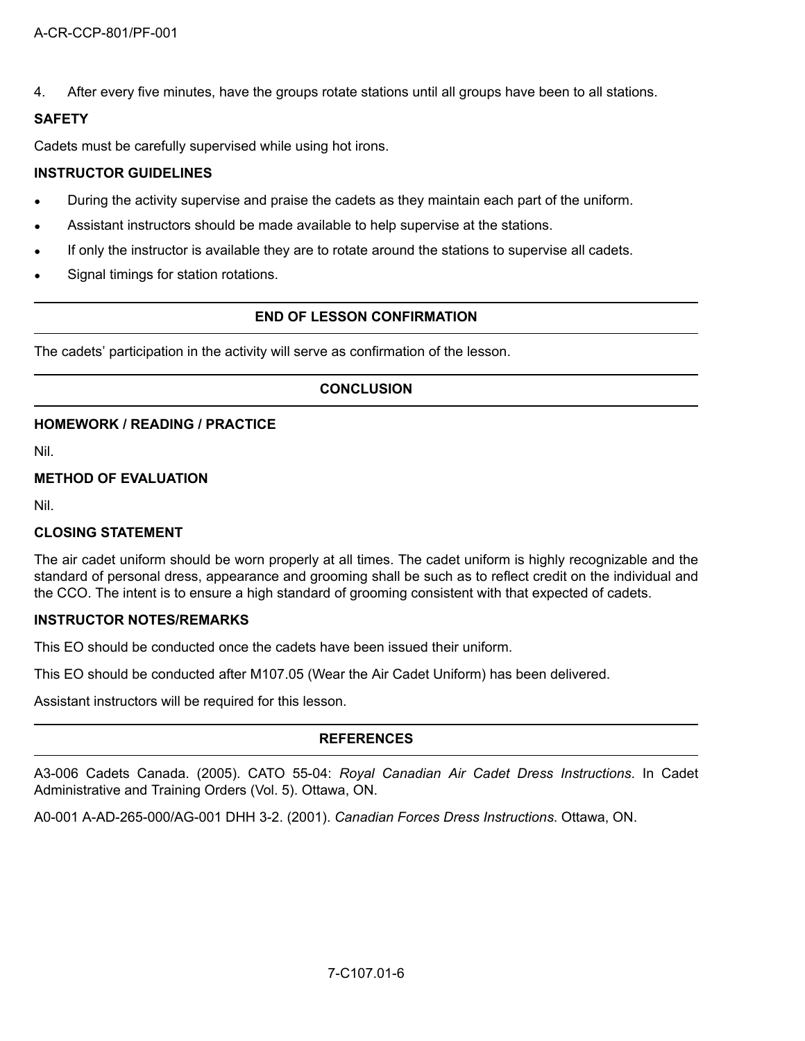4. After every five minutes, have the groups rotate stations until all groups have been to all stations.

**SAFETY**

Cadets must be carefully supervised while using hot irons.

**INSTRUCTOR GUIDELINES**

- During the activity supervise and praise the cadets as they maintain each part of the uniform.
- Assistant instructors should be made available to help supervise at the stations.
- If only the instructor is available they are to rotate around the stations to supervise all cadets.
- Signal timings for station rotations.

## END OF LESSON CONFIRMATION

The cadets' participation in the activity will serve as confirmation of the lesson.

## CONCLUSION

**HOMEWORK / READING / PRACTICE**

Nil.

**METHOD OF EVALUATION**

Nil.

**CLOSING STATEMENT**

The air cadet uniform should be worn properly at all times. The cadet uniform is highly recognizable and the standard of personal dress, appearance and grooming shall be such as to reflect credit on the individual and the CCO. The intent is to ensure a high standard of grooming consistent with that expected of cadets.

**INSTRUCTOR NOTES/REMARKS**

This EO should be conducted once the cadets have been issued their uniform.

This EO should be conducted after M107.05 (Wear the Air Cadet Uniform) has been delivered.

Assistant instructors will be required for this lesson.

## REFERENCES

A3-006 Cadets Canada. (2005). CATO 55-04: *Royal Canadian Air Cadet Dress Instructions*. In Cadet Administrative and Training Orders (Vol. 5). Ottawa, ON.

A0-001 A-AD-265-000/AG-001 DHH 3-2. (2001). *Canadian Forces Dress Instructions*. Ottawa, ON.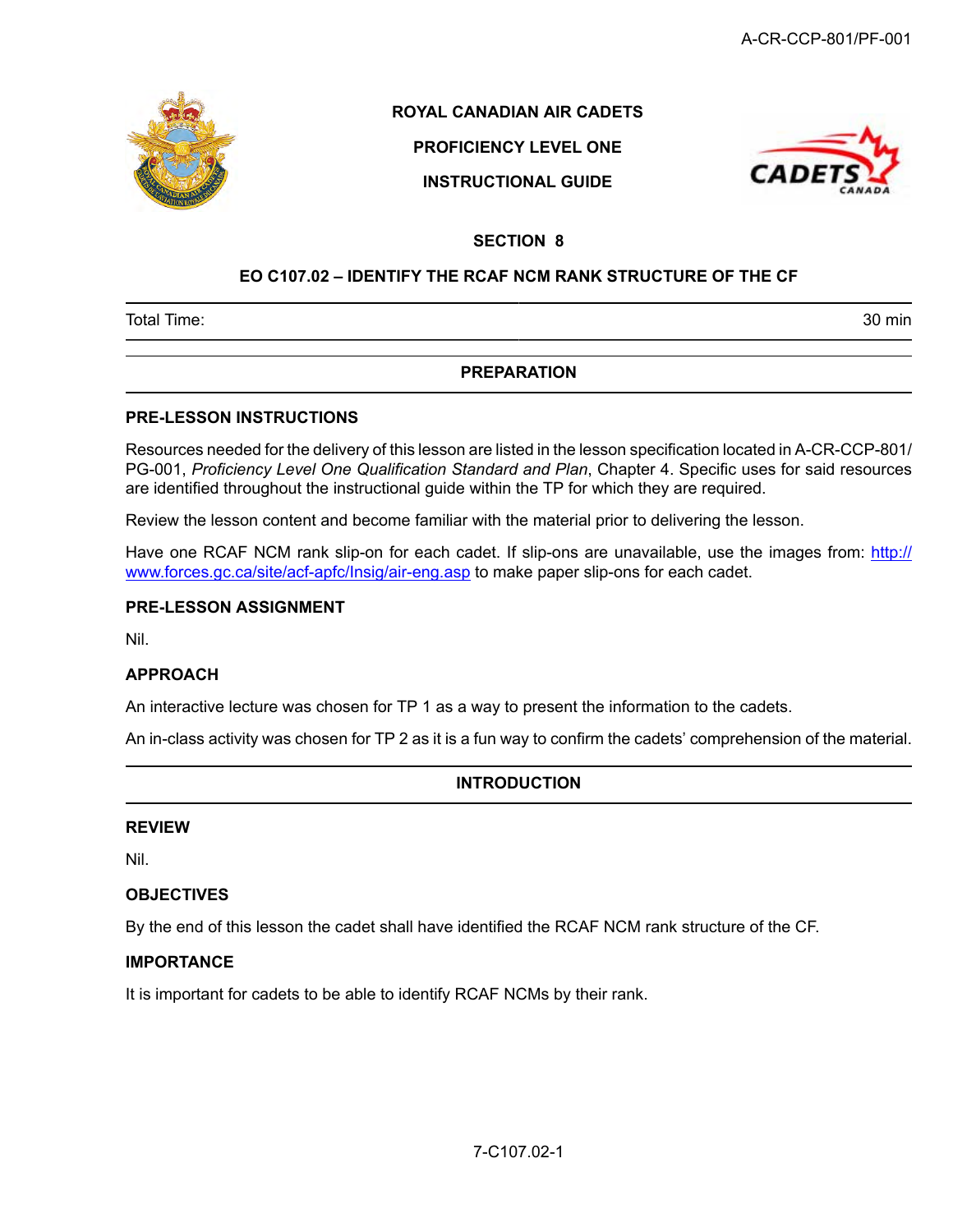**ROYAL CANADIAN AIR CADETS**

**PROFICIENCY LEVEL ONE**

**INSTRUCTIONAL GUIDE**

## SECTION 8

## EO C107.02 – IDENTIFY THE RCAF NCM RANK STRUCTURE OF THE CF

| Total Time: | 30 min |
|---|---|

## PREPARATION

### PRE-LESSON INSTRUCTIONS

Resources needed for the delivery of this lesson are listed in the lesson specification located in A-CR-CCP-801/PG-001, *Proficiency Level One Qualification Standard and Plan*, Chapter 4. Specific uses for said resources are identified throughout the instructional guide within the TP for which they are required.

Review the lesson content and become familiar with the material prior to delivering the lesson.

Have one RCAF NCM rank slip-on for each cadet. If slip-ons are unavailable, use the images from: http://www.forces.gc.ca/site/acf-apfc/Insig/air-eng.asp to make paper slip-ons for each cadet.

### PRE-LESSON ASSIGNMENT

Nil.

### APPROACH

An interactive lecture was chosen for TP 1 as a way to present the information to the cadets.

An in-class activity was chosen for TP 2 as it is a fun way to confirm the cadets' comprehension of the material.

## INTRODUCTION

### REVIEW

Nil.

### OBJECTIVES

By the end of this lesson the cadet shall have identified the RCAF NCM rank structure of the CF.

### IMPORTANCE

It is important for cadets to be able to identify RCAF NCMs by their rank.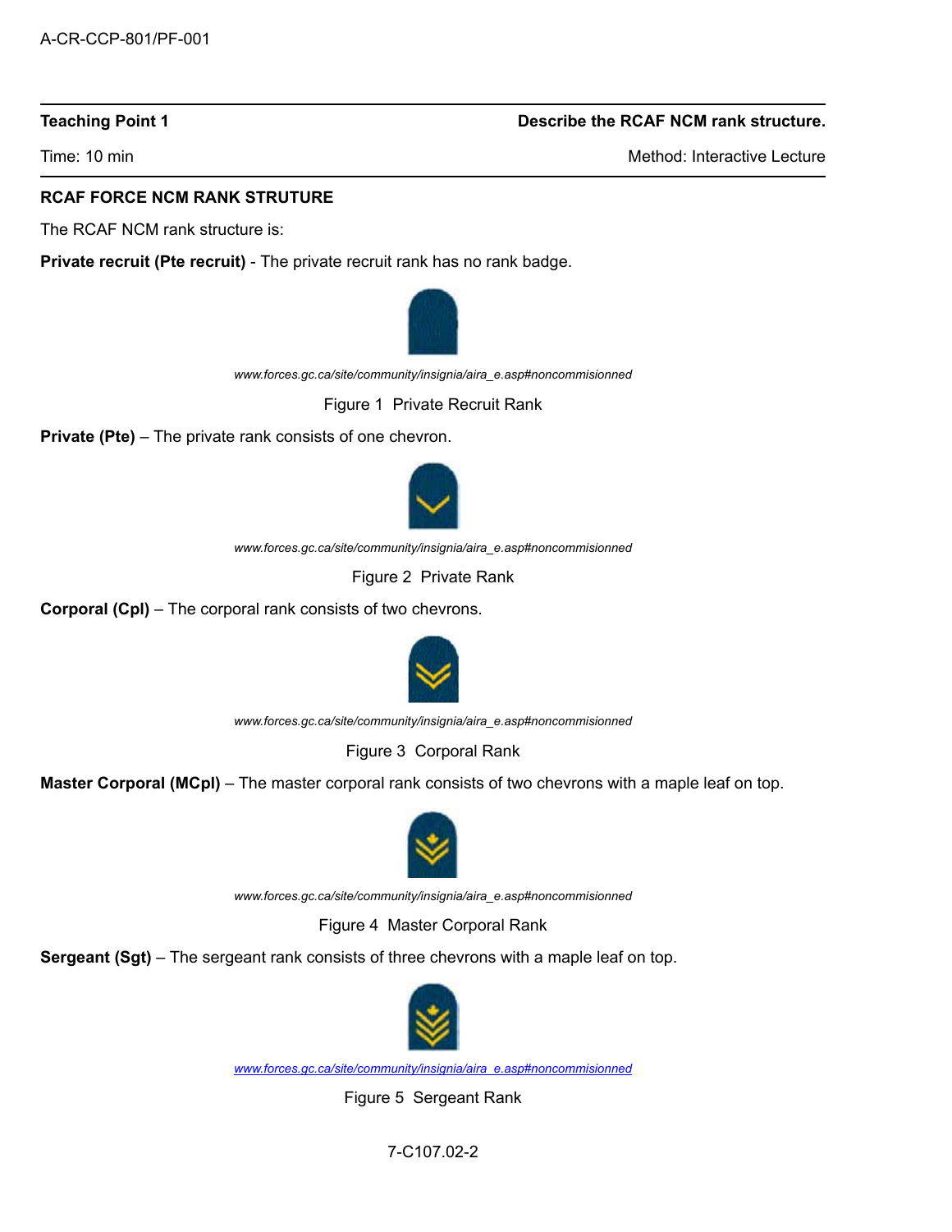| **Teaching Point 1** | **Describe the RCAF NCM rank structure.** |
| --- | --- |
| Time: 10 min | Method: Interactive Lecture |

**RCAF FORCE NCM RANK STRUTURE**

The RCAF NCM rank structure is:

**Private recruit (Pte recruit)** - The private recruit rank has no rank badge.

*www.forces.gc.ca/site/community/insignia/aira_e.asp#noncommisionned*

Figure 1 Private Recruit Rank

**Private (Pte)** – The private rank consists of one chevron.

*www.forces.gc.ca/site/community/insignia/aira_e.asp#noncommisionned*

Figure 2 Private Rank

**Corporal (Cpl)** – The corporal rank consists of two chevrons.

*www.forces.gc.ca/site/community/insignia/aira_e.asp#noncommisionned*

Figure 3 Corporal Rank

**Master Corporal (MCpl)** – The master corporal rank consists of two chevrons with a maple leaf on top.

*www.forces.gc.ca/site/community/insignia/aira_e.asp#noncommisionned*

Figure 4 Master Corporal Rank

**Sergeant (Sgt)** – The sergeant rank consists of three chevrons with a maple leaf on top.

*www.forces.gc.ca/site/community/insignia/aira_e.asp#noncommisionned*

Figure 5 Sergeant Rank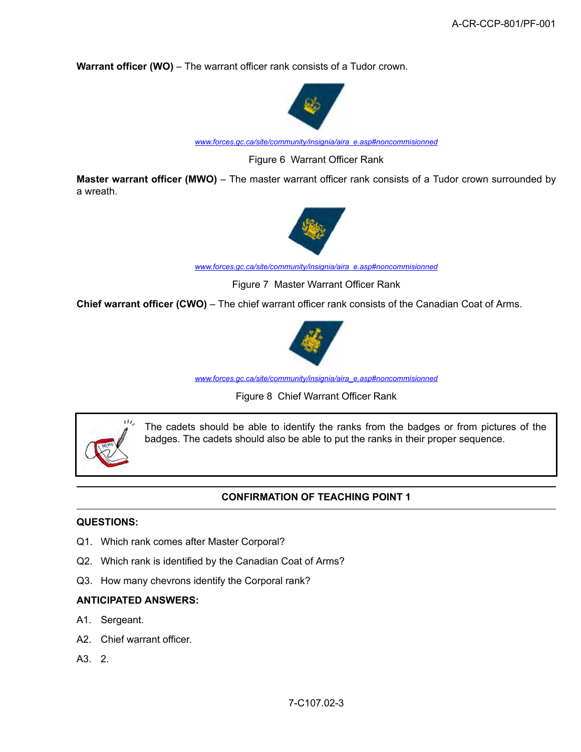**Warrant officer (WO)** – The warrant officer rank consists of a Tudor crown.

www.forces.gc.ca/site/community/insignia/aira_e.asp#noncommisionned

Figure 6 Warrant Officer Rank

**Master warrant officer (MWO)** – The master warrant officer rank consists of a Tudor crown surrounded by a wreath.

www.forces.gc.ca/site/community/insignia/aira_e.asp#noncommisionned

Figure 7 Master Warrant Officer Rank

**Chief warrant officer (CWO)** – The chief warrant officer rank consists of the Canadian Coat of Arms.

www.forces.gc.ca/site/community/insignia/aira_e.asp#noncommisionned

Figure 8 Chief Warrant Officer Rank

> The cadets should be able to identify the ranks from the badges or from pictures of the badges. The cadets should also be able to put the ranks in their proper sequence.

---

**CONFIRMATION OF TEACHING POINT 1**

---

**QUESTIONS:**

Q1. Which rank comes after Master Corporal?

Q2. Which rank is identified by the Canadian Coat of Arms?

Q3. How many chevrons identify the Corporal rank?

**ANTICIPATED ANSWERS:**

A1. Sergeant.

A2. Chief warrant officer.

A3. 2.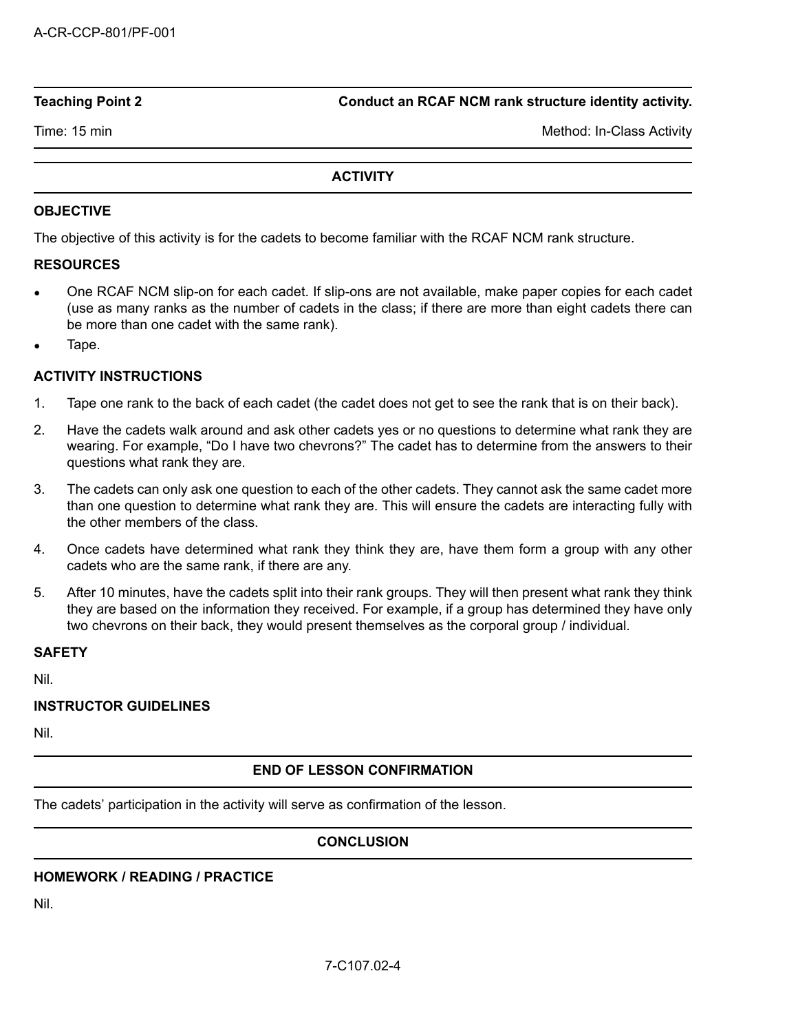**Teaching Point 2** | **Conduct an RCAF NCM rank structure identity activity.**

Time: 15 min | Method: In-Class Activity

## ACTIVITY

### OBJECTIVE

The objective of this activity is for the cadets to become familiar with the RCAF NCM rank structure.

### RESOURCES

- One RCAF NCM slip-on for each cadet. If slip-ons are not available, make paper copies for each cadet (use as many ranks as the number of cadets in the class; if there are more than eight cadets there can be more than one cadet with the same rank).
- Tape.

### ACTIVITY INSTRUCTIONS

1. Tape one rank to the back of each cadet (the cadet does not get to see the rank that is on their back).
2. Have the cadets walk around and ask other cadets yes or no questions to determine what rank they are wearing. For example, "Do I have two chevrons?" The cadet has to determine from the answers to their questions what rank they are.
3. The cadets can only ask one question to each of the other cadets. They cannot ask the same cadet more than one question to determine what rank they are. This will ensure the cadets are interacting fully with the other members of the class.
4. Once cadets have determined what rank they think they are, have them form a group with any other cadets who are the same rank, if there are any.
5. After 10 minutes, have the cadets split into their rank groups. They will then present what rank they think they are based on the information they received. For example, if a group has determined they have only two chevrons on their back, they would present themselves as the corporal group / individual.

### SAFETY

Nil.

### INSTRUCTOR GUIDELINES

Nil.

## END OF LESSON CONFIRMATION

The cadets' participation in the activity will serve as confirmation of the lesson.

## CONCLUSION

### HOMEWORK / READING / PRACTICE

Nil.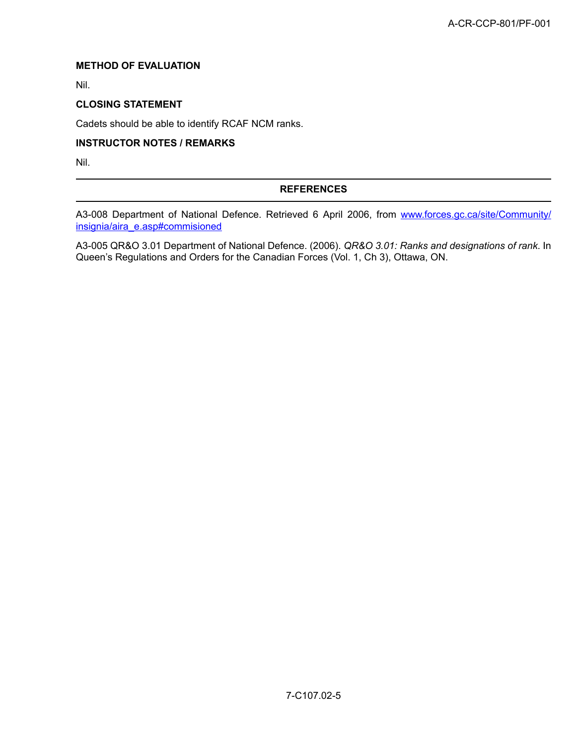**METHOD OF EVALUATION**

Nil.

**CLOSING STATEMENT**

Cadets should be able to identify RCAF NCM ranks.

**INSTRUCTOR NOTES / REMARKS**

Nil.

---

**REFERENCES**

---

A3-008 Department of National Defence. Retrieved 6 April 2006, from [www.forces.gc.ca/site/Community/insignia/aira_e.asp#commisioned](www.forces.gc.ca/site/Community/insignia/aira_e.asp#commisioned)

A3-005 QR&O 3.01 Department of National Defence. (2006). *QR&O 3.01: Ranks and designations of rank*. In Queen's Regulations and Orders for the Canadian Forces (Vol. 1, Ch 3), Ottawa, ON.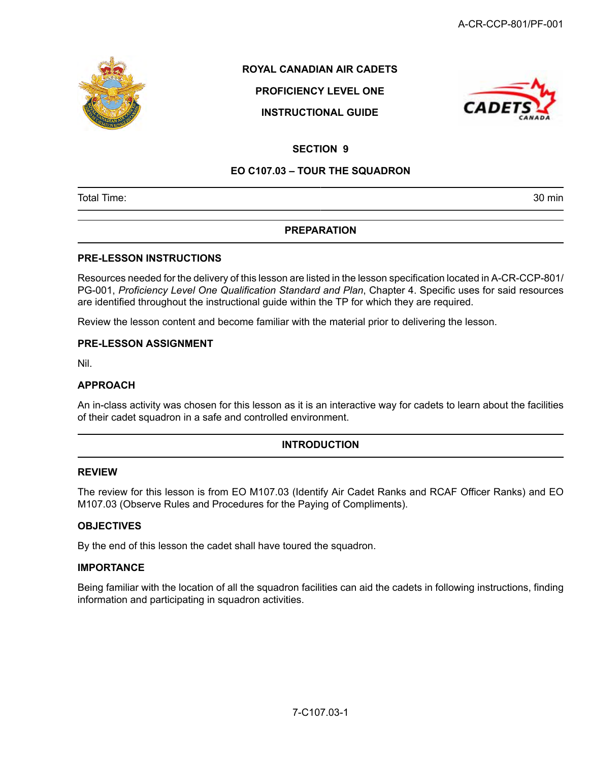**ROYAL CANADIAN AIR CADETS**

**PROFICIENCY LEVEL ONE**

**INSTRUCTIONAL GUIDE**

## SECTION 9

## EO C107.03 – TOUR THE SQUADRON

| Total Time: | 30 min |
|---|---|

## PREPARATION

### PRE-LESSON INSTRUCTIONS

Resources needed for the delivery of this lesson are listed in the lesson specification located in A-CR-CCP-801/PG-001, *Proficiency Level One Qualification Standard and Plan*, Chapter 4. Specific uses for said resources are identified throughout the instructional guide within the TP for which they are required.

Review the lesson content and become familiar with the material prior to delivering the lesson.

### PRE-LESSON ASSIGNMENT

Nil.

### APPROACH

An in-class activity was chosen for this lesson as it is an interactive way for cadets to learn about the facilities of their cadet squadron in a safe and controlled environment.

## INTRODUCTION

### REVIEW

The review for this lesson is from EO M107.03 (Identify Air Cadet Ranks and RCAF Officer Ranks) and EO M107.03 (Observe Rules and Procedures for the Paying of Compliments).

### OBJECTIVES

By the end of this lesson the cadet shall have toured the squadron.

### IMPORTANCE

Being familiar with the location of all the squadron facilities can aid the cadets in following instructions, finding information and participating in squadron activities.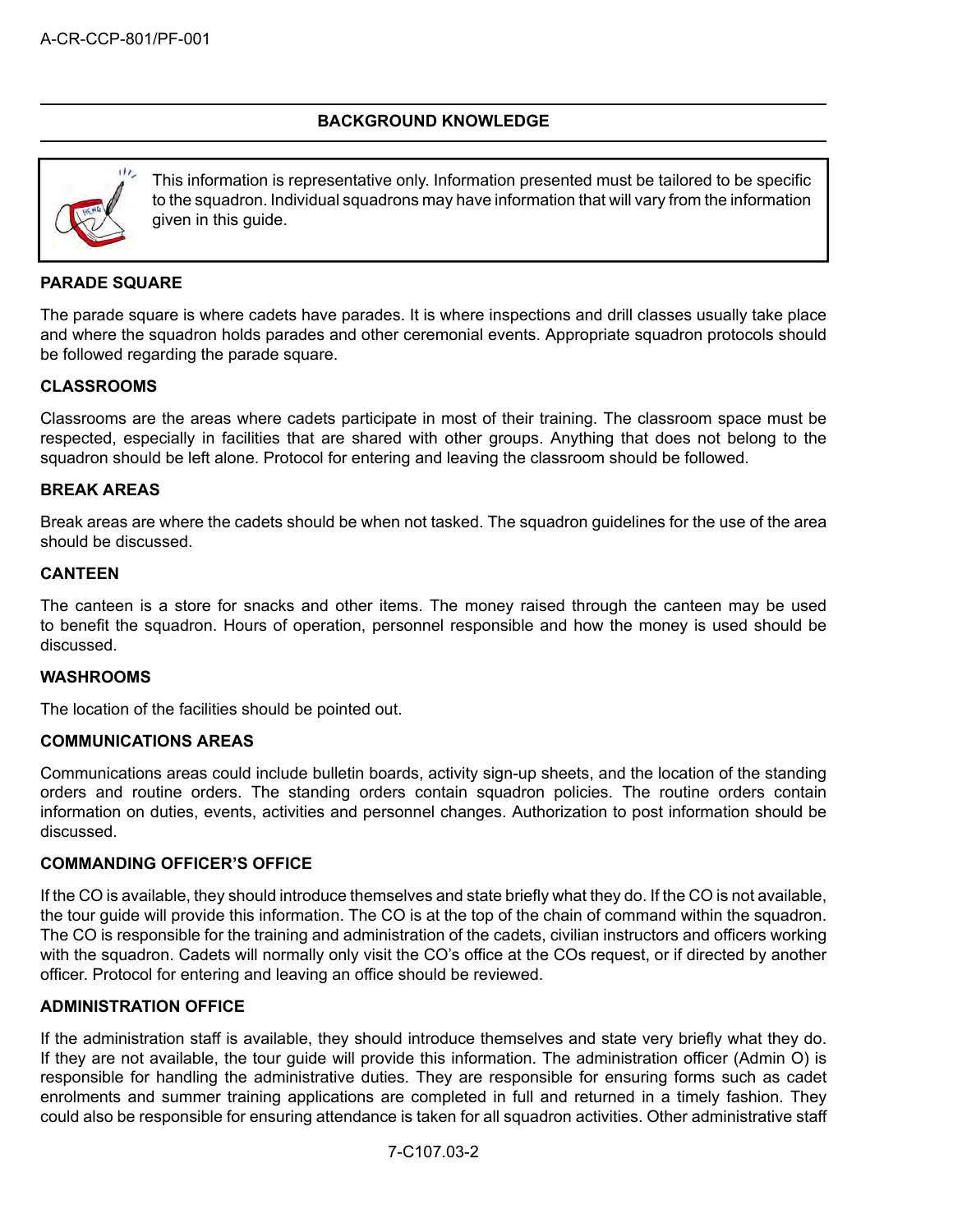## BACKGROUND KNOWLEDGE

> This information is representative only. Information presented must be tailored to be specific to the squadron. Individual squadrons may have information that will vary from the information given in this guide.

**PARADE SQUARE**

The parade square is where cadets have parades. It is where inspections and drill classes usually take place and where the squadron holds parades and other ceremonial events. Appropriate squadron protocols should be followed regarding the parade square.

**CLASSROOMS**

Classrooms are the areas where cadets participate in most of their training. The classroom space must be respected, especially in facilities that are shared with other groups. Anything that does not belong to the squadron should be left alone. Protocol for entering and leaving the classroom should be followed.

**BREAK AREAS**

Break areas are where the cadets should be when not tasked. The squadron guidelines for the use of the area should be discussed.

**CANTEEN**

The canteen is a store for snacks and other items. The money raised through the canteen may be used to benefit the squadron. Hours of operation, personnel responsible and how the money is used should be discussed.

**WASHROOMS**

The location of the facilities should be pointed out.

**COMMUNICATIONS AREAS**

Communications areas could include bulletin boards, activity sign-up sheets, and the location of the standing orders and routine orders. The standing orders contain squadron policies. The routine orders contain information on duties, events, activities and personnel changes. Authorization to post information should be discussed.

**COMMANDING OFFICER'S OFFICE**

If the CO is available, they should introduce themselves and state briefly what they do. If the CO is not available, the tour guide will provide this information. The CO is at the top of the chain of command within the squadron. The CO is responsible for the training and administration of the cadets, civilian instructors and officers working with the squadron. Cadets will normally only visit the CO's office at the COs request, or if directed by another officer. Protocol for entering and leaving an office should be reviewed.

**ADMINISTRATION OFFICE**

If the administration staff is available, they should introduce themselves and state very briefly what they do. If they are not available, the tour guide will provide this information. The administration officer (Admin O) is responsible for handling the administrative duties. They are responsible for ensuring forms such as cadet enrolments and summer training applications are completed in full and returned in a timely fashion. They could also be responsible for ensuring attendance is taken for all squadron activities. Other administrative staff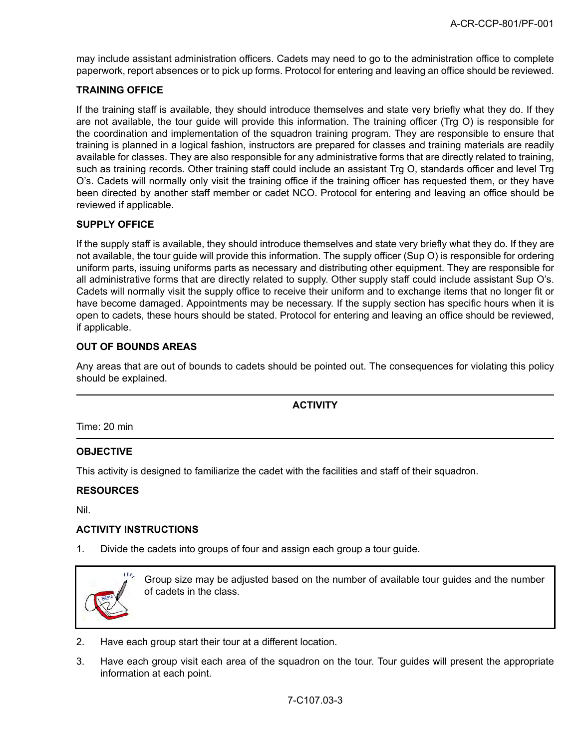may include assistant administration officers. Cadets may need to go to the administration office to complete paperwork, report absences or to pick up forms. Protocol for entering and leaving an office should be reviewed.

**TRAINING OFFICE**

If the training staff is available, they should introduce themselves and state very briefly what they do. If they are not available, the tour guide will provide this information. The training officer (Trg O) is responsible for the coordination and implementation of the squadron training program. They are responsible to ensure that training is planned in a logical fashion, instructors are prepared for classes and training materials are readily available for classes. They are also responsible for any administrative forms that are directly related to training, such as training records. Other training staff could include an assistant Trg O, standards officer and level Trg O's. Cadets will normally only visit the training office if the training officer has requested them, or they have been directed by another staff member or cadet NCO. Protocol for entering and leaving an office should be reviewed if applicable.

**SUPPLY OFFICE**

If the supply staff is available, they should introduce themselves and state very briefly what they do. If they are not available, the tour guide will provide this information. The supply officer (Sup O) is responsible for ordering uniform parts, issuing uniforms parts as necessary and distributing other equipment. They are responsible for all administrative forms that are directly related to supply. Other supply staff could include assistant Sup O's. Cadets will normally visit the supply office to receive their uniform and to exchange items that no longer fit or have become damaged. Appointments may be necessary. If the supply section has specific hours when it is open to cadets, these hours should be stated. Protocol for entering and leaving an office should be reviewed, if applicable.

**OUT OF BOUNDS AREAS**

Any areas that are out of bounds to cadets should be pointed out. The consequences for violating this policy should be explained.

---

**ACTIVITY**

Time: 20 min

---

**OBJECTIVE**

This activity is designed to familiarize the cadet with the facilities and staff of their squadron.

**RESOURCES**

Nil.

**ACTIVITY INSTRUCTIONS**

1. Divide the cadets into groups of four and assign each group a tour guide.

> Group size may be adjusted based on the number of available tour guides and the number of cadets in the class.

2. Have each group start their tour at a different location.
3. Have each group visit each area of the squadron on the tour. Tour guides will present the appropriate information at each point.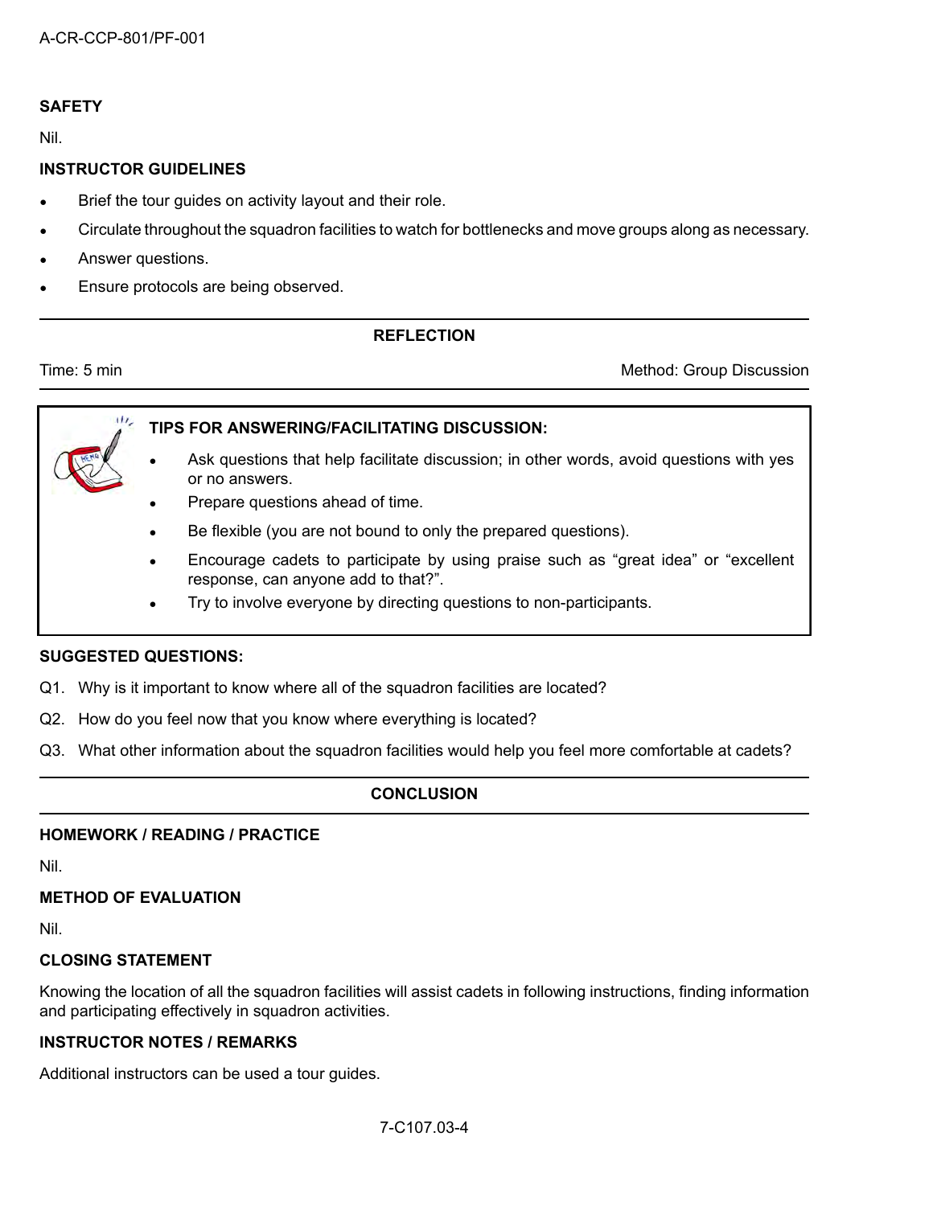**SAFETY**

Nil.

**INSTRUCTOR GUIDELINES**

- Brief the tour guides on activity layout and their role.
- Circulate throughout the squadron facilities to watch for bottlenecks and move groups along as necessary.
- Answer questions.
- Ensure protocols are being observed.

---

**REFLECTION**

Time: 5 min — Method: Group Discussion

---

> **TIPS FOR ANSWERING/FACILITATING DISCUSSION:**
>
> - Ask questions that help facilitate discussion; in other words, avoid questions with yes or no answers.
> - Prepare questions ahead of time.
> - Be flexible (you are not bound to only the prepared questions).
> - Encourage cadets to participate by using praise such as "great idea" or "excellent response, can anyone add to that?".
> - Try to involve everyone by directing questions to non-participants.

**SUGGESTED QUESTIONS:**

Q1. Why is it important to know where all of the squadron facilities are located?

Q2. How do you feel now that you know where everything is located?

Q3. What other information about the squadron facilities would help you feel more comfortable at cadets?

---

**CONCLUSION**

---

**HOMEWORK / READING / PRACTICE**

Nil.

**METHOD OF EVALUATION**

Nil.

**CLOSING STATEMENT**

Knowing the location of all the squadron facilities will assist cadets in following instructions, finding information and participating effectively in squadron activities.

**INSTRUCTOR NOTES / REMARKS**

Additional instructors can be used a tour guides.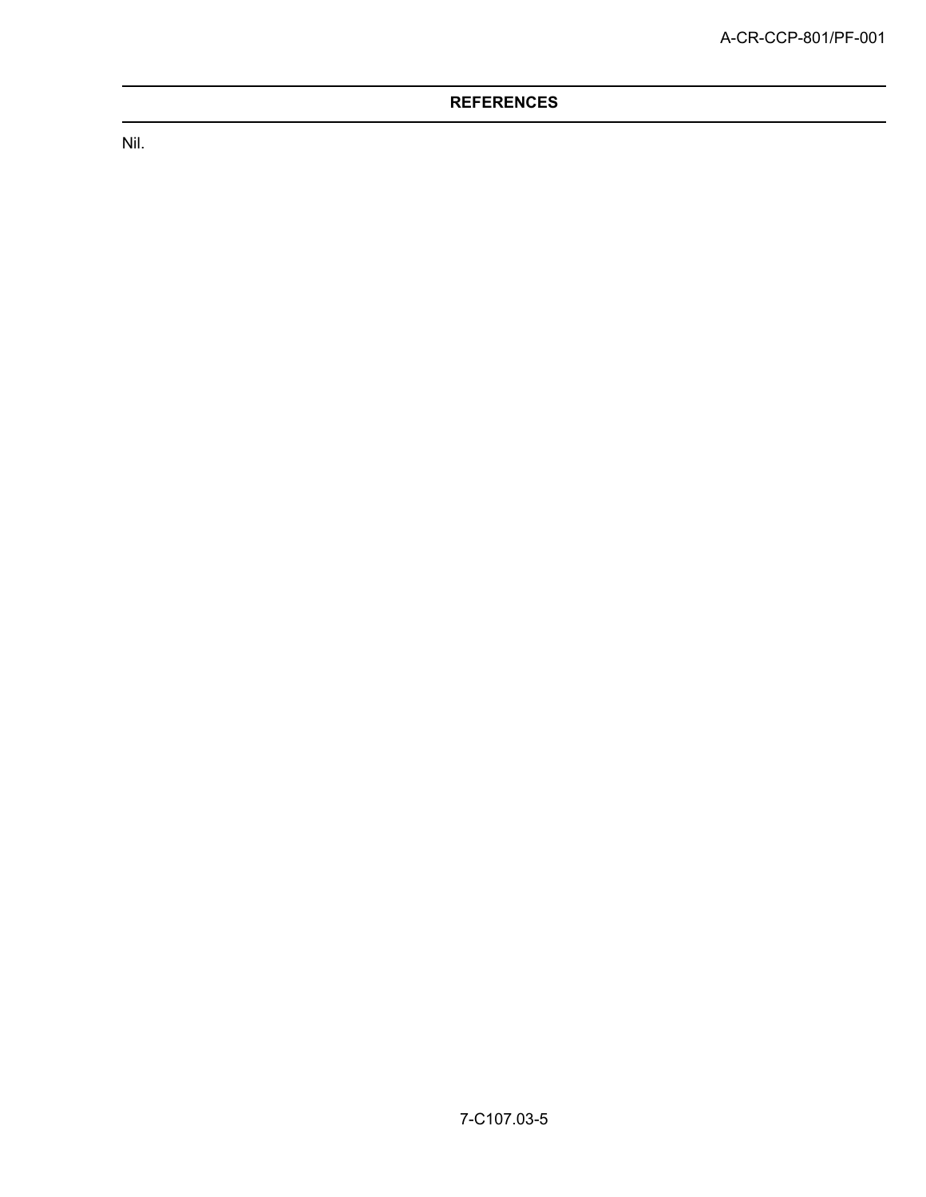## REFERENCES

Nil.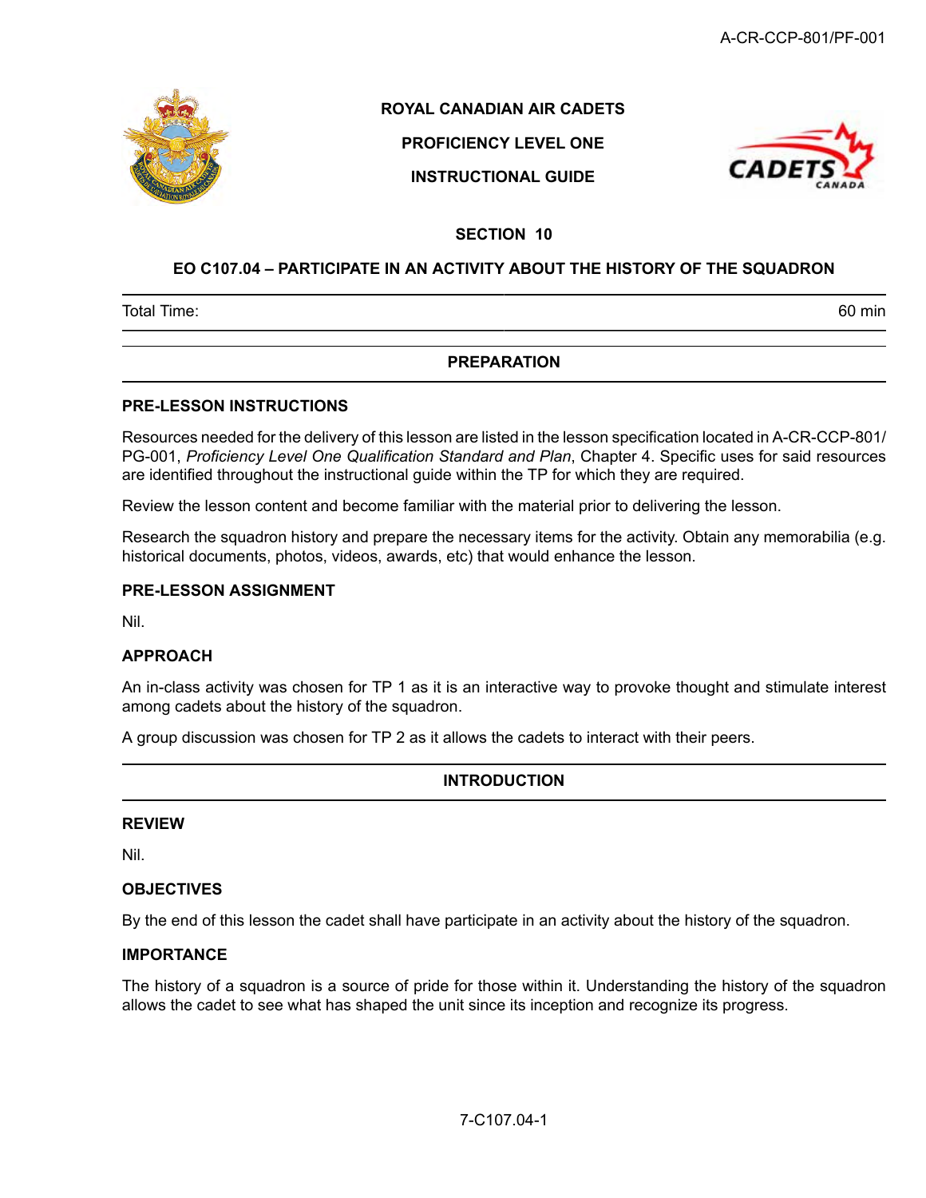**ROYAL CANADIAN AIR CADETS**

**PROFICIENCY LEVEL ONE**

**INSTRUCTIONAL GUIDE**

**SECTION 10**

# EO C107.04 – PARTICIPATE IN AN ACTIVITY ABOUT THE HISTORY OF THE SQUADRON

| Total Time: | 60 min |
|---|---|

## PREPARATION

### PRE-LESSON INSTRUCTIONS

Resources needed for the delivery of this lesson are listed in the lesson specification located in A-CR-CCP-801/PG-001, *Proficiency Level One Qualification Standard and Plan*, Chapter 4. Specific uses for said resources are identified throughout the instructional guide within the TP for which they are required.

Review the lesson content and become familiar with the material prior to delivering the lesson.

Research the squadron history and prepare the necessary items for the activity. Obtain any memorabilia (e.g. historical documents, photos, videos, awards, etc) that would enhance the lesson.

### PRE-LESSON ASSIGNMENT

Nil.

### APPROACH

An in-class activity was chosen for TP 1 as it is an interactive way to provoke thought and stimulate interest among cadets about the history of the squadron.

A group discussion was chosen for TP 2 as it allows the cadets to interact with their peers.

## INTRODUCTION

### REVIEW

Nil.

### OBJECTIVES

By the end of this lesson the cadet shall have participate in an activity about the history of the squadron.

### IMPORTANCE

The history of a squadron is a source of pride for those within it. Understanding the history of the squadron allows the cadet to see what has shaped the unit since its inception and recognize its progress.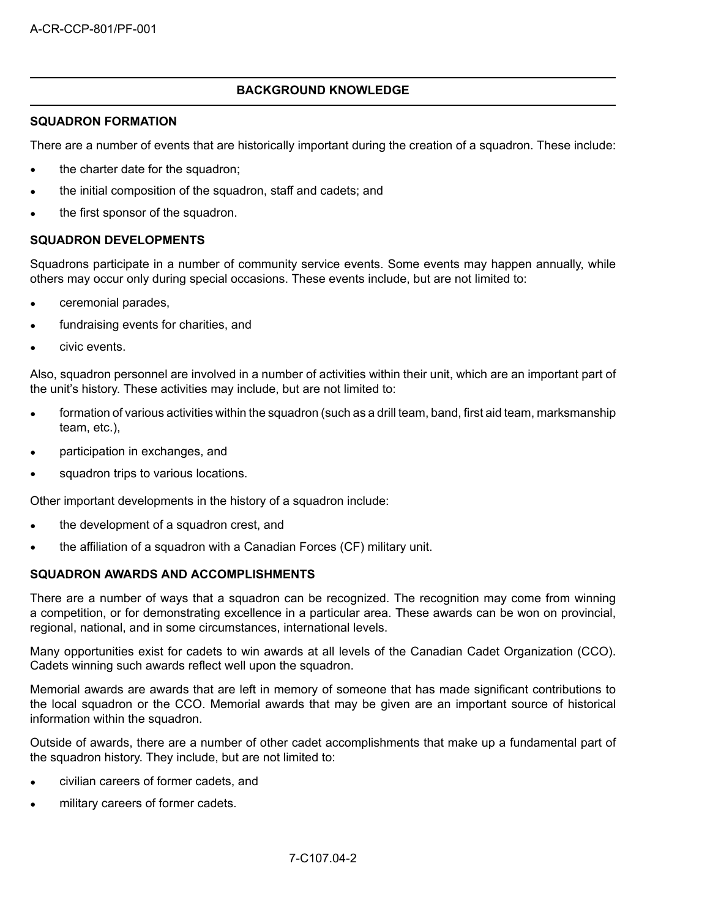## BACKGROUND KNOWLEDGE

### SQUADRON FORMATION

There are a number of events that are historically important during the creation of a squadron. These include:

- the charter date for the squadron;
- the initial composition of the squadron, staff and cadets; and
- the first sponsor of the squadron.

### SQUADRON DEVELOPMENTS

Squadrons participate in a number of community service events. Some events may happen annually, while others may occur only during special occasions. These events include, but are not limited to:

- ceremonial parades,
- fundraising events for charities, and
- civic events.

Also, squadron personnel are involved in a number of activities within their unit, which are an important part of the unit's history. These activities may include, but are not limited to:

- formation of various activities within the squadron (such as a drill team, band, first aid team, marksmanship team, etc.),
- participation in exchanges, and
- squadron trips to various locations.

Other important developments in the history of a squadron include:

- the development of a squadron crest, and
- the affiliation of a squadron with a Canadian Forces (CF) military unit.

### SQUADRON AWARDS AND ACCOMPLISHMENTS

There are a number of ways that a squadron can be recognized. The recognition may come from winning a competition, or for demonstrating excellence in a particular area. These awards can be won on provincial, regional, national, and in some circumstances, international levels.

Many opportunities exist for cadets to win awards at all levels of the Canadian Cadet Organization (CCO). Cadets winning such awards reflect well upon the squadron.

Memorial awards are awards that are left in memory of someone that has made significant contributions to the local squadron or the CCO. Memorial awards that may be given are an important source of historical information within the squadron.

Outside of awards, there are a number of other cadet accomplishments that make up a fundamental part of the squadron history. They include, but are not limited to:

- civilian careers of former cadets, and
- military careers of former cadets.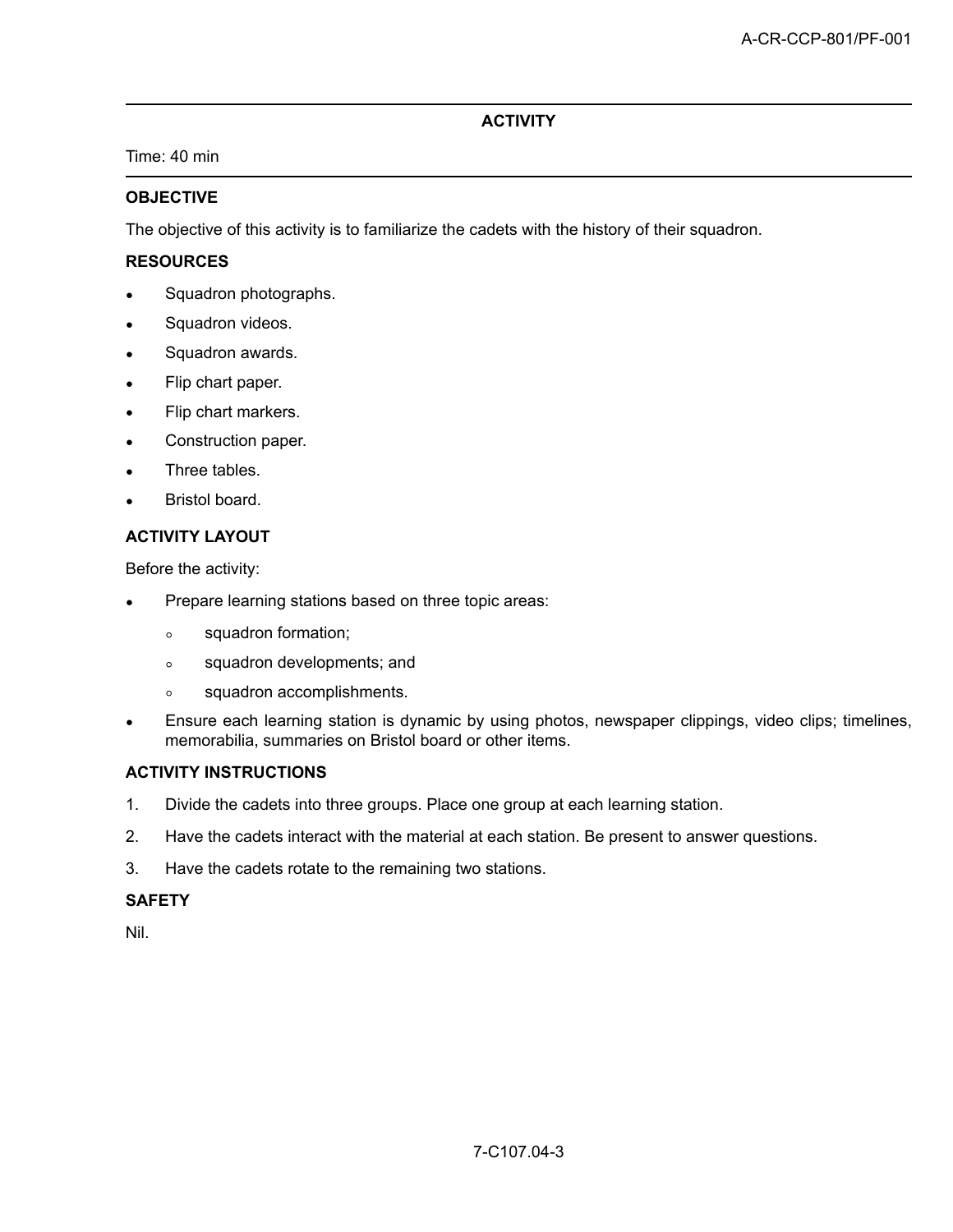## ACTIVITY

Time: 40 min

### OBJECTIVE

The objective of this activity is to familiarize the cadets with the history of their squadron.

### RESOURCES

- Squadron photographs.
- Squadron videos.
- Squadron awards.
- Flip chart paper.
- Flip chart markers.
- Construction paper.
- Three tables.
- Bristol board.

### ACTIVITY LAYOUT

Before the activity:

- Prepare learning stations based on three topic areas:
  - squadron formation;
  - squadron developments; and
  - squadron accomplishments.
- Ensure each learning station is dynamic by using photos, newspaper clippings, video clips; timelines, memorabilia, summaries on Bristol board or other items.

### ACTIVITY INSTRUCTIONS

1. Divide the cadets into three groups. Place one group at each learning station.
2. Have the cadets interact with the material at each station. Be present to answer questions.
3. Have the cadets rotate to the remaining two stations.

### SAFETY

Nil.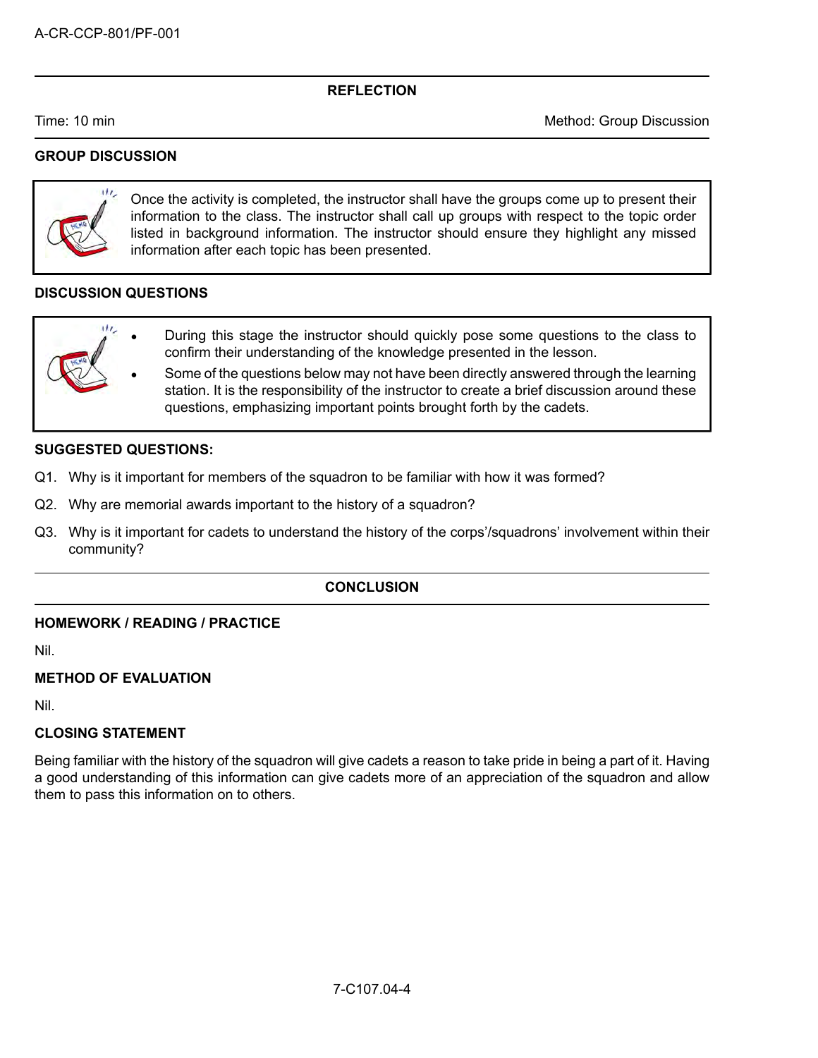## REFLECTION

Time: 10 min

Method: Group Discussion

### GROUP DISCUSSION

Once the activity is completed, the instructor shall have the groups come up to present their information to the class. The instructor shall call up groups with respect to the topic order listed in background information. The instructor should ensure they highlight any missed information after each topic has been presented.

### DISCUSSION QUESTIONS

- During this stage the instructor should quickly pose some questions to the class to confirm their understanding of the knowledge presented in the lesson.
- Some of the questions below may not have been directly answered through the learning station. It is the responsibility of the instructor to create a brief discussion around these questions, emphasizing important points brought forth by the cadets.

### SUGGESTED QUESTIONS:

Q1. Why is it important for members of the squadron to be familiar with how it was formed?

Q2. Why are memorial awards important to the history of a squadron?

Q3. Why is it important for cadets to understand the history of the corps'/squadrons' involvement within their community?

## CONCLUSION

### HOMEWORK / READING / PRACTICE

Nil.

### METHOD OF EVALUATION

Nil.

### CLOSING STATEMENT

Being familiar with the history of the squadron will give cadets a reason to take pride in being a part of it. Having a good understanding of this information can give cadets more of an appreciation of the squadron and allow them to pass this information on to others.